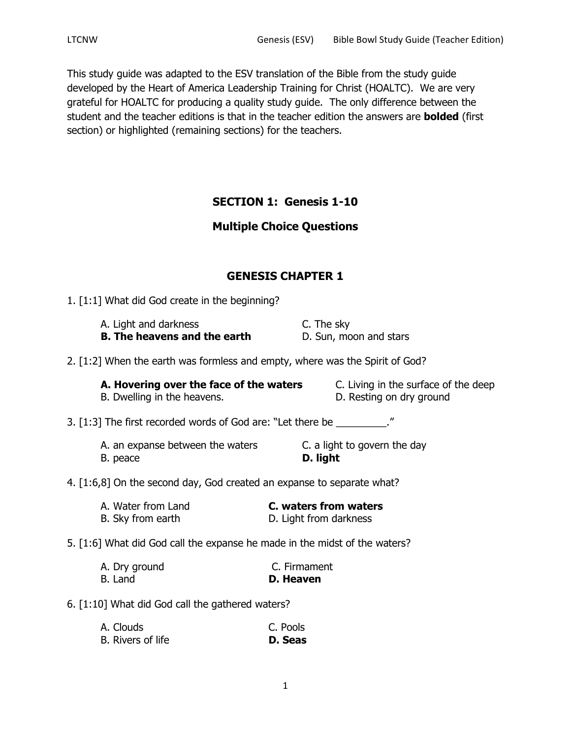This study guide was adapted to the ESV translation of the Bible from the study guide developed by the Heart of America Leadership Training for Christ (HOALTC). We are very grateful for HOALTC for producing a quality study guide. The only difference between the student and the teacher editions is that in the teacher edition the answers are **bolded** (first section) or highlighted (remaining sections) for the teachers.

## SECTION 1: Genesis 1-10

## Multiple Choice Questions

### GENESIS CHAPTER 1

1. [1:1] What did God create in the beginning?

   A. Light and darkness
   **B. The heavens and the earth**
   C. The sky
   D. Sun, moon and stars

2. [1:2] When the earth was formless and empty, where was the Spirit of God?

   **A. Hovering over the face of the waters**
   B. Dwelling in the heavens.
   C. Living in the surface of the deep
   D. Resting on dry ground

3. [1:3] The first recorded words of God are: "Let there be _________."

   A. an expanse between the waters
   B. peace
   C. a light to govern the day
   **D. light**

4. [1:6,8] On the second day, God created an expanse to separate what?

   A. Water from Land
   B. Sky from earth
   **C. waters from waters**
   D. Light from darkness

5. [1:6] What did God call the expanse he made in the midst of the waters?

   A. Dry ground
   B. Land
   C. Firmament
   **D. Heaven**

6. [1:10] What did God call the gathered waters?

   A. Clouds
   B. Rivers of life
   C. Pools
   **D. Seas**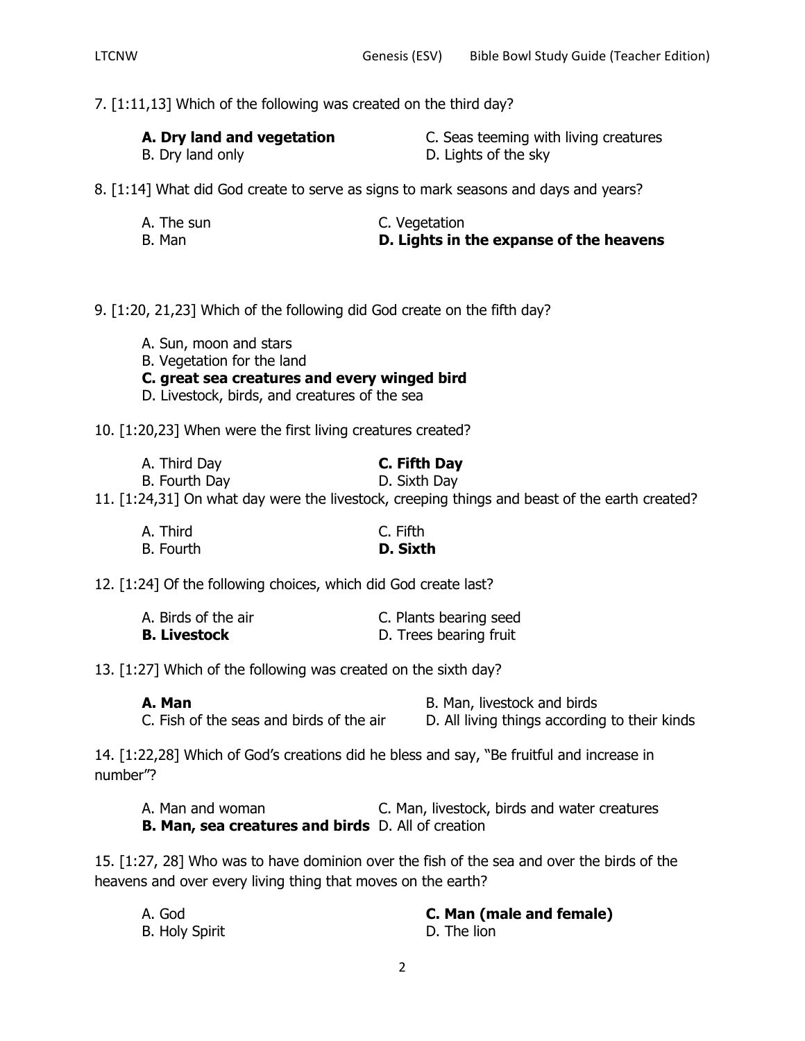7. [1:11,13] Which of the following was created on the third day?

**A. Dry land and vegetation**
B. Dry land only
C. Seas teeming with living creatures
D. Lights of the sky

8. [1:14] What did God create to serve as signs to mark seasons and days and years?

A. The sun
B. Man
C. Vegetation
**D. Lights in the expanse of the heavens**

9. [1:20, 21,23] Which of the following did God create on the fifth day?

A. Sun, moon and stars
B. Vegetation for the land
**C. great sea creatures and every winged bird**
D. Livestock, birds, and creatures of the sea

10. [1:20,23] When were the first living creatures created?

A. Third Day
B. Fourth Day
**C. Fifth Day**
D. Sixth Day

11. [1:24,31] On what day were the livestock, creeping things and beast of the earth created?

A. Third
B. Fourth
C. Fifth
**D. Sixth**

12. [1:24] Of the following choices, which did God create last?

A. Birds of the air
**B. Livestock**
C. Plants bearing seed
D. Trees bearing fruit

13. [1:27] Which of the following was created on the sixth day?

**A. Man**
B. Man, livestock and birds
C. Fish of the seas and birds of the air
D. All living things according to their kinds

14. [1:22,28] Which of God's creations did he bless and say, "Be fruitful and increase in number"?

A. Man and woman
**B. Man, sea creatures and birds**
C. Man, livestock, birds and water creatures
D. All of creation

15. [1:27, 28] Who was to have dominion over the fish of the sea and over the birds of the heavens and over every living thing that moves on the earth?

A. God
B. Holy Spirit
**C. Man (male and female)**
D. The lion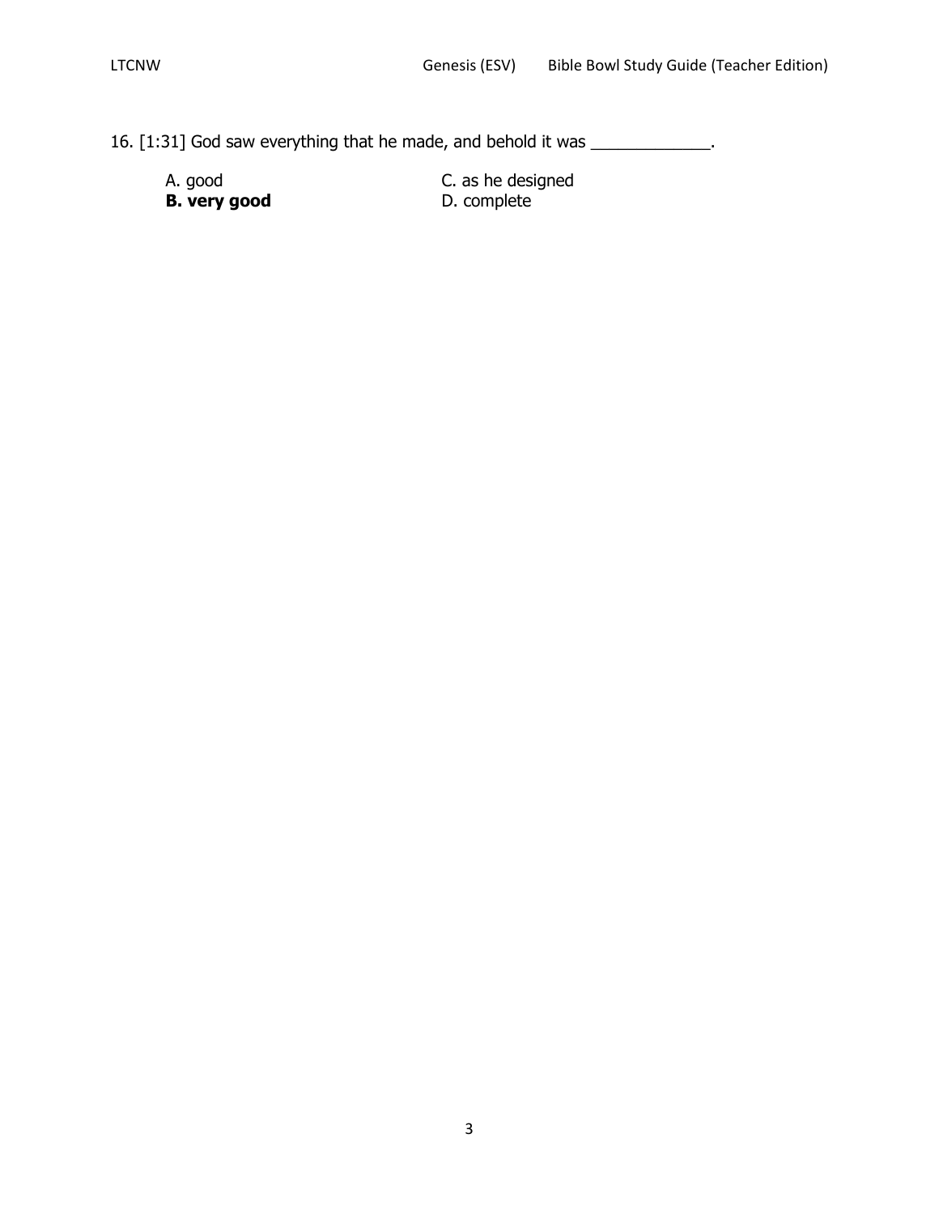16. [1:31] God saw everything that he made, and behold it was _____________.

A. good
**B. very good**
C. as he designed
D. complete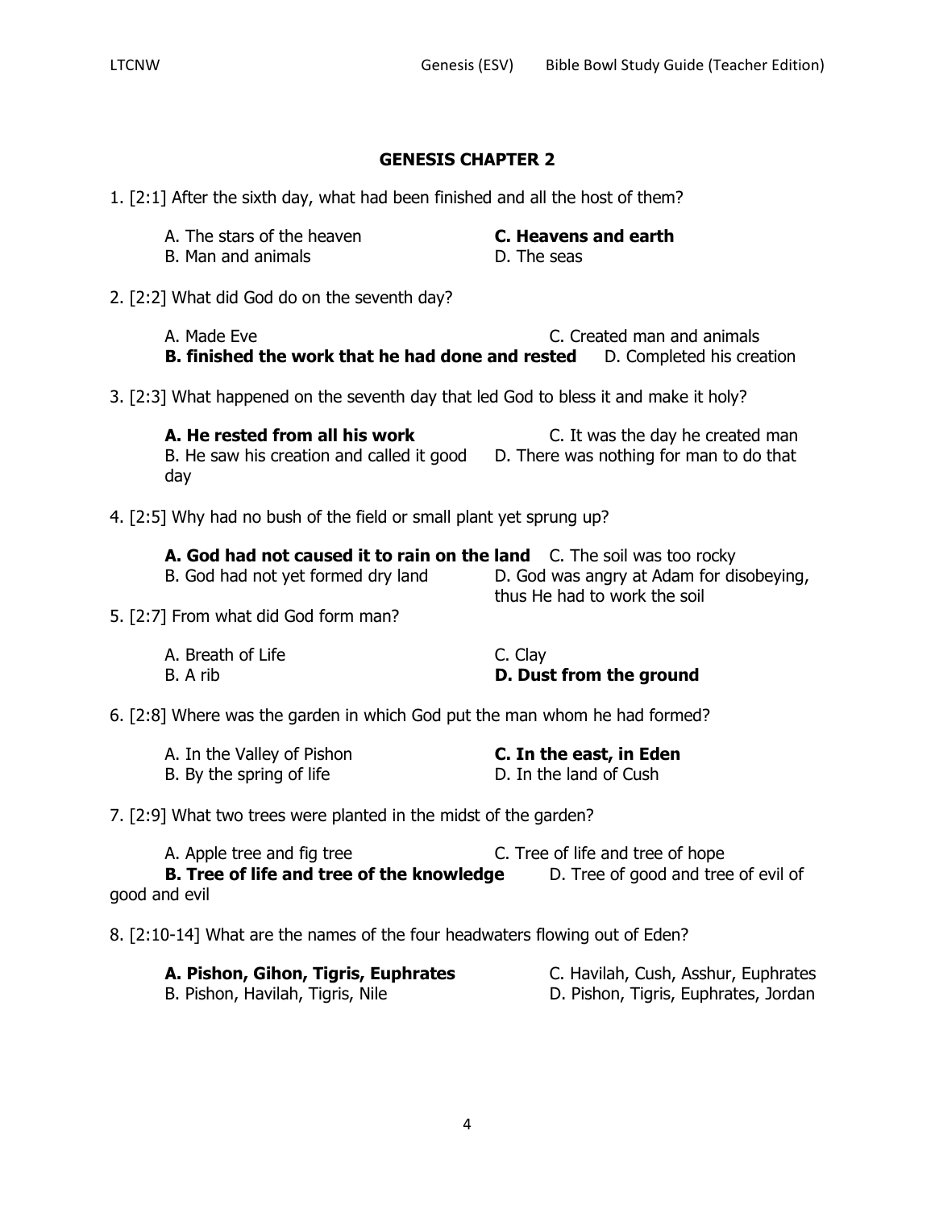## GENESIS CHAPTER 2

1. [2:1] After the sixth day, what had been finished and all the host of them?

   A. The stars of the heaven
   B. Man and animals
   **C. Heavens and earth**
   D. The seas

2. [2:2] What did God do on the seventh day?

   A. Made Eve
   **B. finished the work that he had done and rested**
   C. Created man and animals
   D. Completed his creation

3. [2:3] What happened on the seventh day that led God to bless it and make it holy?

   **A. He rested from all his work**
   B. He saw his creation and called it good day
   C. It was the day he created man
   D. There was nothing for man to do that

4. [2:5] Why had no bush of the field or small plant yet sprung up?

   **A. God had not caused it to rain on the land**
   B. God had not yet formed dry land
   C. The soil was too rocky
   D. God was angry at Adam for disobeying, thus He had to work the soil

5. [2:7] From what did God form man?

   A. Breath of Life
   B. A rib
   C. Clay
   **D. Dust from the ground**

6. [2:8] Where was the garden in which God put the man whom he had formed?

   A. In the Valley of Pishon
   B. By the spring of life
   **C. In the east, in Eden**
   D. In the land of Cush

7. [2:9] What two trees were planted in the midst of the garden?

   A. Apple tree and fig tree
   **B. Tree of life and tree of the knowledge of good and evil**
   C. Tree of life and tree of hope
   D. Tree of good and tree of evil

8. [2:10-14] What are the names of the four headwaters flowing out of Eden?

   **A. Pishon, Gihon, Tigris, Euphrates**
   B. Pishon, Havilah, Tigris, Nile
   C. Havilah, Cush, Asshur, Euphrates
   D. Pishon, Tigris, Euphrates, Jordan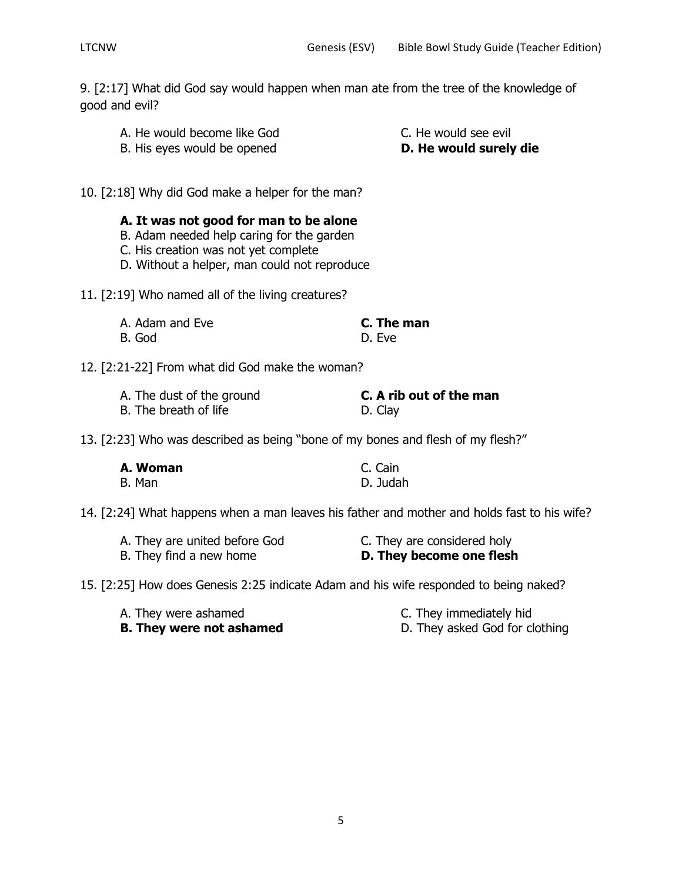9. [2:17] What did God say would happen when man ate from the tree of the knowledge of good and evil?

A. He would become like God
B. His eyes would be opened
C. He would see evil
**D. He would surely die**

10. [2:18] Why did God make a helper for the man?

**A. It was not good for man to be alone**
B. Adam needed help caring for the garden
C. His creation was not yet complete
D. Without a helper, man could not reproduce

11. [2:19] Who named all of the living creatures?

A. Adam and Eve
B. God
**C. The man**
D. Eve

12. [2:21-22] From what did God make the woman?

A. The dust of the ground
B. The breath of life
**C. A rib out of the man**
D. Clay

13. [2:23] Who was described as being "bone of my bones and flesh of my flesh?"

**A. Woman**
B. Man
C. Cain
D. Judah

14. [2:24] What happens when a man leaves his father and mother and holds fast to his wife?

A. They are united before God
B. They find a new home
C. They are considered holy
**D. They become one flesh**

15. [2:25] How does Genesis 2:25 indicate Adam and his wife responded to being naked?

A. They were ashamed
**B. They were not ashamed**
C. They immediately hid
D. They asked God for clothing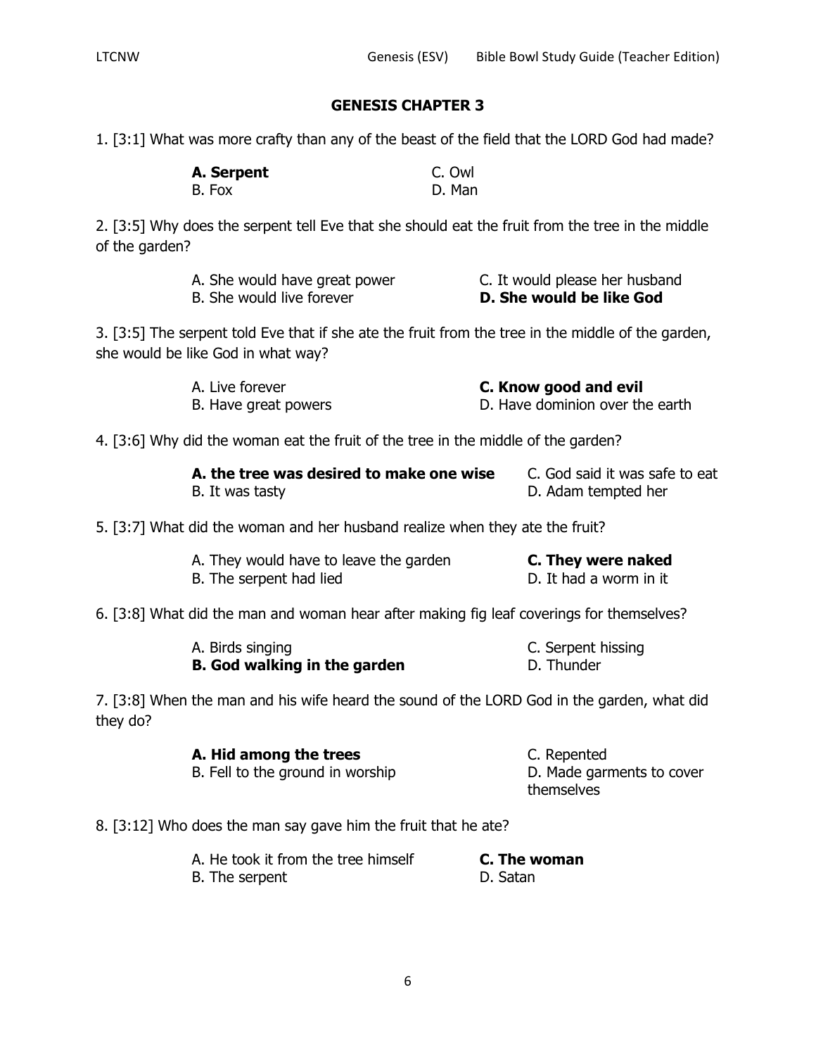## GENESIS CHAPTER 3

1. [3:1] What was more crafty than any of the beast of the field that the LORD God had made?

**A. Serpent**
B. Fox
C. Owl
D. Man

2. [3:5] Why does the serpent tell Eve that she should eat the fruit from the tree in the middle of the garden?

A. She would have great power
B. She would live forever
C. It would please her husband
**D. She would be like God**

3. [3:5] The serpent told Eve that if she ate the fruit from the tree in the middle of the garden, she would be like God in what way?

A. Live forever
B. Have great powers
**C. Know good and evil**
D. Have dominion over the earth

4. [3:6] Why did the woman eat the fruit of the tree in the middle of the garden?

**A. the tree was desired to make one wise**
B. It was tasty
C. God said it was safe to eat
D. Adam tempted her

5. [3:7] What did the woman and her husband realize when they ate the fruit?

A. They would have to leave the garden
B. The serpent had lied
**C. They were naked**
D. It had a worm in it

6. [3:8] What did the man and woman hear after making fig leaf coverings for themselves?

A. Birds singing
**B. God walking in the garden**
C. Serpent hissing
D. Thunder

7. [3:8] When the man and his wife heard the sound of the LORD God in the garden, what did they do?

**A. Hid among the trees**
B. Fell to the ground in worship
C. Repented
D. Made garments to cover themselves

8. [3:12] Who does the man say gave him the fruit that he ate?

A. He took it from the tree himself
B. The serpent
**C. The woman**
D. Satan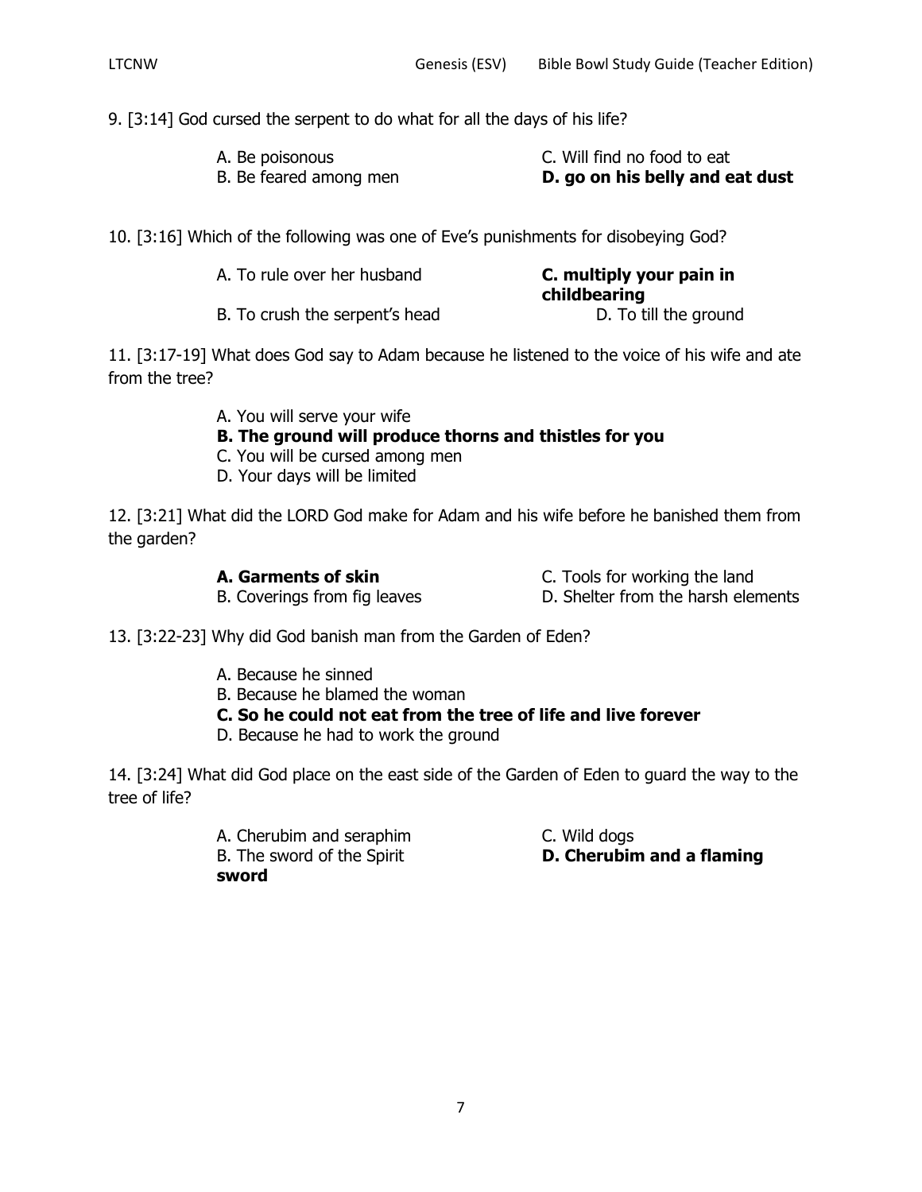9. [3:14] God cursed the serpent to do what for all the days of his life?

A. Be poisonous
B. Be feared among men
C. Will find no food to eat
**D. go on his belly and eat dust**

10. [3:16] Which of the following was one of Eve's punishments for disobeying God?

A. To rule over her husband
B. To crush the serpent's head
**C. multiply your pain in childbearing**
D. To till the ground

11. [3:17-19] What does God say to Adam because he listened to the voice of his wife and ate from the tree?

A. You will serve your wife
**B. The ground will produce thorns and thistles for you**
C. You will be cursed among men
D. Your days will be limited

12. [3:21] What did the LORD God make for Adam and his wife before he banished them from the garden?

**A. Garments of skin**
B. Coverings from fig leaves
C. Tools for working the land
D. Shelter from the harsh elements

13. [3:22-23] Why did God banish man from the Garden of Eden?

A. Because he sinned
B. Because he blamed the woman
**C. So he could not eat from the tree of life and live forever**
D. Because he had to work the ground

14. [3:24] What did God place on the east side of the Garden of Eden to guard the way to the tree of life?

A. Cherubim and seraphim
B. The sword of the Spirit
C. Wild dogs
**D. Cherubim and a flaming sword**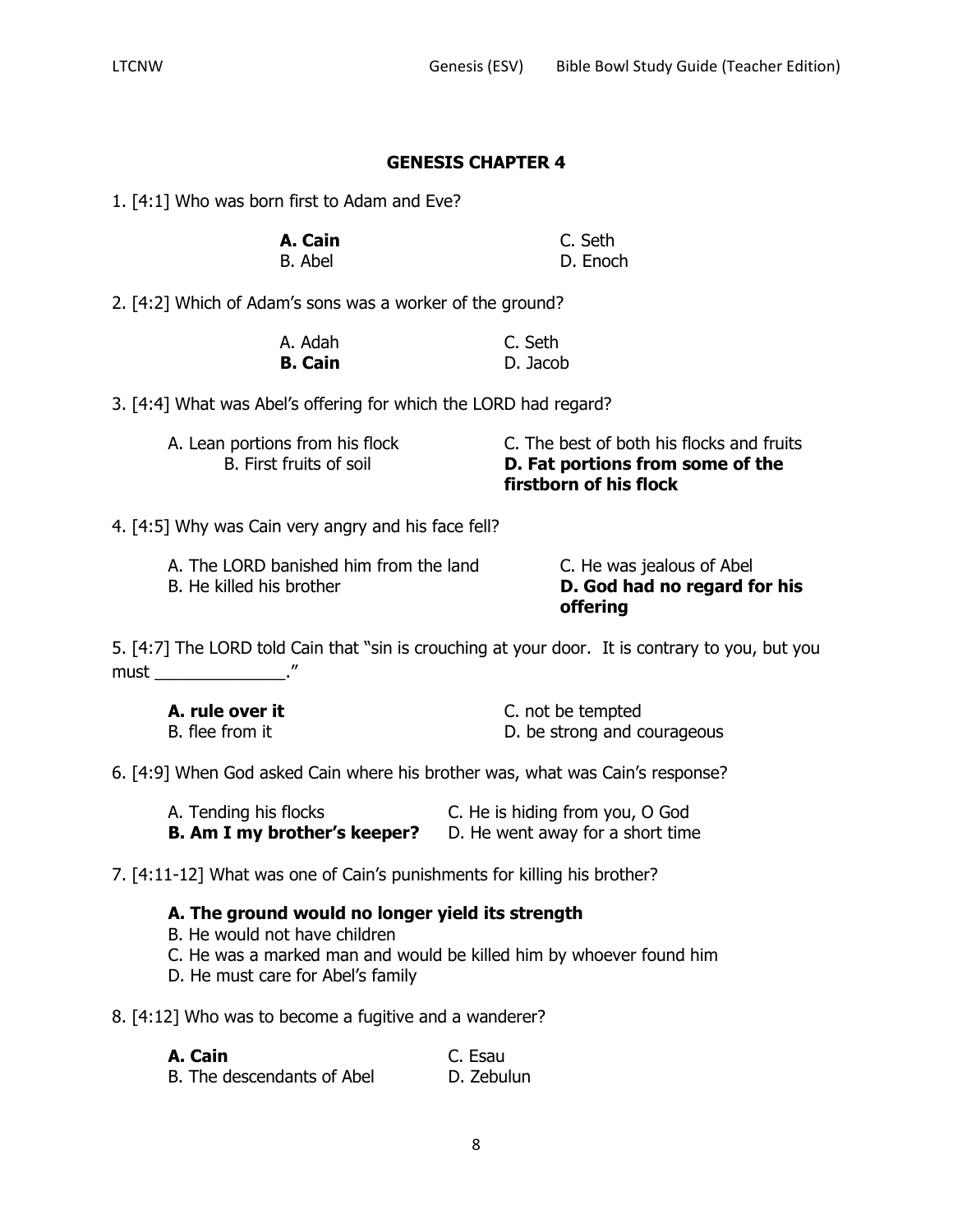## GENESIS CHAPTER 4

1. [4:1] Who was born first to Adam and Eve?

**A. Cain**
B. Abel
C. Seth
D. Enoch

2. [4:2] Which of Adam's sons was a worker of the ground?

A. Adah
**B. Cain**
C. Seth
D. Jacob

3. [4:4] What was Abel's offering for which the LORD had regard?

A. Lean portions from his flock
B. First fruits of soil
C. The best of both his flocks and fruits
**D. Fat portions from some of the firstborn of his flock**

4. [4:5] Why was Cain very angry and his face fell?

A. The LORD banished him from the land
B. He killed his brother
C. He was jealous of Abel
**D. God had no regard for his offering**

5. [4:7] The LORD told Cain that "sin is crouching at your door. It is contrary to you, but you must ______________."

**A. rule over it**
B. flee from it
C. not be tempted
D. be strong and courageous

6. [4:9] When God asked Cain where his brother was, what was Cain's response?

A. Tending his flocks
**B. Am I my brother's keeper?**
C. He is hiding from you, O God
D. He went away for a short time

7. [4:11-12] What was one of Cain's punishments for killing his brother?

**A. The ground would no longer yield its strength**
B. He would not have children
C. He was a marked man and would be killed him by whoever found him
D. He must care for Abel's family

8. [4:12] Who was to become a fugitive and a wanderer?

**A. Cain**
B. The descendants of Abel
C. Esau
D. Zebulun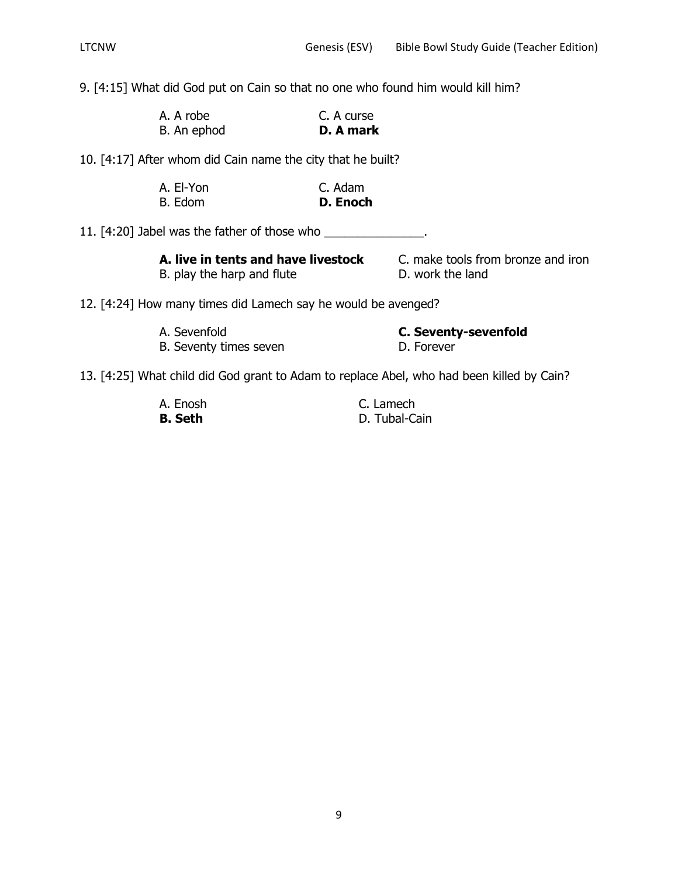9. [4:15] What did God put on Cain so that no one who found him would kill him?

A. A robe
B. An ephod
C. A curse
**D. A mark**

10. [4:17] After whom did Cain name the city that he built?

A. El-Yon
B. Edom
C. Adam
**D. Enoch**

11. [4:20] Jabel was the father of those who _______________.

**A. live in tents and have livestock**
B. play the harp and flute
C. make tools from bronze and iron
D. work the land

12. [4:24] How many times did Lamech say he would be avenged?

A. Sevenfold
B. Seventy times seven
**C. Seventy-sevenfold**
D. Forever

13. [4:25] What child did God grant to Adam to replace Abel, who had been killed by Cain?

A. Enosh
**B. Seth**
C. Lamech
D. Tubal-Cain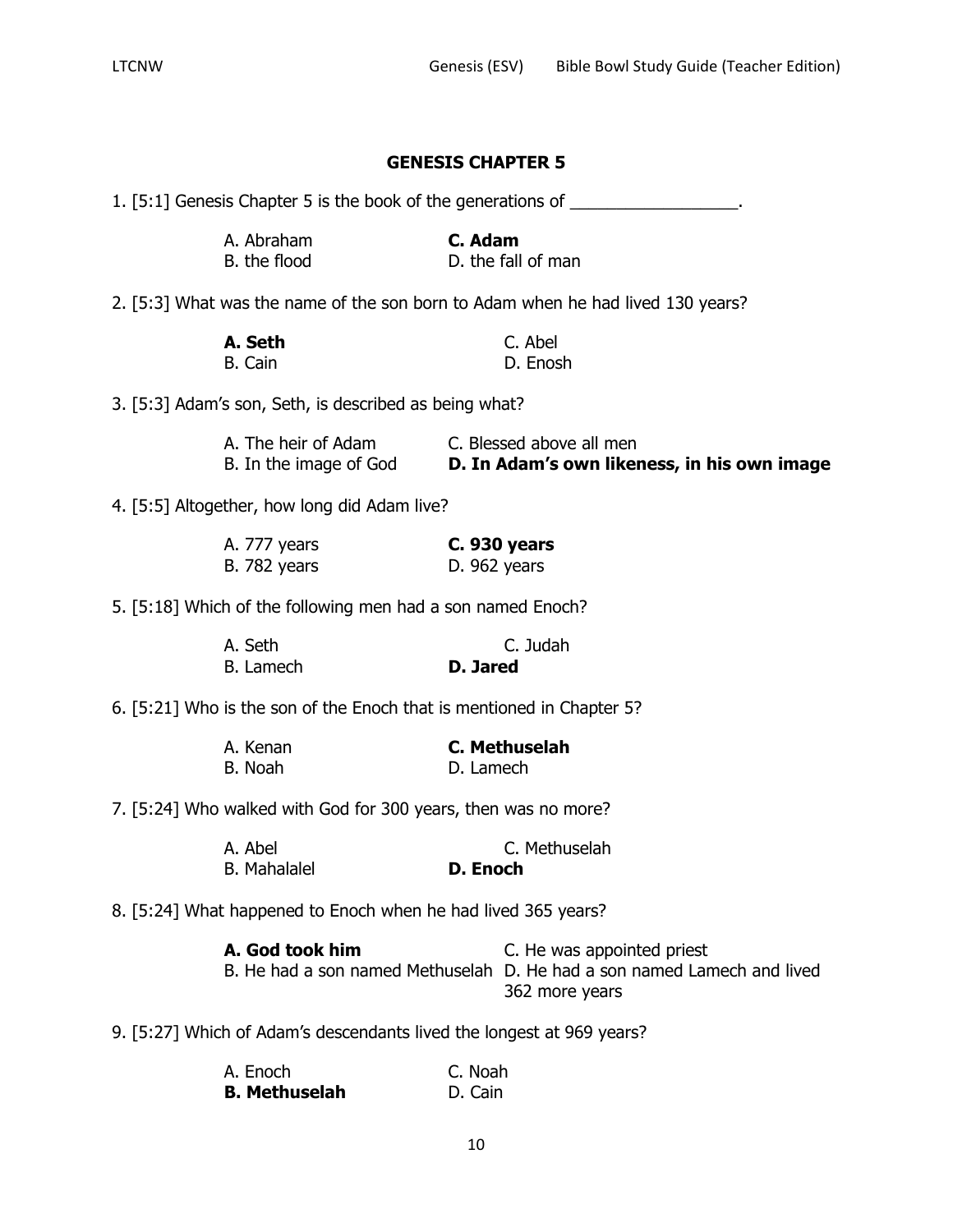## GENESIS CHAPTER 5

1. [5:1] Genesis Chapter 5 is the book of the generations of __________________.

A. Abraham
B. the flood
**C. Adam**
D. the fall of man

2. [5:3] What was the name of the son born to Adam when he had lived 130 years?

**A. Seth**
B. Cain
C. Abel
D. Enosh

3. [5:3] Adam's son, Seth, is described as being what?

A. The heir of Adam
B. In the image of God
C. Blessed above all men
**D. In Adam's own likeness, in his own image**

4. [5:5] Altogether, how long did Adam live?

A. 777 years
B. 782 years
**C. 930 years**
D. 962 years

5. [5:18] Which of the following men had a son named Enoch?

A. Seth
B. Lamech
C. Judah
**D. Jared**

6. [5:21] Who is the son of the Enoch that is mentioned in Chapter 5?

A. Kenan
B. Noah
**C. Methuselah**
D. Lamech

7. [5:24] Who walked with God for 300 years, then was no more?

A. Abel
B. Mahalalel
C. Methuselah
**D. Enoch**

8. [5:24] What happened to Enoch when he had lived 365 years?

**A. God took him**
B. He had a son named Methuselah
C. He was appointed priest
D. He had a son named Lamech and lived 362 more years

9. [5:27] Which of Adam's descendants lived the longest at 969 years?

A. Enoch
**B. Methuselah**
C. Noah
D. Cain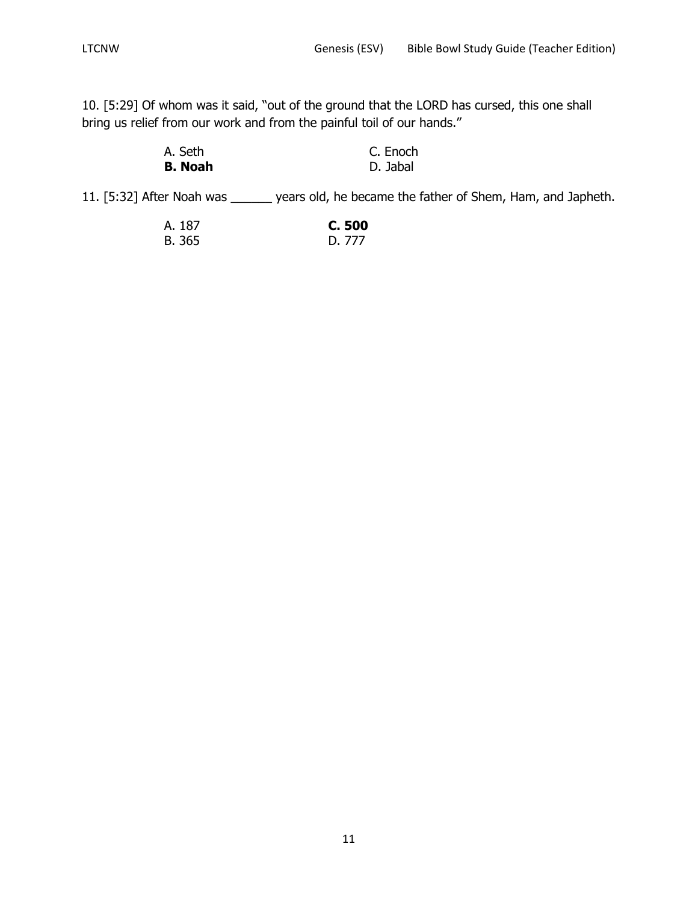10. [5:29] Of whom was it said, "out of the ground that the LORD has cursed, this one shall bring us relief from our work and from the painful toil of our hands."

A. Seth
**B. Noah**
C. Enoch
D. Jabal

11. [5:32] After Noah was ______ years old, he became the father of Shem, Ham, and Japheth.

A. 187
B. 365
**C. 500**
D. 777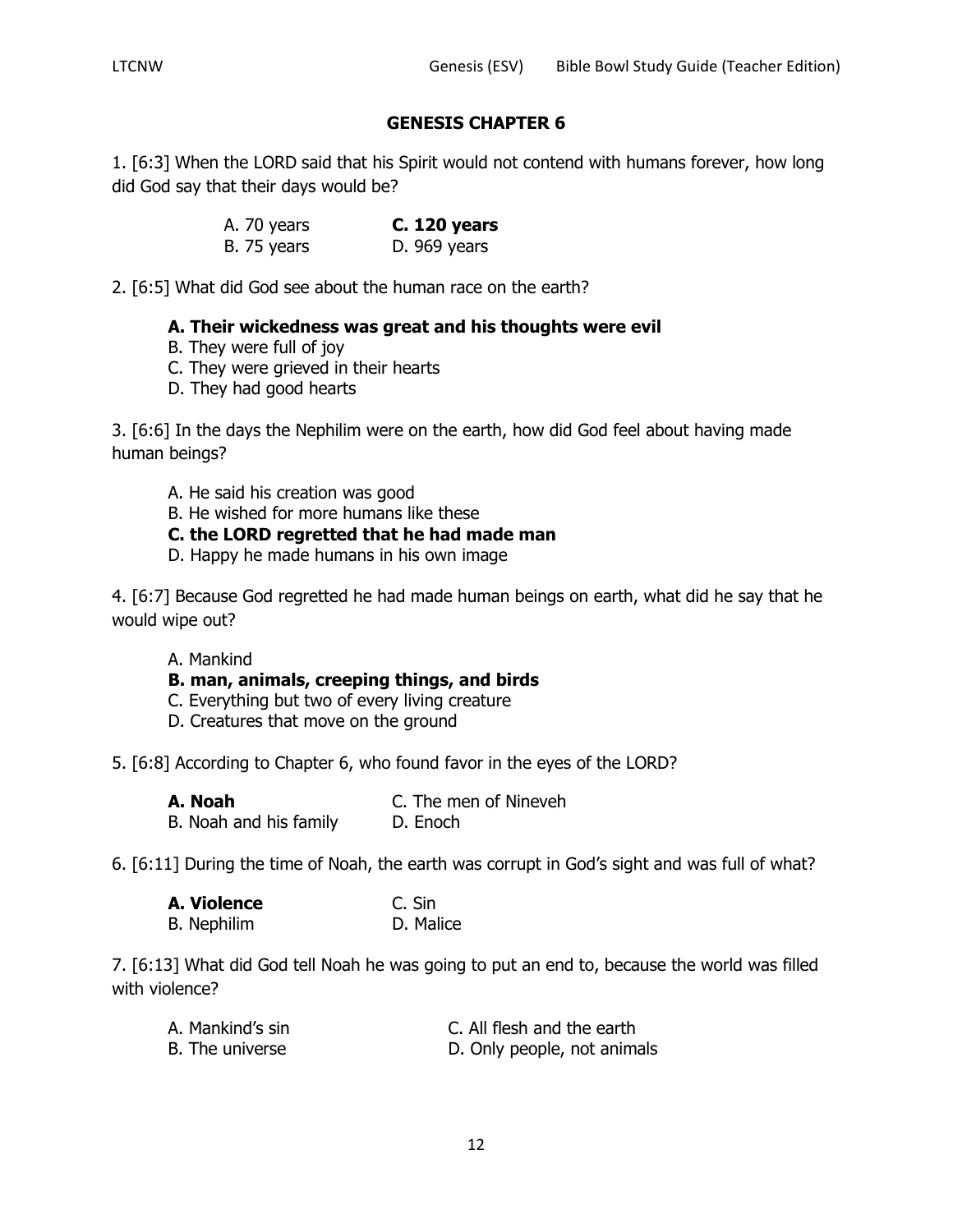## GENESIS CHAPTER 6

1. [6:3] When the LORD said that his Spirit would not contend with humans forever, how long did God say that their days would be?

A. 70 years
B. 75 years
**C. 120 years**
D. 969 years

2. [6:5] What did God see about the human race on the earth?

**A. Their wickedness was great and his thoughts were evil**
B. They were full of joy
C. They were grieved in their hearts
D. They had good hearts

3. [6:6] In the days the Nephilim were on the earth, how did God feel about having made human beings?

A. He said his creation was good
B. He wished for more humans like these
**C. the LORD regretted that he had made man**
D. Happy he made humans in his own image

4. [6:7] Because God regretted he had made human beings on earth, what did he say that he would wipe out?

A. Mankind
**B. man, animals, creeping things, and birds**
C. Everything but two of every living creature
D. Creatures that move on the ground

5. [6:8] According to Chapter 6, who found favor in the eyes of the LORD?

**A. Noah**
B. Noah and his family
C. The men of Nineveh
D. Enoch

6. [6:11] During the time of Noah, the earth was corrupt in God's sight and was full of what?

**A. Violence**
B. Nephilim
C. Sin
D. Malice

7. [6:13] What did God tell Noah he was going to put an end to, because the world was filled with violence?

A. Mankind's sin
B. The universe
C. All flesh and the earth
D. Only people, not animals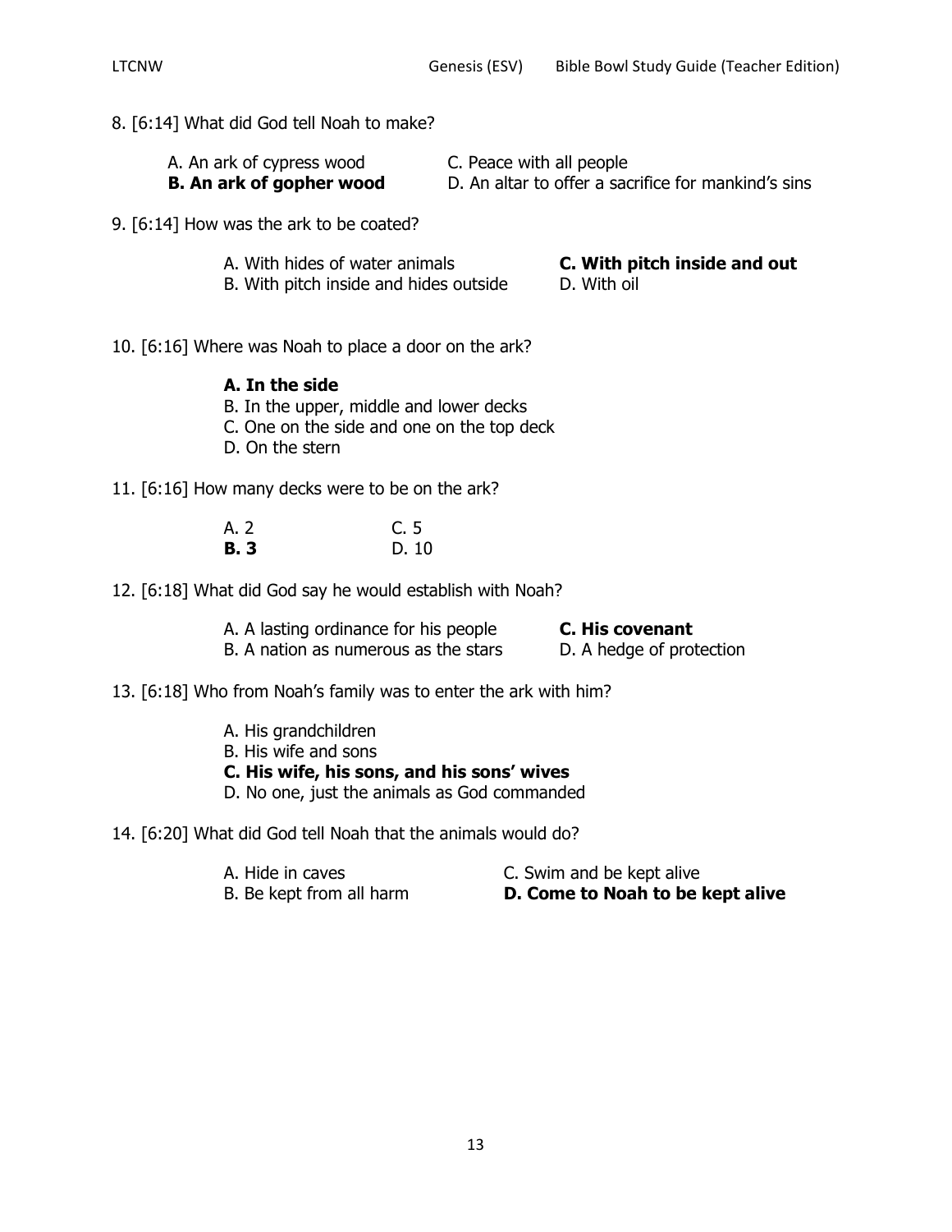8. [6:14] What did God tell Noah to make?

A. An ark of cypress wood
**B. An ark of gopher wood**
C. Peace with all people
D. An altar to offer a sacrifice for mankind's sins

9. [6:14] How was the ark to be coated?

A. With hides of water animals
B. With pitch inside and hides outside
**C. With pitch inside and out**
D. With oil

10. [6:16] Where was Noah to place a door on the ark?

**A. In the side**
B. In the upper, middle and lower decks
C. One on the side and one on the top deck
D. On the stern

11. [6:16] How many decks were to be on the ark?

A. 2
**B. 3**
C. 5
D. 10

12. [6:18] What did God say he would establish with Noah?

A. A lasting ordinance for his people
B. A nation as numerous as the stars
**C. His covenant**
D. A hedge of protection

13. [6:18] Who from Noah's family was to enter the ark with him?

A. His grandchildren
B. His wife and sons
**C. His wife, his sons, and his sons' wives**
D. No one, just the animals as God commanded

14. [6:20] What did God tell Noah that the animals would do?

A. Hide in caves
B. Be kept from all harm
C. Swim and be kept alive
**D. Come to Noah to be kept alive**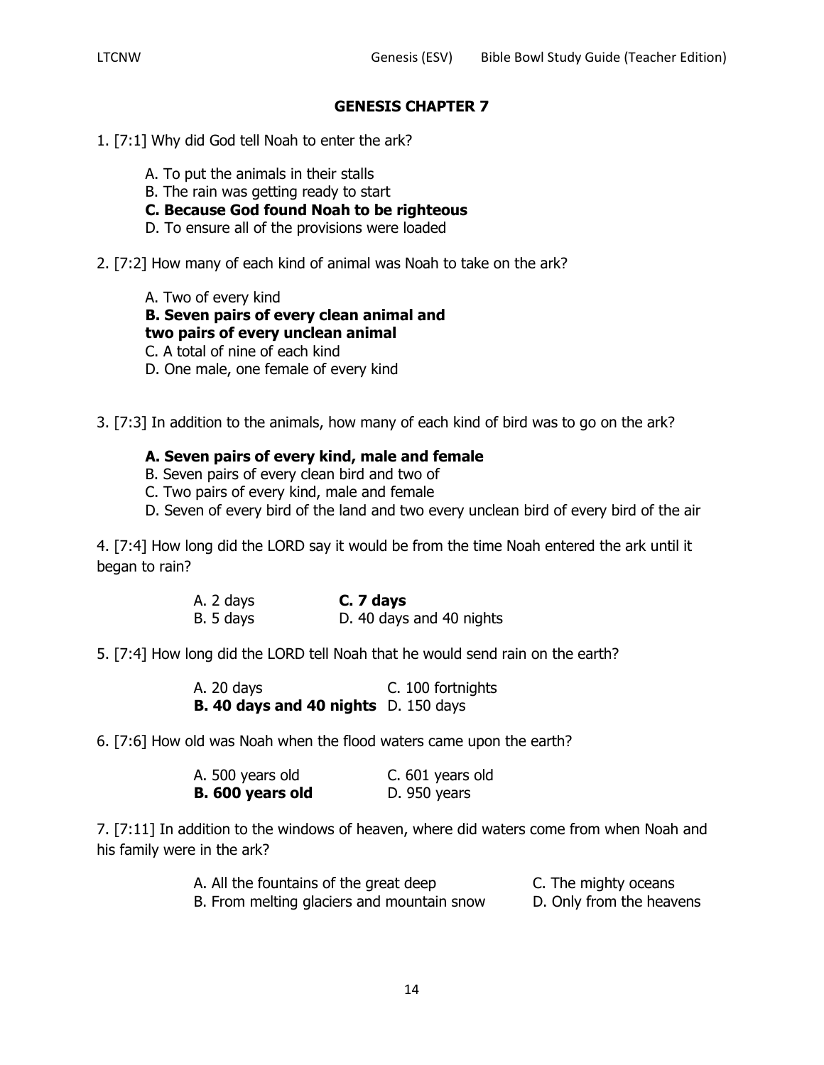## GENESIS CHAPTER 7

1. [7:1] Why did God tell Noah to enter the ark?

   A. To put the animals in their stalls
   B. The rain was getting ready to start
   **C. Because God found Noah to be righteous**
   D. To ensure all of the provisions were loaded

2. [7:2] How many of each kind of animal was Noah to take on the ark?

   A. Two of every kind
   **B. Seven pairs of every clean animal and two pairs of every unclean animal**
   C. A total of nine of each kind
   D. One male, one female of every kind

3. [7:3] In addition to the animals, how many of each kind of bird was to go on the ark?

   **A. Seven pairs of every kind, male and female**
   B. Seven pairs of every clean bird and two of
   C. Two pairs of every kind, male and female
   D. Seven of every bird of the land and two every unclean bird of every bird of the air

4. [7:4] How long did the LORD say it would be from the time Noah entered the ark until it began to rain?

   A. 2 days  **C. 7 days**
   B. 5 days  D. 40 days and 40 nights

5. [7:4] How long did the LORD tell Noah that he would send rain on the earth?

   A. 20 days  C. 100 fortnights
   **B. 40 days and 40 nights**  D. 150 days

6. [7:6] How old was Noah when the flood waters came upon the earth?

   A. 500 years old  C. 601 years old
   **B. 600 years old**  D. 950 years

7. [7:11] In addition to the windows of heaven, where did waters come from when Noah and his family were in the ark?

   A. All the fountains of the great deep  C. The mighty oceans
   B. From melting glaciers and mountain snow  D. Only from the heavens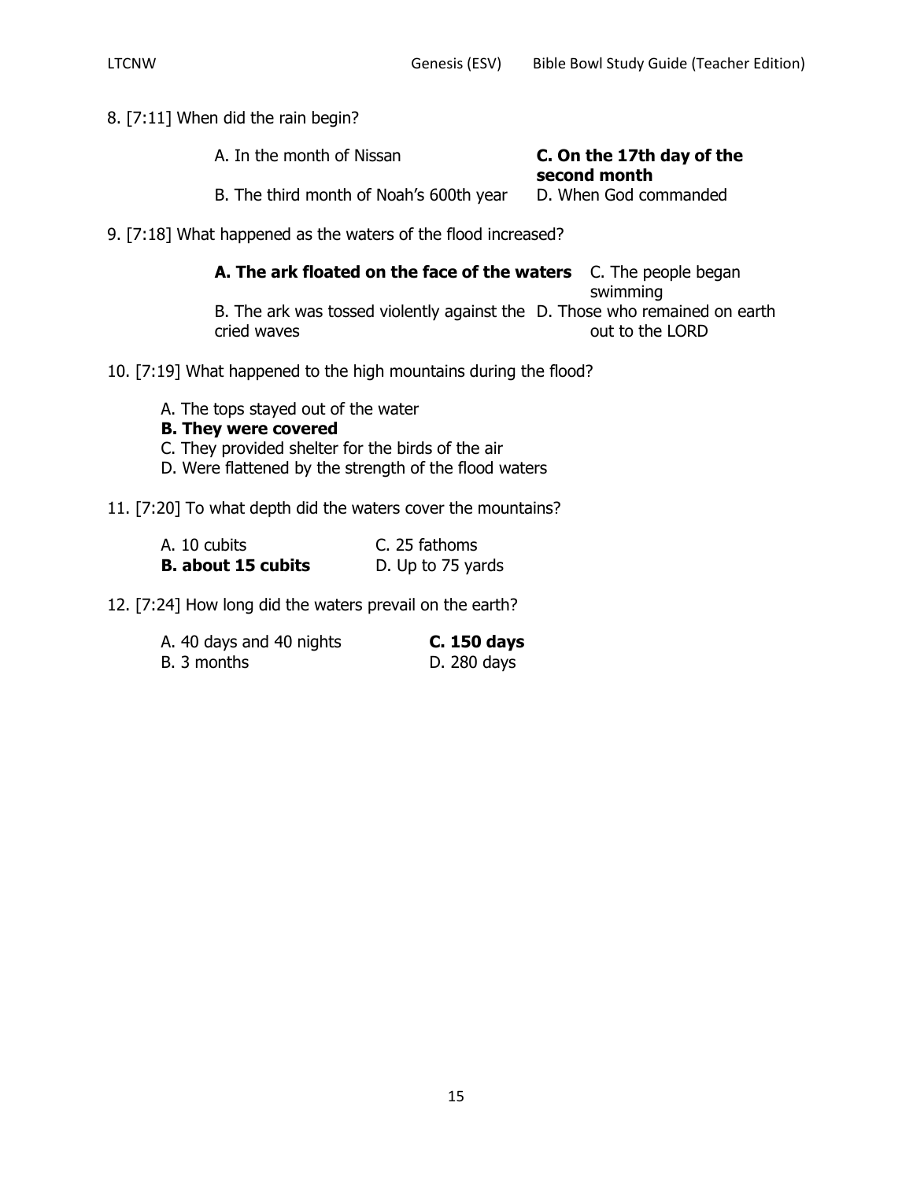8. [7:11] When did the rain begin?

- A. In the month of Nissan
- B. The third month of Noah's 600th year
- **C. On the 17th day of the second month**
- D. When God commanded

9. [7:18] What happened as the waters of the flood increased?

- **A. The ark floated on the face of the waters**
- B. The ark was tossed violently against the waves
- C. The people began swimming
- D. Those who remained on earth cried out to the LORD

10. [7:19] What happened to the high mountains during the flood?

- A. The tops stayed out of the water
- **B. They were covered**
- C. They provided shelter for the birds of the air
- D. Were flattened by the strength of the flood waters

11. [7:20] To what depth did the waters cover the mountains?

- A. 10 cubits
- **B. about 15 cubits**
- C. 25 fathoms
- D. Up to 75 yards

12. [7:24] How long did the waters prevail on the earth?

- A. 40 days and 40 nights
- B. 3 months
- **C. 150 days**
- D. 280 days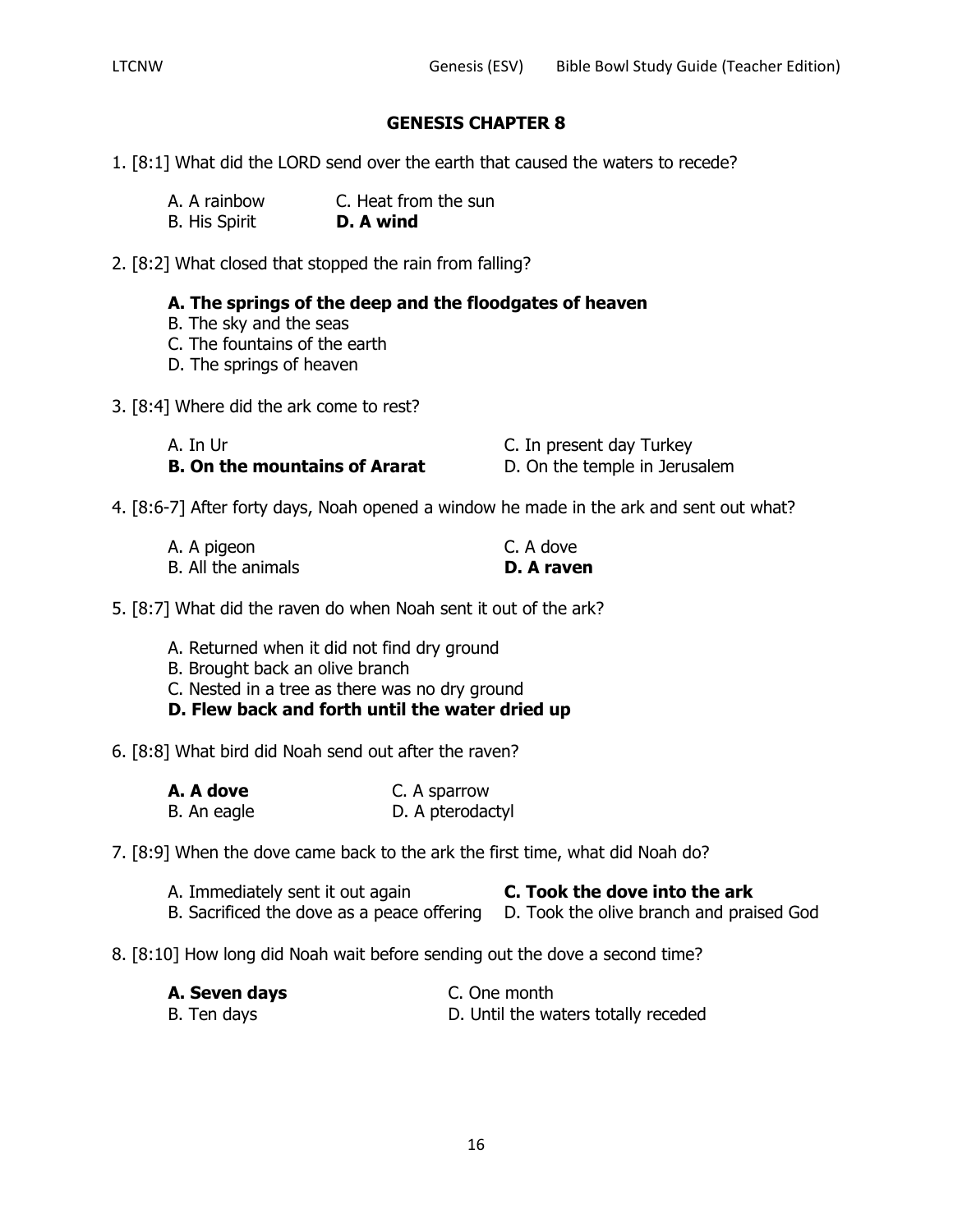## GENESIS CHAPTER 8

1. [8:1] What did the LORD send over the earth that caused the waters to recede?

   A. A rainbow
   B. His Spirit
   C. Heat from the sun
   **D. A wind**

2. [8:2] What closed that stopped the rain from falling?

   **A. The springs of the deep and the floodgates of heaven**
   B. The sky and the seas
   C. The fountains of the earth
   D. The springs of heaven

3. [8:4] Where did the ark come to rest?

   A. In Ur
   **B. On the mountains of Ararat**
   C. In present day Turkey
   D. On the temple in Jerusalem

4. [8:6-7] After forty days, Noah opened a window he made in the ark and sent out what?

   A. A pigeon
   B. All the animals
   C. A dove
   **D. A raven**

5. [8:7] What did the raven do when Noah sent it out of the ark?

   A. Returned when it did not find dry ground
   B. Brought back an olive branch
   C. Nested in a tree as there was no dry ground
   **D. Flew back and forth until the water dried up**

6. [8:8] What bird did Noah send out after the raven?

   **A. A dove**
   B. An eagle
   C. A sparrow
   D. A pterodactyl

7. [8:9] When the dove came back to the ark the first time, what did Noah do?

   A. Immediately sent it out again
   B. Sacrificed the dove as a peace offering
   **C. Took the dove into the ark**
   D. Took the olive branch and praised God

8. [8:10] How long did Noah wait before sending out the dove a second time?

   **A. Seven days**
   B. Ten days
   C. One month
   D. Until the waters totally receded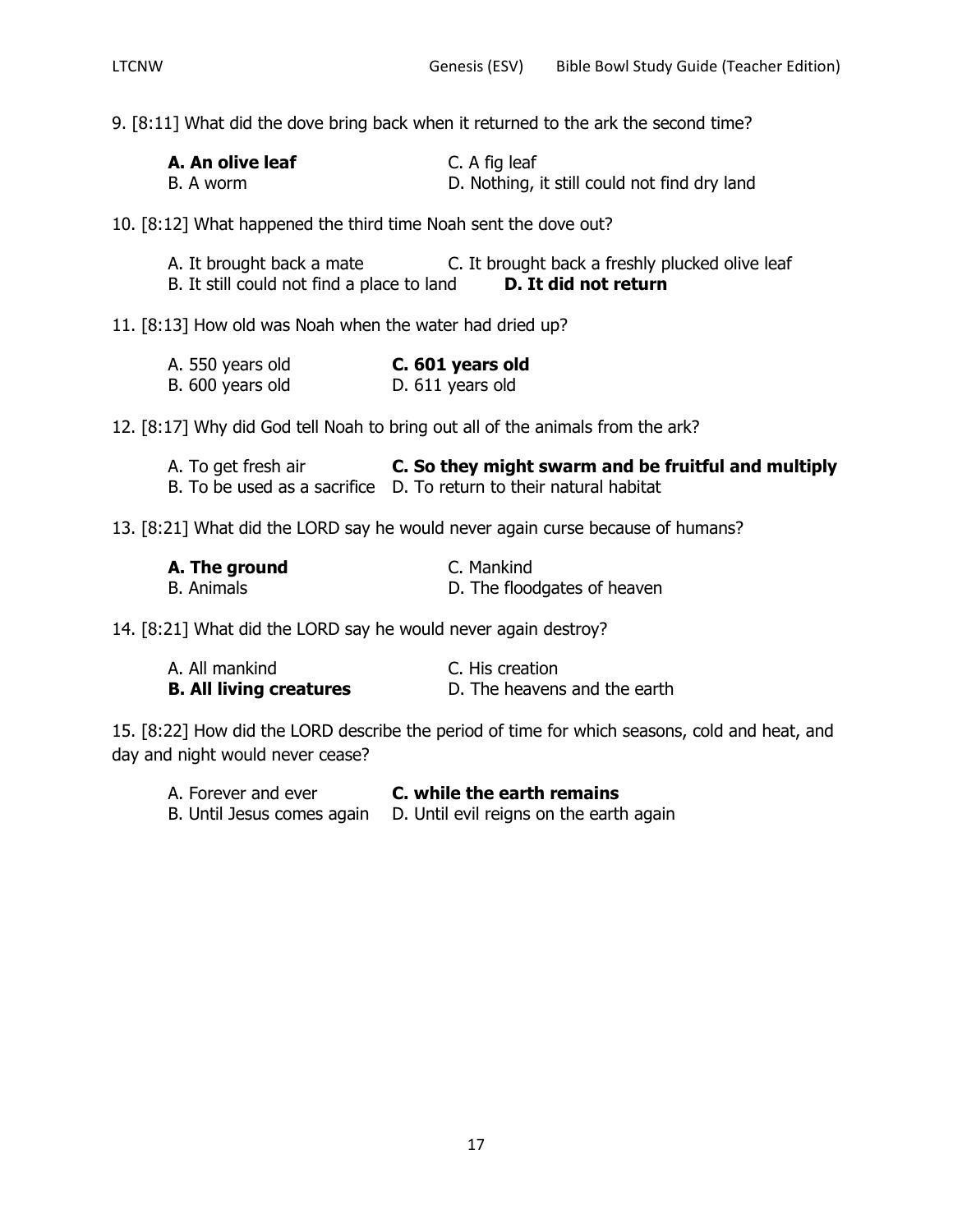9. [8:11] What did the dove bring back when it returned to the ark the second time?

**A. An olive leaf**
B. A worm
C. A fig leaf
D. Nothing, it still could not find dry land

10. [8:12] What happened the third time Noah sent the dove out?

A. It brought back a mate
B. It still could not find a place to land
C. It brought back a freshly plucked olive leaf
**D. It did not return**

11. [8:13] How old was Noah when the water had dried up?

A. 550 years old
B. 600 years old
**C. 601 years old**
D. 611 years old

12. [8:17] Why did God tell Noah to bring out all of the animals from the ark?

A. To get fresh air
B. To be used as a sacrifice
**C. So they might swarm and be fruitful and multiply**
D. To return to their natural habitat

13. [8:21] What did the LORD say he would never again curse because of humans?

**A. The ground**
B. Animals
C. Mankind
D. The floodgates of heaven

14. [8:21] What did the LORD say he would never again destroy?

A. All mankind
**B. All living creatures**
C. His creation
D. The heavens and the earth

15. [8:22] How did the LORD describe the period of time for which seasons, cold and heat, and day and night would never cease?

A. Forever and ever
B. Until Jesus comes again
**C. while the earth remains**
D. Until evil reigns on the earth again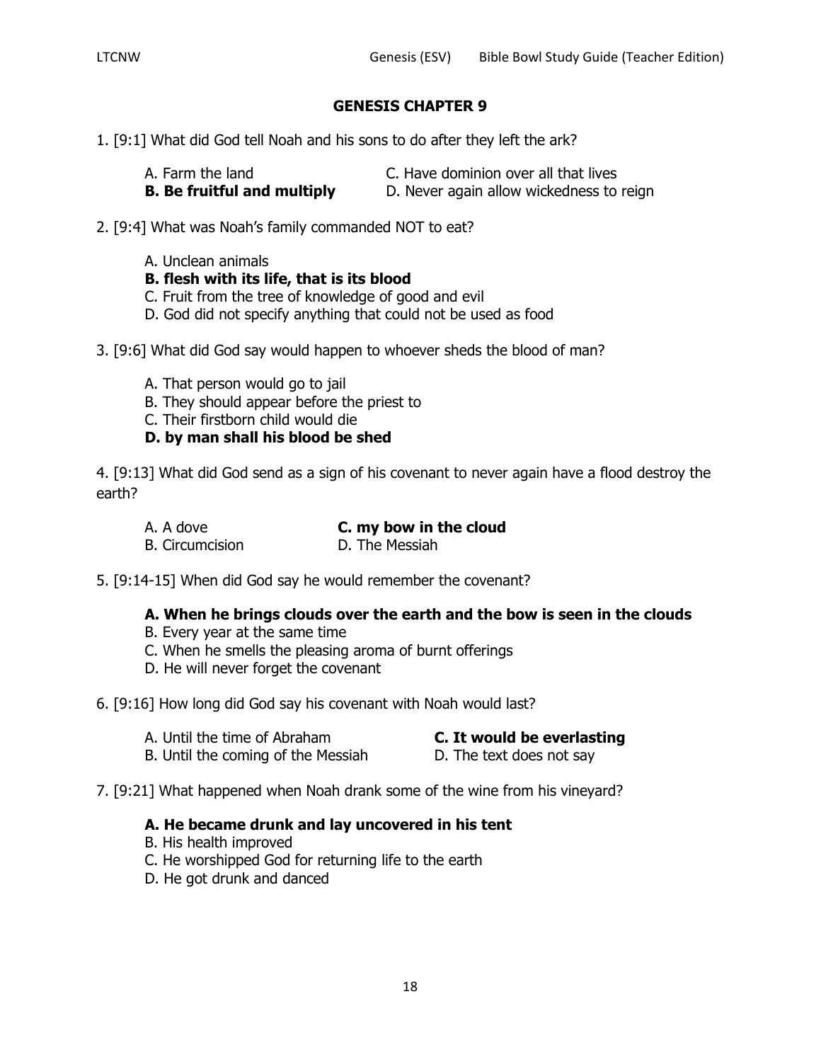## GENESIS CHAPTER 9

1. [9:1] What did God tell Noah and his sons to do after they left the ark?

   A. Farm the land
   **B. Be fruitful and multiply**
   C. Have dominion over all that lives
   D. Never again allow wickedness to reign

2. [9:4] What was Noah's family commanded NOT to eat?

   A. Unclean animals
   **B. flesh with its life, that is its blood**
   C. Fruit from the tree of knowledge of good and evil
   D. God did not specify anything that could not be used as food

3. [9:6] What did God say would happen to whoever sheds the blood of man?

   A. That person would go to jail
   B. They should appear before the priest to
   C. Their firstborn child would die
   **D. by man shall his blood be shed**

4. [9:13] What did God send as a sign of his covenant to never again have a flood destroy the earth?

   A. A dove
   B. Circumcision
   **C. my bow in the cloud**
   D. The Messiah

5. [9:14-15] When did God say he would remember the covenant?

   **A. When he brings clouds over the earth and the bow is seen in the clouds**
   B. Every year at the same time
   C. When he smells the pleasing aroma of burnt offerings
   D. He will never forget the covenant

6. [9:16] How long did God say his covenant with Noah would last?

   A. Until the time of Abraham
   B. Until the coming of the Messiah
   **C. It would be everlasting**
   D. The text does not say

7. [9:21] What happened when Noah drank some of the wine from his vineyard?

   **A. He became drunk and lay uncovered in his tent**
   B. His health improved
   C. He worshipped God for returning life to the earth
   D. He got drunk and danced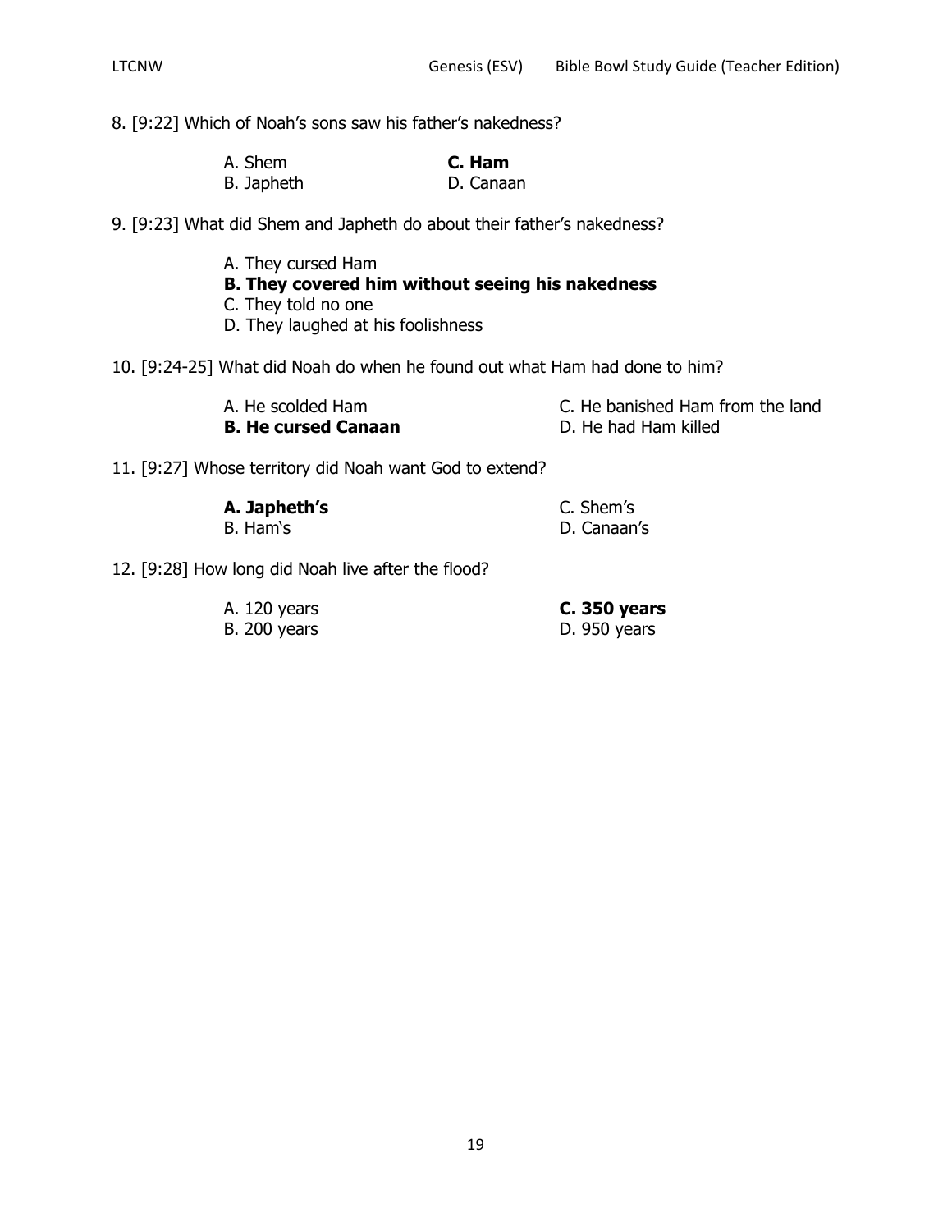8. [9:22] Which of Noah's sons saw his father's nakedness?

A. Shem
B. Japheth
**C. Ham**
D. Canaan

9. [9:23] What did Shem and Japheth do about their father's nakedness?

A. They cursed Ham
**B. They covered him without seeing his nakedness**
C. They told no one
D. They laughed at his foolishness

10. [9:24-25] What did Noah do when he found out what Ham had done to him?

A. He scolded Ham
**B. He cursed Canaan**
C. He banished Ham from the land
D. He had Ham killed

11. [9:27] Whose territory did Noah want God to extend?

**A. Japheth's**
B. Ham's
C. Shem's
D. Canaan's

12. [9:28] How long did Noah live after the flood?

A. 120 years
B. 200 years
**C. 350 years**
D. 950 years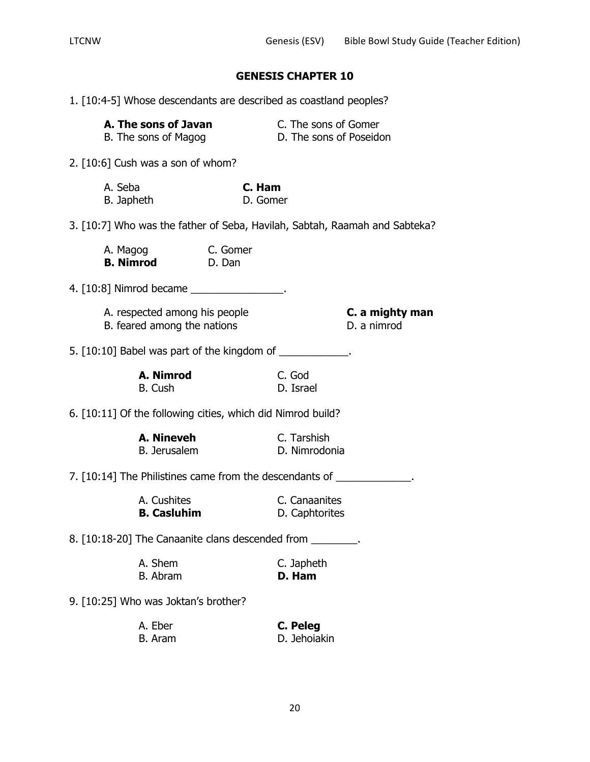## GENESIS CHAPTER 10

1. [10:4-5] Whose descendants are described as coastland peoples?

   **A. The sons of Javan**
   B. The sons of Magog
   C. The sons of Gomer
   D. The sons of Poseidon

2. [10:6] Cush was a son of whom?

   A. Seba
   B. Japheth
   **C. Ham**
   D. Gomer

3. [10:7] Who was the father of Seba, Havilah, Sabtah, Raamah and Sabteka?

   A. Magog
   **B. Nimrod**
   C. Gomer
   D. Dan

4. [10:8] Nimrod became ________________.

   A. respected among his people
   B. feared among the nations
   **C. a mighty man**
   D. a nimrod

5. [10:10] Babel was part of the kingdom of ____________.

   **A. Nimrod**
   B. Cush
   C. God
   D. Israel

6. [10:11] Of the following cities, which did Nimrod build?

   **A. Nineveh**
   B. Jerusalem
   C. Tarshish
   D. Nimrodonia

7. [10:14] The Philistines came from the descendants of _____________.

   A. Cushites
   **B. Casluhim**
   C. Canaanites
   D. Caphtorites

8. [10:18-20] The Canaanite clans descended from ________.

   A. Shem
   B. Abram
   C. Japheth
   **D. Ham**

9. [10:25] Who was Joktan's brother?

   A. Eber
   B. Aram
   **C. Peleg**
   D. Jehoiakin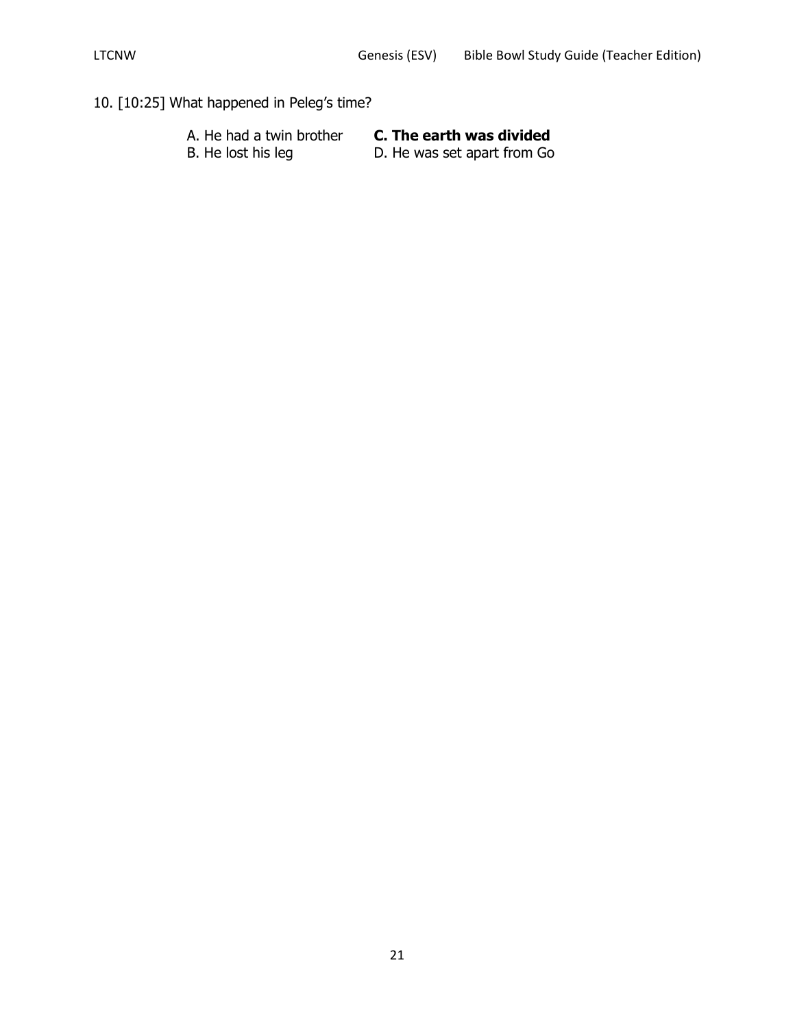10. [10:25] What happened in Peleg's time?

A. He had a twin brother
B. He lost his leg
**C. The earth was divided**
D. He was set apart from Go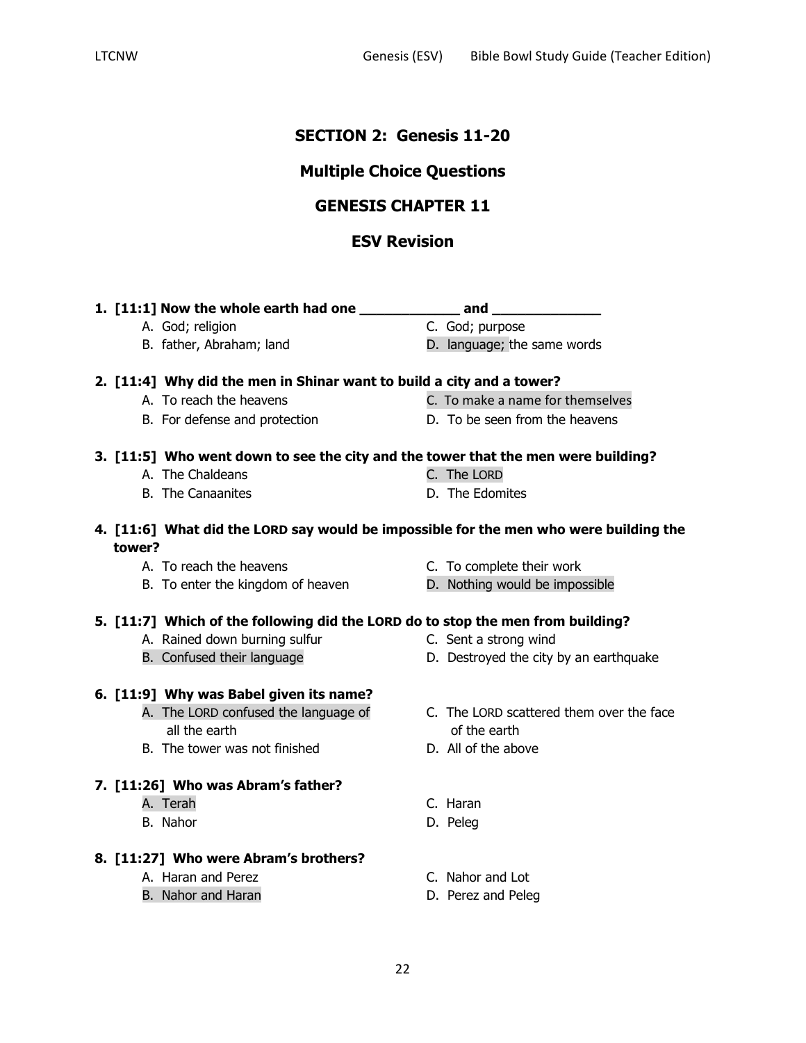# SECTION 2: Genesis 11-20

## Multiple Choice Questions

## GENESIS CHAPTER 11

## ESV Revision

**1. [11:1] Now the whole earth had one ____________ and _____________**

A. God; religion
B. father, Abraham; land
C. God; purpose
D. language; the same words

**2. [11:4] Why did the men in Shinar want to build a city and a tower?**

A. To reach the heavens
B. For defense and protection
C. To make a name for themselves
D. To be seen from the heavens

**3. [11:5] Who went down to see the city and the tower that the men were building?**

A. The Chaldeans
B. The Canaanites
C. The LORD
D. The Edomites

**4. [11:6] What did the LORD say would be impossible for the men who were building the tower?**

A. To reach the heavens
B. To enter the kingdom of heaven
C. To complete their work
D. Nothing would be impossible

**5. [11:7] Which of the following did the LORD do to stop the men from building?**

A. Rained down burning sulfur
B. Confused their language
C. Sent a strong wind
D. Destroyed the city by an earthquake

**6. [11:9] Why was Babel given its name?**

A. The LORD confused the language of all the earth
B. The tower was not finished
C. The LORD scattered them over the face of the earth
D. All of the above

**7. [11:26] Who was Abram's father?**

A. Terah
B. Nahor
C. Haran
D. Peleg

**8. [11:27] Who were Abram's brothers?**

A. Haran and Perez
B. Nahor and Haran
C. Nahor and Lot
D. Perez and Peleg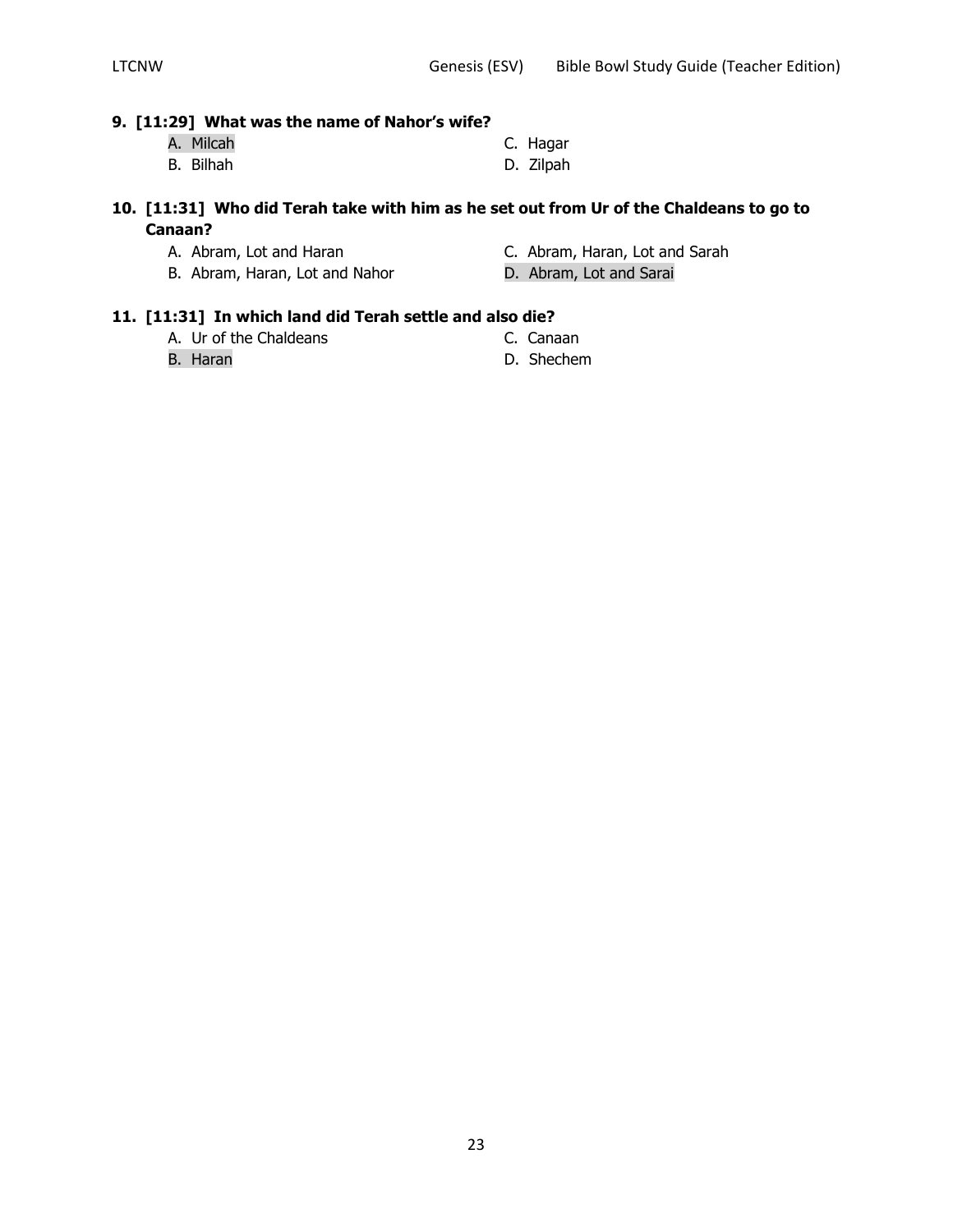**9. [11:29] What was the name of Nahor's wife?**

A. Milcah
B. Bilhah
C. Hagar
D. Zilpah

**10. [11:31] Who did Terah take with him as he set out from Ur of the Chaldeans to go to Canaan?**

A. Abram, Lot and Haran
B. Abram, Haran, Lot and Nahor
C. Abram, Haran, Lot and Sarah
D. Abram, Lot and Sarai

**11. [11:31] In which land did Terah settle and also die?**

A. Ur of the Chaldeans
B. Haran
C. Canaan
D. Shechem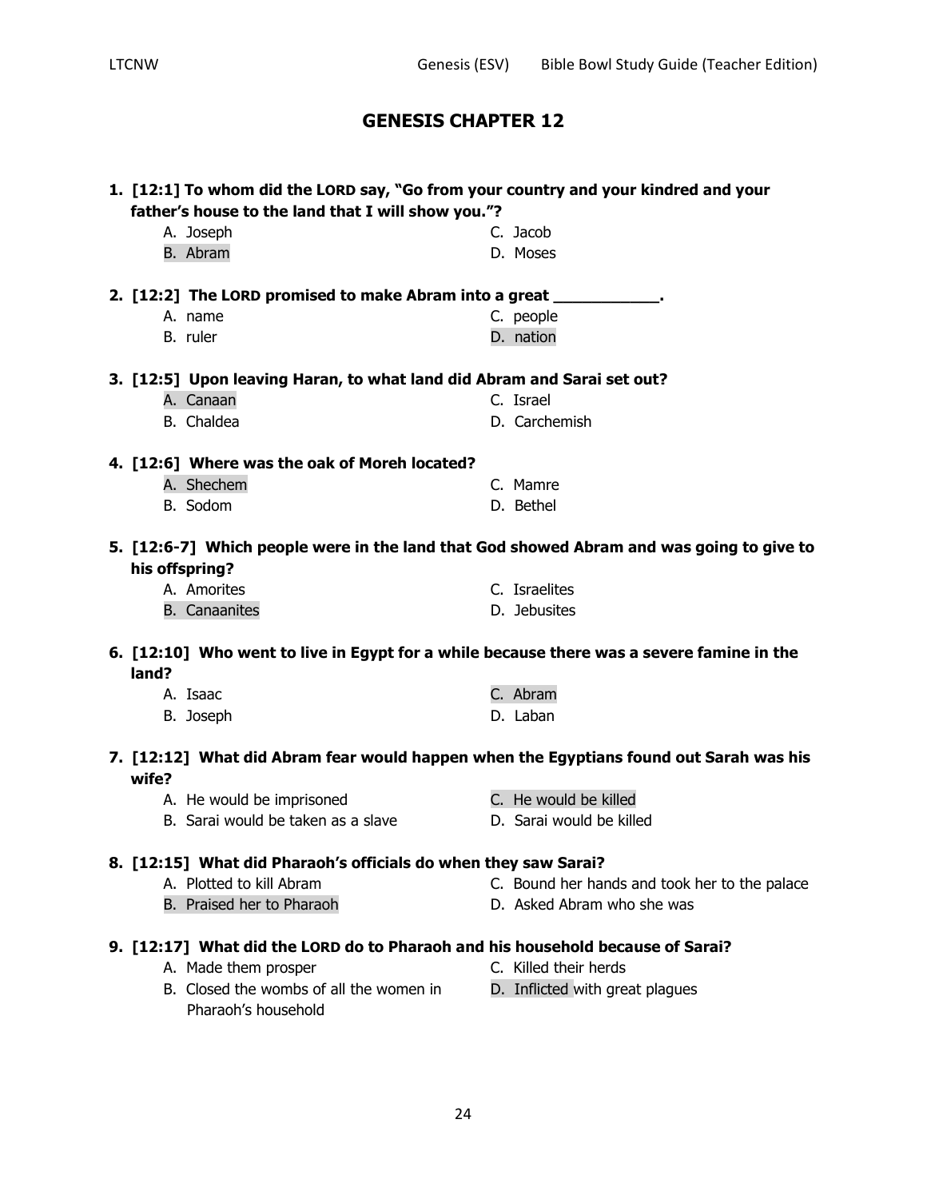# GENESIS CHAPTER 12

**1. [12:1] To whom did the LORD say, "Go from your country and your kindred and your father's house to the land that I will show you."?**

A. Joseph
B. Abram
C. Jacob
D. Moses

**2. [12:2] The LORD promised to make Abram into a great ___________.**

A. name
B. ruler
C. people
D. nation

**3. [12:5] Upon leaving Haran, to what land did Abram and Sarai set out?**

A. Canaan
B. Chaldea
C. Israel
D. Carchemish

**4. [12:6] Where was the oak of Moreh located?**

A. Shechem
B. Sodom
C. Mamre
D. Bethel

**5. [12:6-7] Which people were in the land that God showed Abram and was going to give to his offspring?**

A. Amorites
B. Canaanites
C. Israelites
D. Jebusites

**6. [12:10] Who went to live in Egypt for a while because there was a severe famine in the land?**

A. Isaac
B. Joseph
C. Abram
D. Laban

**7. [12:12] What did Abram fear would happen when the Egyptians found out Sarah was his wife?**

A. He would be imprisoned
B. Sarai would be taken as a slave
C. He would be killed
D. Sarai would be killed

**8. [12:15] What did Pharaoh's officials do when they saw Sarai?**

A. Plotted to kill Abram
B. Praised her to Pharaoh
C. Bound her hands and took her to the palace
D. Asked Abram who she was

**9. [12:17] What did the LORD do to Pharaoh and his household because of Sarai?**

A. Made them prosper
B. Closed the wombs of all the women in Pharaoh's household
C. Killed their herds
D. Inflicted with great plagues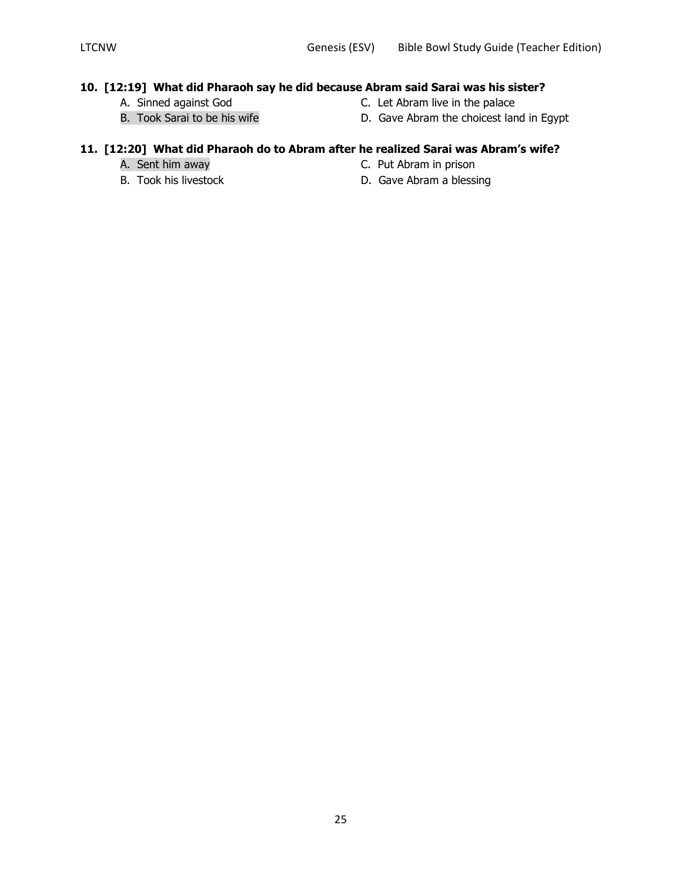**10. [12:19] What did Pharaoh say he did because Abram said Sarai was his sister?**

A. Sinned against God
B. Took Sarai to be his wife
C. Let Abram live in the palace
D. Gave Abram the choicest land in Egypt

**11. [12:20] What did Pharaoh do to Abram after he realized Sarai was Abram's wife?**

A. Sent him away
B. Took his livestock
C. Put Abram in prison
D. Gave Abram a blessing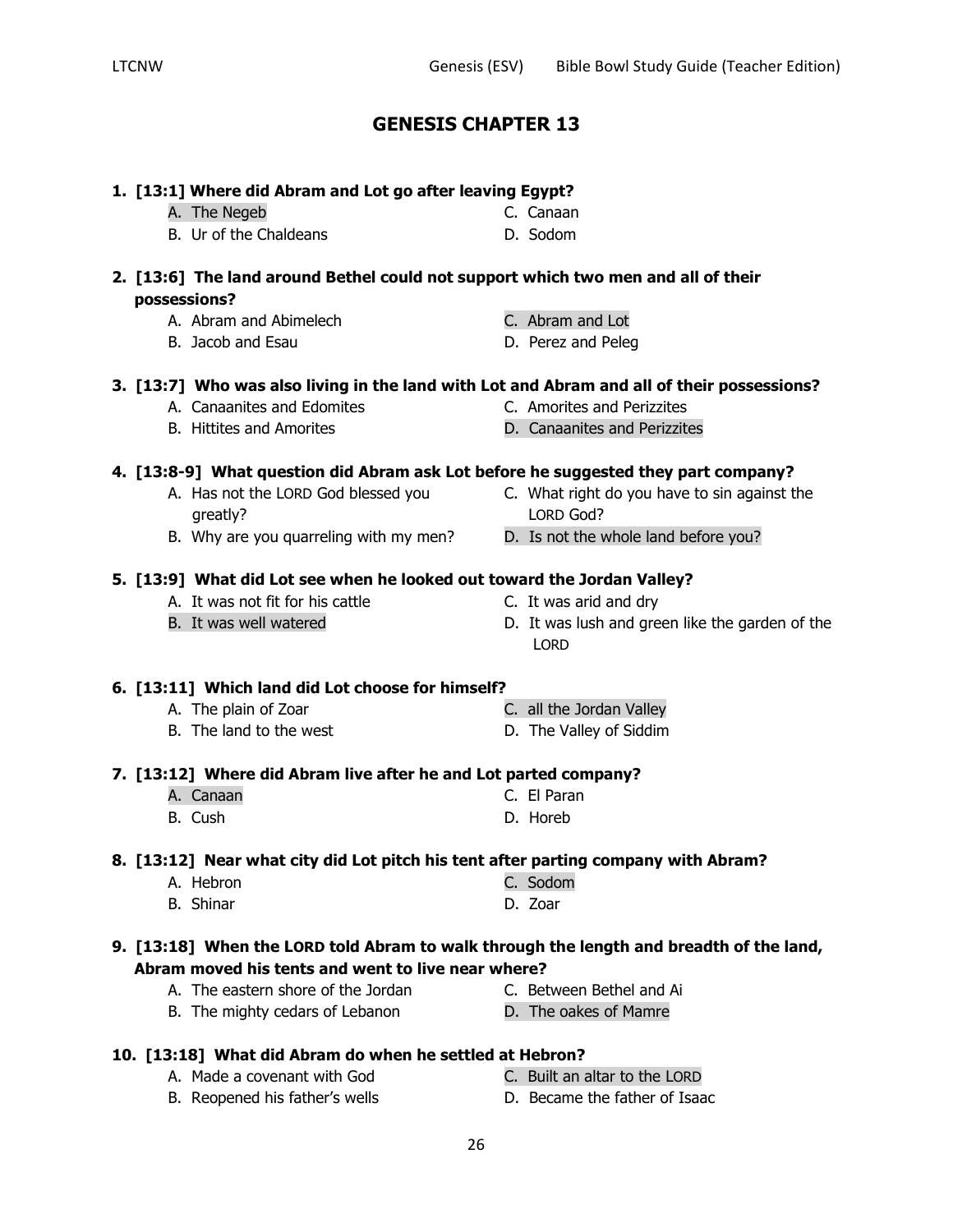# GENESIS CHAPTER 13

**1. [13:1] Where did Abram and Lot go after leaving Egypt?**

- A. The Negeb
- B. Ur of the Chaldeans
- C. Canaan
- D. Sodom

**2. [13:6] The land around Bethel could not support which two men and all of their possessions?**

- A. Abram and Abimelech
- B. Jacob and Esau
- C. Abram and Lot
- D. Perez and Peleg

**3. [13:7] Who was also living in the land with Lot and Abram and all of their possessions?**

- A. Canaanites and Edomites
- B. Hittites and Amorites
- C. Amorites and Perizzites
- D. Canaanites and Perizzites

**4. [13:8-9] What question did Abram ask Lot before he suggested they part company?**

- A. Has not the LORD God blessed you greatly?
- B. Why are you quarreling with my men?
- C. What right do you have to sin against the LORD God?
- D. Is not the whole land before you?

**5. [13:9] What did Lot see when he looked out toward the Jordan Valley?**

- A. It was not fit for his cattle
- B. It was well watered
- C. It was arid and dry
- D. It was lush and green like the garden of the LORD

**6. [13:11] Which land did Lot choose for himself?**

- A. The plain of Zoar
- B. The land to the west
- C. all the Jordan Valley
- D. The Valley of Siddim

**7. [13:12] Where did Abram live after he and Lot parted company?**

- A. Canaan
- B. Cush
- C. El Paran
- D. Horeb

**8. [13:12] Near what city did Lot pitch his tent after parting company with Abram?**

- A. Hebron
- B. Shinar
- C. Sodom
- D. Zoar

**9. [13:18] When the LORD told Abram to walk through the length and breadth of the land, Abram moved his tents and went to live near where?**

- A. The eastern shore of the Jordan
- B. The mighty cedars of Lebanon
- C. Between Bethel and Ai
- D. The oakes of Mamre

**10. [13:18] What did Abram do when he settled at Hebron?**

- A. Made a covenant with God
- B. Reopened his father's wells
- C. Built an altar to the LORD
- D. Became the father of Isaac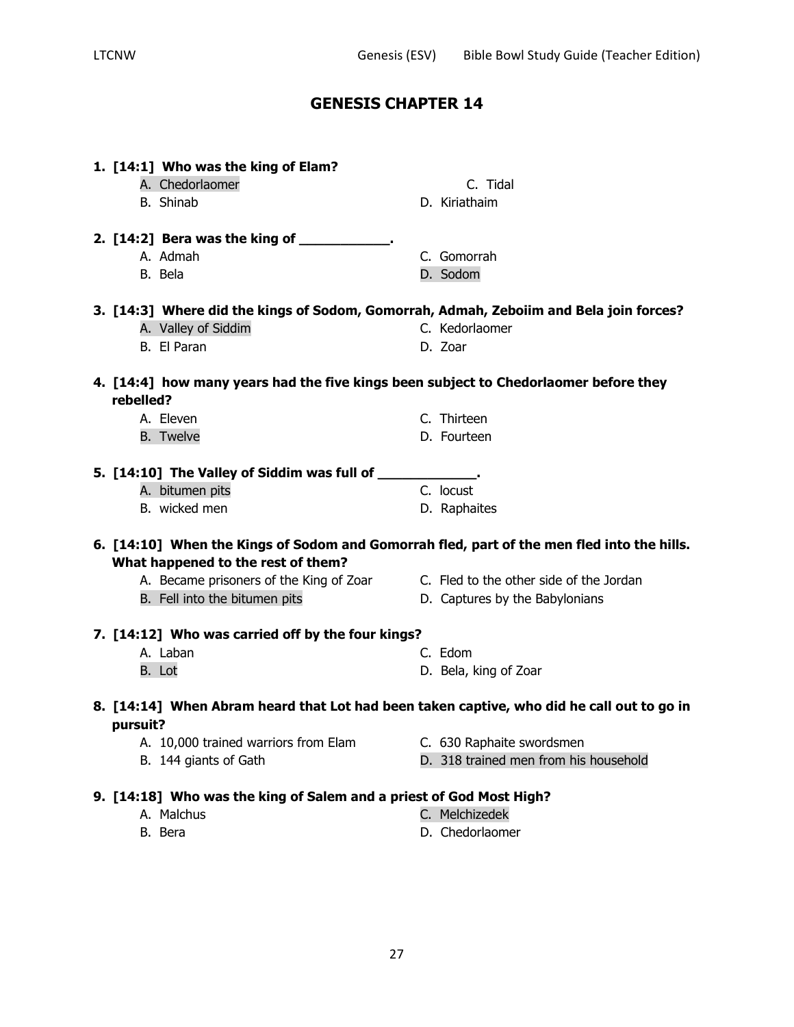# GENESIS CHAPTER 14

**1. [14:1] Who was the king of Elam?**

- A. Chedorlaomer
- B. Shinab
- C. Tidal
- D. Kiriathaim

**2. [14:2] Bera was the king of ___________.**

- A. Admah
- B. Bela
- C. Gomorrah
- D. Sodom

**3. [14:3] Where did the kings of Sodom, Gomorrah, Admah, Zeboiim and Bela join forces?**

- A. Valley of Siddim
- B. El Paran
- C. Kedorlaomer
- D. Zoar

**4. [14:4] how many years had the five kings been subject to Chedorlaomer before they rebelled?**

- A. Eleven
- B. Twelve
- C. Thirteen
- D. Fourteen

**5. [14:10] The Valley of Siddim was full of ____________.**

- A. bitumen pits
- B. wicked men
- C. locust
- D. Raphaites

**6. [14:10] When the Kings of Sodom and Gomorrah fled, part of the men fled into the hills. What happened to the rest of them?**

- A. Became prisoners of the King of Zoar
- B. Fell into the bitumen pits
- C. Fled to the other side of the Jordan
- D. Captures by the Babylonians

**7. [14:12] Who was carried off by the four kings?**

- A. Laban
- B. Lot
- C. Edom
- D. Bela, king of Zoar

**8. [14:14] When Abram heard that Lot had been taken captive, who did he call out to go in pursuit?**

- A. 10,000 trained warriors from Elam
- B. 144 giants of Gath
- C. 630 Raphaite swordsmen
- D. 318 trained men from his household

**9. [14:18] Who was the king of Salem and a priest of God Most High?**

- A. Malchus
- B. Bera
- C. Melchizedek
- D. Chedorlaomer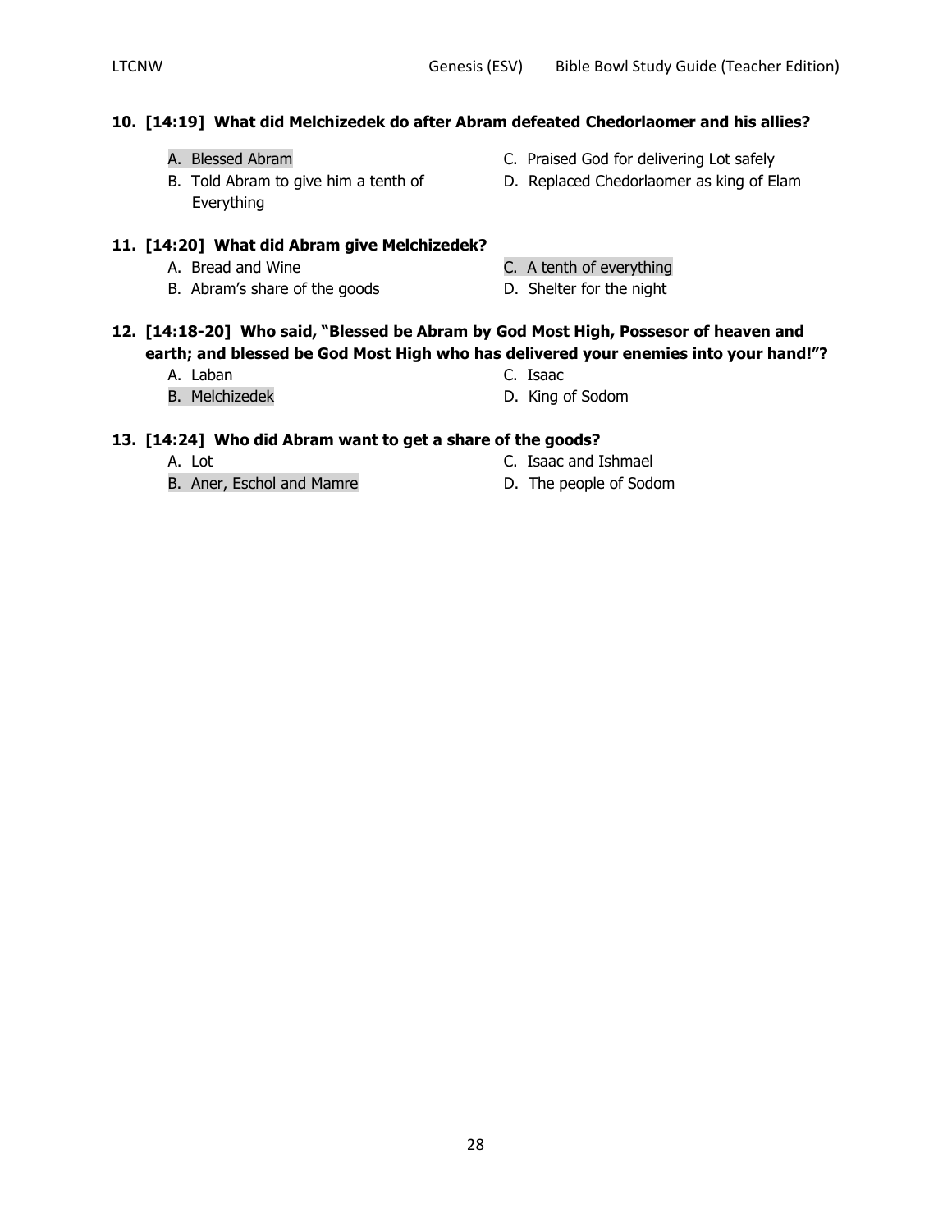**10. [14:19] What did Melchizedek do after Abram defeated Chedorlaomer and his allies?**

A. Blessed Abram

B. Told Abram to give him a tenth of Everything

C. Praised God for delivering Lot safely

D. Replaced Chedorlaomer as king of Elam

**11. [14:20] What did Abram give Melchizedek?**

A. Bread and Wine

B. Abram's share of the goods

C. A tenth of everything

D. Shelter for the night

**12. [14:18-20] Who said, "Blessed be Abram by God Most High, Possesor of heaven and earth; and blessed be God Most High who has delivered your enemies into your hand!"?**

A. Laban

B. Melchizedek

C. Isaac

D. King of Sodom

**13. [14:24] Who did Abram want to get a share of the goods?**

A. Lot

B. Aner, Eschol and Mamre

C. Isaac and Ishmael

D. The people of Sodom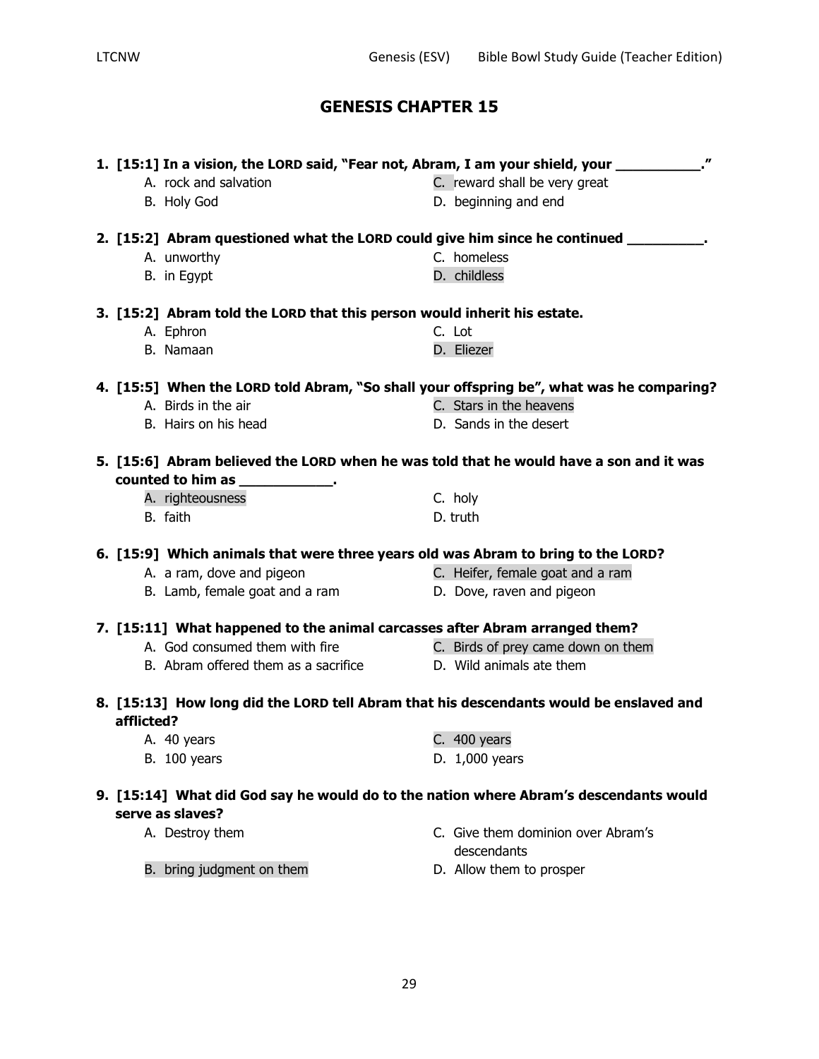# GENESIS CHAPTER 15

**1. [15:1] In a vision, the LORD said, "Fear not, Abram, I am your shield, your ___________."**

A. rock and salvation
B. Holy God
C. reward shall be very great
D. beginning and end

**2. [15:2] Abram questioned what the LORD could give him since he continued __________.**

A. unworthy
B. in Egypt
C. homeless
D. childless

**3. [15:2] Abram told the LORD that this person would inherit his estate.**

A. Ephron
B. Namaan
C. Lot
D. Eliezer

**4. [15:5] When the LORD told Abram, "So shall your offspring be", what was he comparing?**

A. Birds in the air
B. Hairs on his head
C. Stars in the heavens
D. Sands in the desert

**5. [15:6] Abram believed the LORD when he was told that he would have a son and it was counted to him as ____________.**

A. righteousness
B. faith
C. holy
D. truth

**6. [15:9] Which animals that were three years old was Abram to bring to the LORD?**

A. a ram, dove and pigeon
B. Lamb, female goat and a ram
C. Heifer, female goat and a ram
D. Dove, raven and pigeon

**7. [15:11] What happened to the animal carcasses after Abram arranged them?**

A. God consumed them with fire
B. Abram offered them as a sacrifice
C. Birds of prey came down on them
D. Wild animals ate them

**8. [15:13] How long did the LORD tell Abram that his descendants would be enslaved and afflicted?**

A. 40 years
B. 100 years
C. 400 years
D. 1,000 years

**9. [15:14] What did God say he would do to the nation where Abram's descendants would serve as slaves?**

A. Destroy them
B. bring judgment on them
C. Give them dominion over Abram's descendants
D. Allow them to prosper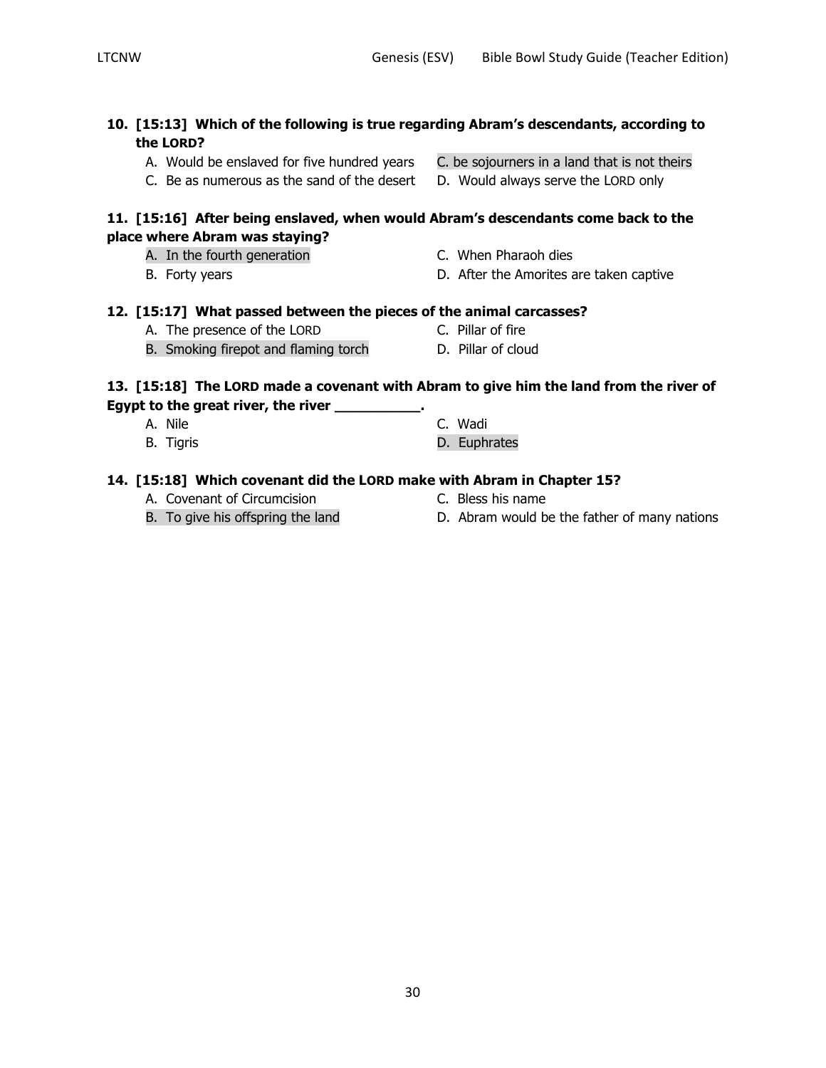**10. [15:13] Which of the following is true regarding Abram's descendants, according to the LORD?**

A. Would be enslaved for five hundred years
C. be sojourners in a land that is not theirs
C. Be as numerous as the sand of the desert
D. Would always serve the LORD only

**11. [15:16] After being enslaved, when would Abram's descendants come back to the place where Abram was staying?**

A. In the fourth generation
B. Forty years
C. When Pharaoh dies
D. After the Amorites are taken captive

**12. [15:17] What passed between the pieces of the animal carcasses?**

A. The presence of the LORD
B. Smoking firepot and flaming torch
C. Pillar of fire
D. Pillar of cloud

**13. [15:18] The LORD made a covenant with Abram to give him the land from the river of Egypt to the great river, the river __________.**

A. Nile
B. Tigris
C. Wadi
D. Euphrates

**14. [15:18] Which covenant did the LORD make with Abram in Chapter 15?**

A. Covenant of Circumcision
B. To give his offspring the land
C. Bless his name
D. Abram would be the father of many nations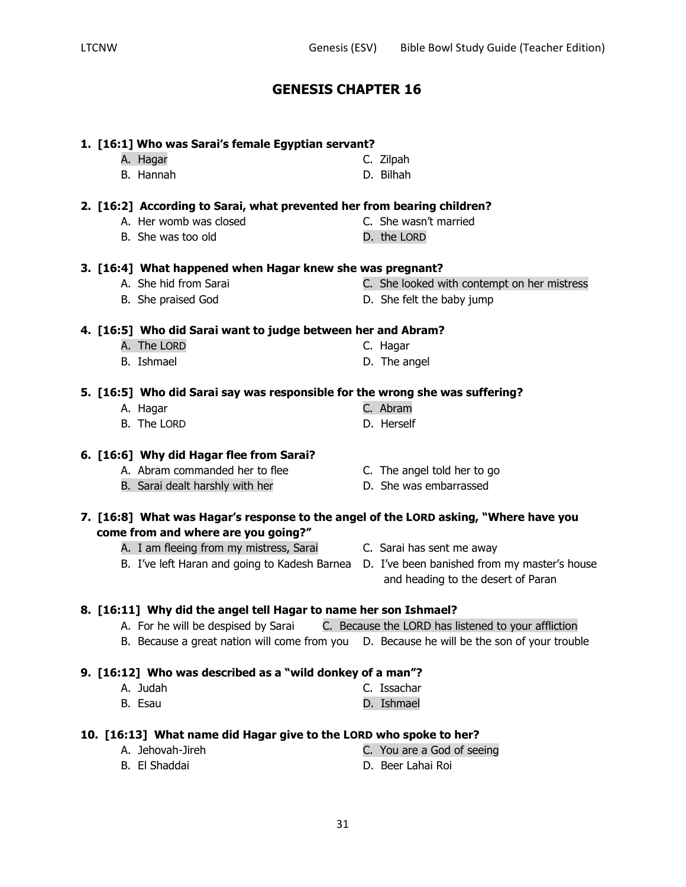# GENESIS CHAPTER 16

**1. [16:1] Who was Sarai's female Egyptian servant?**

- A. Hagar
- B. Hannah
- C. Zilpah
- D. Bilhah

**2. [16:2] According to Sarai, what prevented her from bearing children?**

- A. Her womb was closed
- B. She was too old
- C. She wasn't married
- D. the LORD

**3. [16:4] What happened when Hagar knew she was pregnant?**

- A. She hid from Sarai
- B. She praised God
- C. She looked with contempt on her mistress
- D. She felt the baby jump

**4. [16:5] Who did Sarai want to judge between her and Abram?**

- A. The LORD
- B. Ishmael
- C. Hagar
- D. The angel

**5. [16:5] Who did Sarai say was responsible for the wrong she was suffering?**

- A. Hagar
- B. The LORD
- C. Abram
- D. Herself

**6. [16:6] Why did Hagar flee from Sarai?**

- A. Abram commanded her to flee
- B. Sarai dealt harshly with her
- C. The angel told her to go
- D. She was embarrassed

**7. [16:8] What was Hagar's response to the angel of the LORD asking, "Where have you come from and where are you going?"**

- A. I am fleeing from my mistress, Sarai
- B. I've left Haran and going to Kadesh Barnea
- C. Sarai has sent me away
- D. I've been banished from my master's house and heading to the desert of Paran

**8. [16:11] Why did the angel tell Hagar to name her son Ishmael?**

- A. For he will be despised by Sarai
- B. Because a great nation will come from you
- C. Because the LORD has listened to your affliction
- D. Because he will be the son of your trouble

**9. [16:12] Who was described as a "wild donkey of a man"?**

- A. Judah
- B. Esau
- C. Issachar
- D. Ishmael

**10. [16:13] What name did Hagar give to the LORD who spoke to her?**

- A. Jehovah-Jireh
- B. El Shaddai
- C. You are a God of seeing
- D. Beer Lahai Roi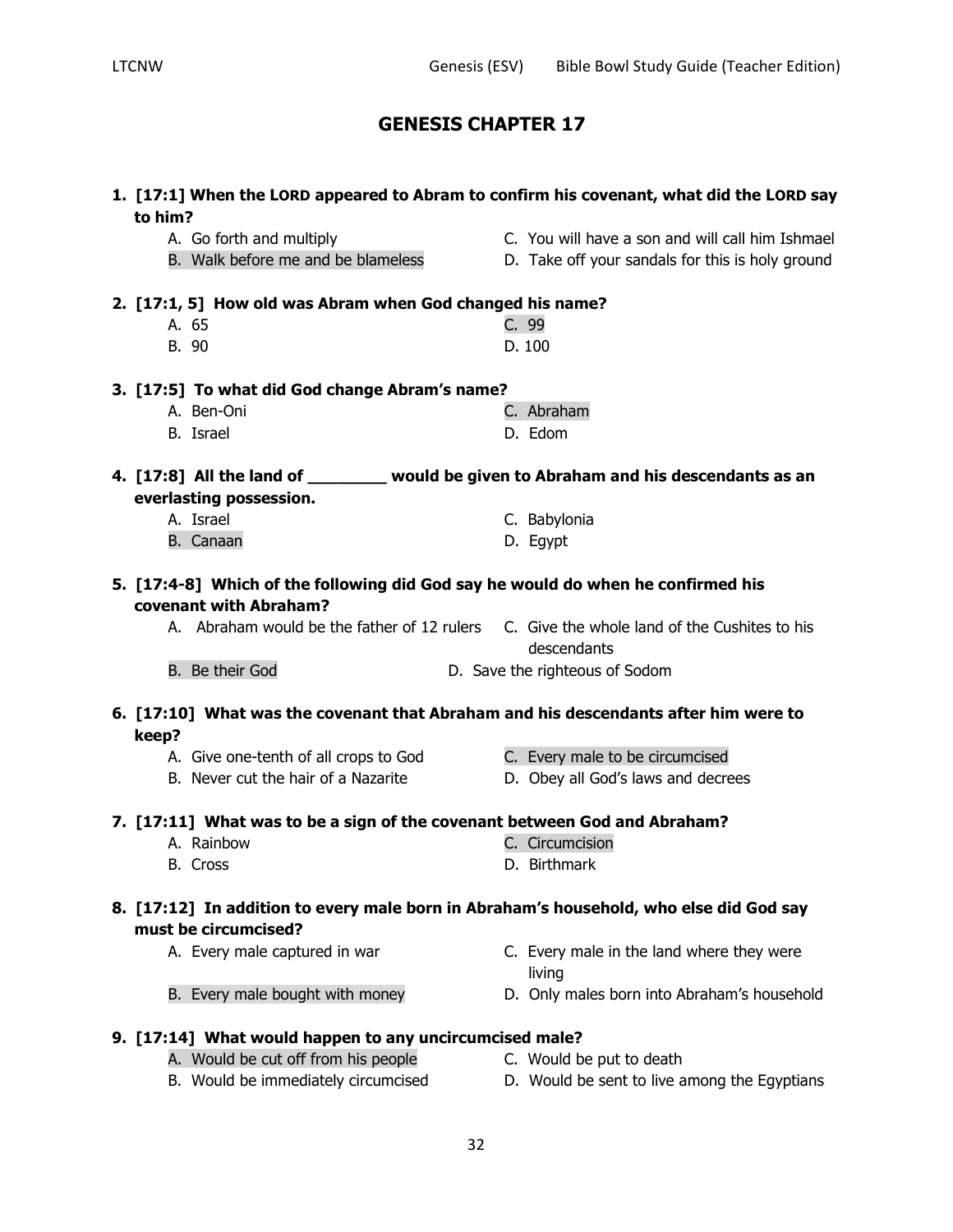# GENESIS CHAPTER 17

**1. [17:1] When the LORD appeared to Abram to confirm his covenant, what did the LORD say to him?**

- A. Go forth and multiply
- B. Walk before me and be blameless
- C. You will have a son and will call him Ishmael
- D. Take off your sandals for this is holy ground

**2. [17:1, 5] How old was Abram when God changed his name?**

- A. 65
- B. 90
- C. 99
- D. 100

**3. [17:5] To what did God change Abram's name?**

- A. Ben-Oni
- B. Israel
- C. Abraham
- D. Edom

**4. [17:8] All the land of ________ would be given to Abraham and his descendants as an everlasting possession.**

- A. Israel
- B. Canaan
- C. Babylonia
- D. Egypt

**5. [17:4-8] Which of the following did God say he would do when he confirmed his covenant with Abraham?**

- A. Abraham would be the father of 12 rulers
- B. Be their God
- C. Give the whole land of the Cushites to his descendants
- D. Save the righteous of Sodom

**6. [17:10] What was the covenant that Abraham and his descendants after him were to keep?**

- A. Give one-tenth of all crops to God
- B. Never cut the hair of a Nazarite
- C. Every male to be circumcised
- D. Obey all God's laws and decrees

**7. [17:11] What was to be a sign of the covenant between God and Abraham?**

- A. Rainbow
- B. Cross
- C. Circumcision
- D. Birthmark

**8. [17:12] In addition to every male born in Abraham's household, who else did God say must be circumcised?**

- A. Every male captured in war
- B. Every male bought with money
- C. Every male in the land where they were living
- D. Only males born into Abraham's household

**9. [17:14] What would happen to any uncircumcised male?**

- A. Would be cut off from his people
- B. Would be immediately circumcised
- C. Would be put to death
- D. Would be sent to live among the Egyptians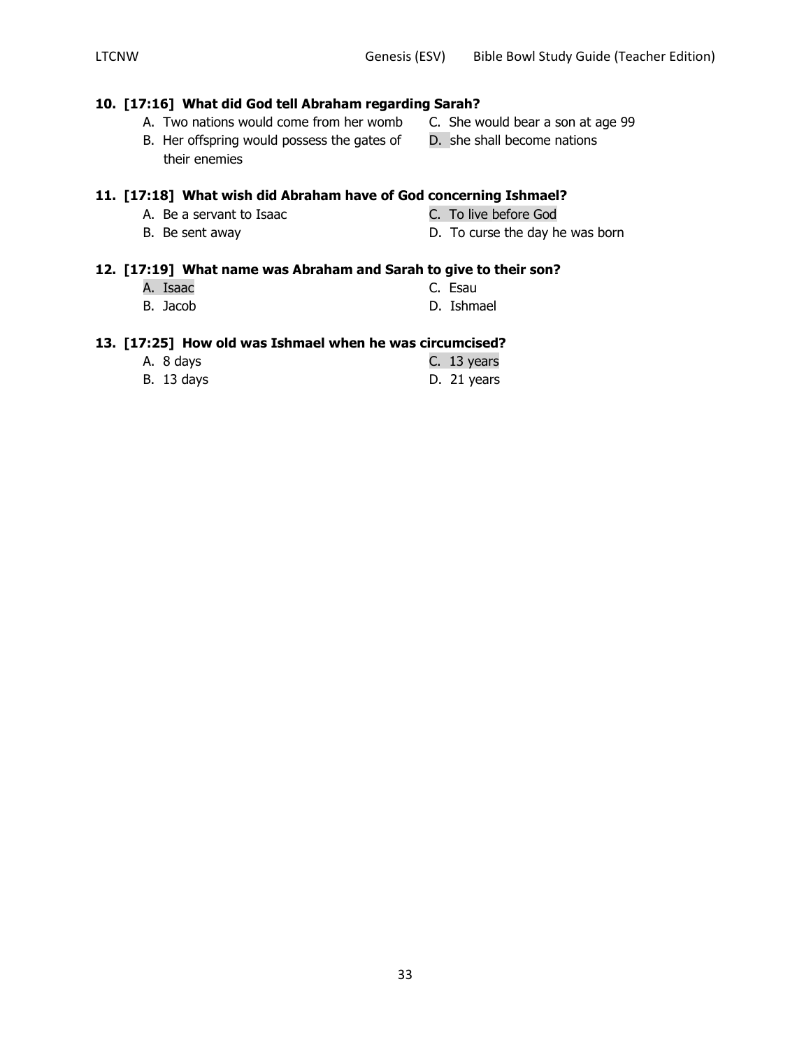**10. [17:16] What did God tell Abraham regarding Sarah?**

A. Two nations would come from her womb
B. Her offspring would possess the gates of their enemies
C. She would bear a son at age 99
D. she shall become nations

**11. [17:18] What wish did Abraham have of God concerning Ishmael?**

A. Be a servant to Isaac
B. Be sent away
C. To live before God
D. To curse the day he was born

**12. [17:19] What name was Abraham and Sarah to give to their son?**

A. Isaac
B. Jacob
C. Esau
D. Ishmael

**13. [17:25] How old was Ishmael when he was circumcised?**

A. 8 days
B. 13 days
C. 13 years
D. 21 years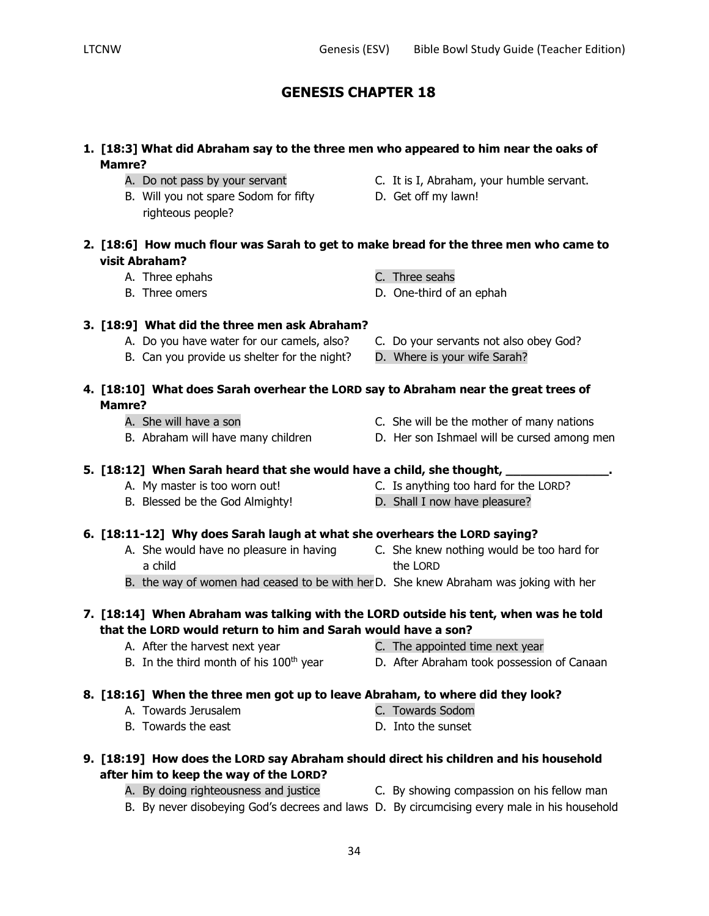# GENESIS CHAPTER 18

**1. [18:3] What did Abraham say to the three men who appeared to him near the oaks of Mamre?**

- A. Do not pass by your servant
- B. Will you not spare Sodom for fifty righteous people?
- C. It is I, Abraham, your humble servant.
- D. Get off my lawn!

**2. [18:6] How much flour was Sarah to get to make bread for the three men who came to visit Abraham?**

- A. Three ephahs
- B. Three omers
- C. Three seahs
- D. One-third of an ephah

**3. [18:9] What did the three men ask Abraham?**

- A. Do you have water for our camels, also?
- B. Can you provide us shelter for the night?
- C. Do your servants not also obey God?
- D. Where is your wife Sarah?

**4. [18:10] What does Sarah overhear the LORD say to Abraham near the great trees of Mamre?**

- A. She will have a son
- B. Abraham will have many children
- C. She will be the mother of many nations
- D. Her son Ishmael will be cursed among men

**5. [18:12] When Sarah heard that she would have a child, she thought, _______________.**

- A. My master is too worn out!
- B. Blessed be the God Almighty!
- C. Is anything too hard for the LORD?
- D. Shall I now have pleasure?

**6. [18:11-12] Why does Sarah laugh at what she overhears the LORD saying?**

- A. She would have no pleasure in having a child
- B. the way of women had ceased to be with her
- C. She knew nothing would be too hard for the LORD
- D. She knew Abraham was joking with her

**7. [18:14] When Abraham was talking with the LORD outside his tent, when was he told that the LORD would return to him and Sarah would have a son?**

- A. After the harvest next year
- B. In the third month of his 100th year
- C. The appointed time next year
- D. After Abraham took possession of Canaan

**8. [18:16] When the three men got up to leave Abraham, to where did they look?**

- A. Towards Jerusalem
- B. Towards the east
- C. Towards Sodom
- D. Into the sunset

**9. [18:19] How does the LORD say Abraham should direct his children and his household after him to keep the way of the LORD?**

- A. By doing righteousness and justice
- B. By never disobeying God's decrees and laws
- C. By showing compassion on his fellow man
- D. By circumcising every male in his household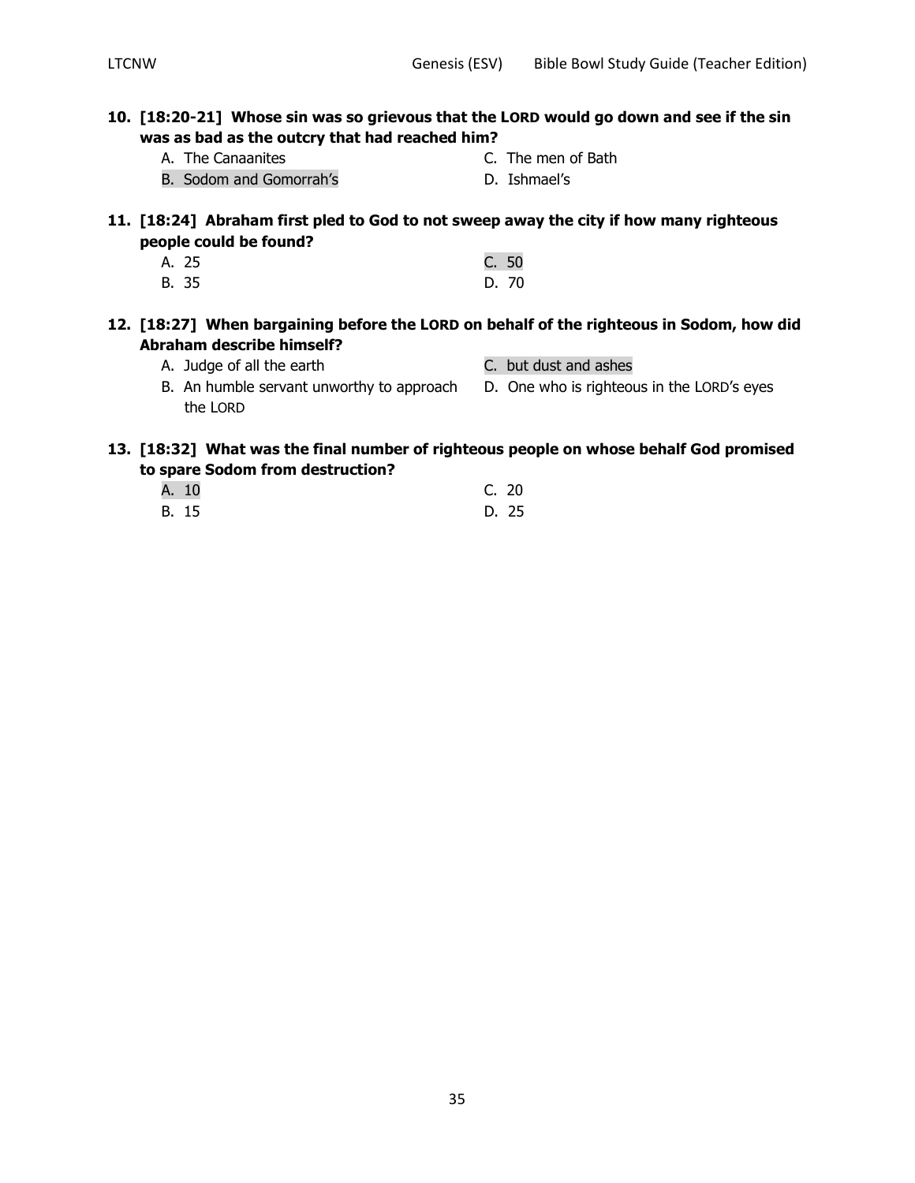**10. [18:20-21] Whose sin was so grievous that the LORD would go down and see if the sin was as bad as the outcry that had reached him?**

A. The Canaanites
B. Sodom and Gomorrah's
C. The men of Bath
D. Ishmael's

**11. [18:24] Abraham first pled to God to not sweep away the city if how many righteous people could be found?**

A. 25
B. 35
C. 50
D. 70

**12. [18:27] When bargaining before the LORD on behalf of the righteous in Sodom, how did Abraham describe himself?**

A. Judge of all the earth
B. An humble servant unworthy to approach the LORD
C. but dust and ashes
D. One who is righteous in the LORD's eyes

**13. [18:32] What was the final number of righteous people on whose behalf God promised to spare Sodom from destruction?**

A. 10
B. 15
C. 20
D. 25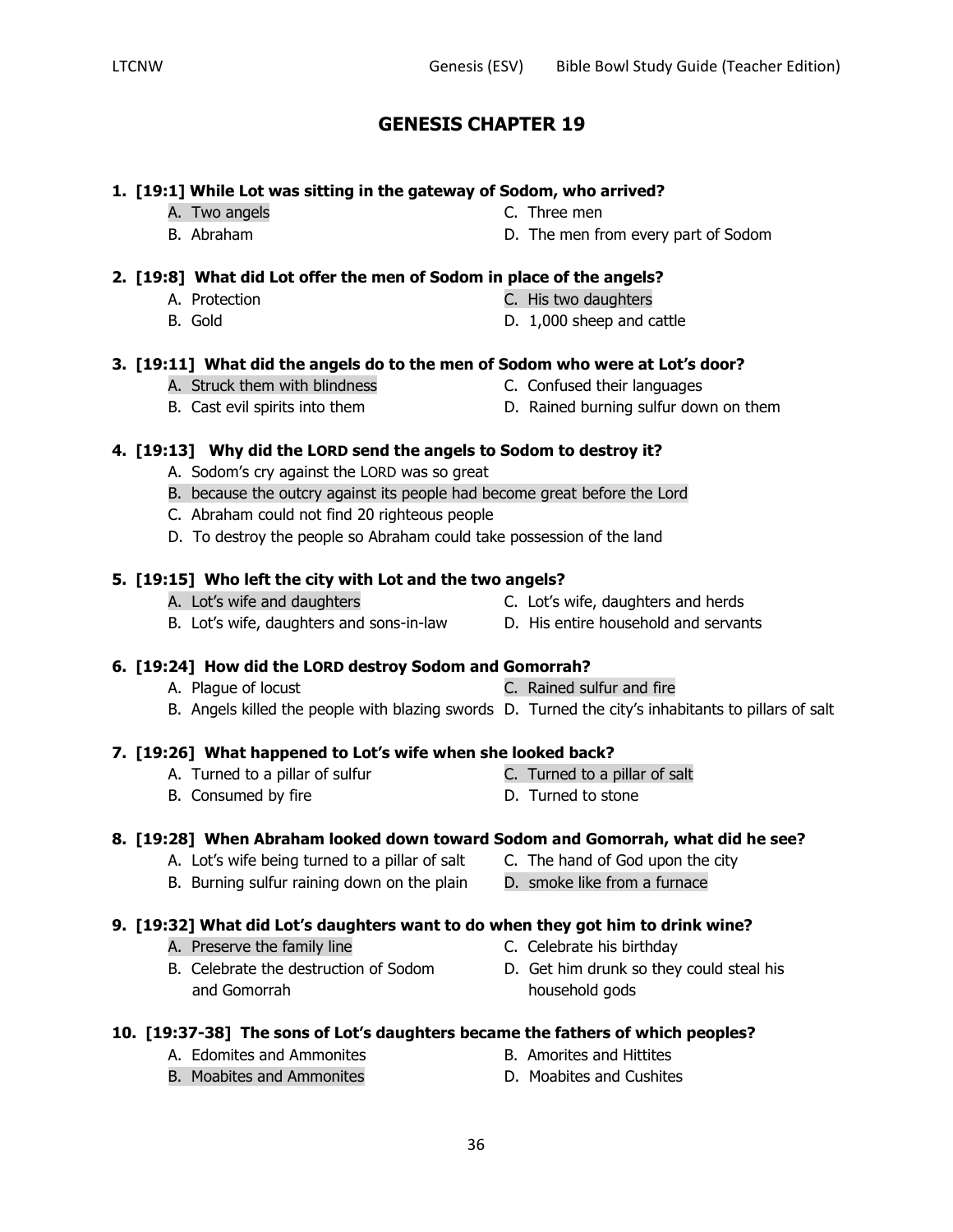# GENESIS CHAPTER 19

**1. [19:1] While Lot was sitting in the gateway of Sodom, who arrived?**

- A. Two angels
- B. Abraham
- C. Three men
- D. The men from every part of Sodom

**2. [19:8] What did Lot offer the men of Sodom in place of the angels?**

- A. Protection
- B. Gold
- C. His two daughters
- D. 1,000 sheep and cattle

**3. [19:11] What did the angels do to the men of Sodom who were at Lot's door?**

- A. Struck them with blindness
- B. Cast evil spirits into them
- C. Confused their languages
- D. Rained burning sulfur down on them

**4. [19:13] Why did the LORD send the angels to Sodom to destroy it?**

- A. Sodom's cry against the LORD was so great
- B. because the outcry against its people had become great before the Lord
- C. Abraham could not find 20 righteous people
- D. To destroy the people so Abraham could take possession of the land

**5. [19:15] Who left the city with Lot and the two angels?**

- A. Lot's wife and daughters
- B. Lot's wife, daughters and sons-in-law
- C. Lot's wife, daughters and herds
- D. His entire household and servants

**6. [19:24] How did the LORD destroy Sodom and Gomorrah?**

- A. Plague of locust
- B. Angels killed the people with blazing swords
- C. Rained sulfur and fire
- D. Turned the city's inhabitants to pillars of salt

**7. [19:26] What happened to Lot's wife when she looked back?**

- A. Turned to a pillar of sulfur
- B. Consumed by fire
- C. Turned to a pillar of salt
- D. Turned to stone

**8. [19:28] When Abraham looked down toward Sodom and Gomorrah, what did he see?**

- A. Lot's wife being turned to a pillar of salt
- B. Burning sulfur raining down on the plain
- C. The hand of God upon the city
- D. smoke like from a furnace

**9. [19:32] What did Lot's daughters want to do when they got him to drink wine?**

- A. Preserve the family line
- B. Celebrate the destruction of Sodom and Gomorrah
- C. Celebrate his birthday
- D. Get him drunk so they could steal his household gods

**10. [19:37-38] The sons of Lot's daughters became the fathers of which peoples?**

- A. Edomites and Ammonites
- B. Moabites and Ammonites
- B. Amorites and Hittites
- D. Moabites and Cushites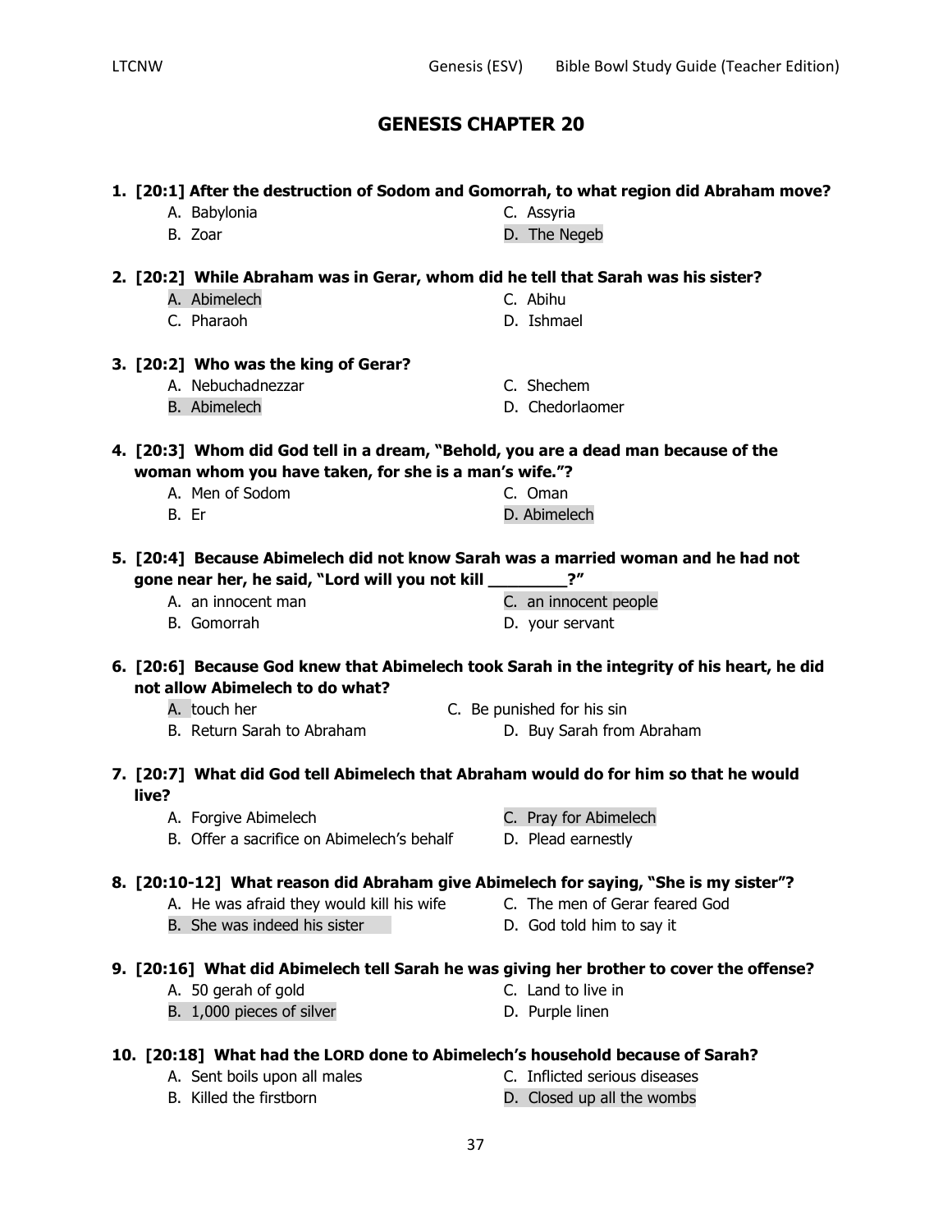# GENESIS CHAPTER 20

**1. [20:1] After the destruction of Sodom and Gomorrah, to what region did Abraham move?**

- A. Babylonia
- B. Zoar
- C. Assyria
- D. The Negeb

**2. [20:2] While Abraham was in Gerar, whom did he tell that Sarah was his sister?**

- A. Abimelech
- C. Pharaoh
- C. Abihu
- D. Ishmael

**3. [20:2] Who was the king of Gerar?**

- A. Nebuchadnezzar
- B. Abimelech
- C. Shechem
- D. Chedorlaomer

**4. [20:3] Whom did God tell in a dream, "Behold, you are a dead man because of the woman whom you have taken, for she is a man's wife."?**

- A. Men of Sodom
- B. Er
- C. Oman
- D. Abimelech

**5. [20:4] Because Abimelech did not know Sarah was a married woman and he had not gone near her, he said, "Lord will you not kill ________?"**

- A. an innocent man
- B. Gomorrah
- C. an innocent people
- D. your servant

**6. [20:6] Because God knew that Abimelech took Sarah in the integrity of his heart, he did not allow Abimelech to do what?**

- A. touch her
- B. Return Sarah to Abraham
- C. Be punished for his sin
- D. Buy Sarah from Abraham

**7. [20:7] What did God tell Abimelech that Abraham would do for him so that he would live?**

- A. Forgive Abimelech
- B. Offer a sacrifice on Abimelech's behalf
- C. Pray for Abimelech
- D. Plead earnestly

**8. [20:10-12] What reason did Abraham give Abimelech for saying, "She is my sister"?**

- A. He was afraid they would kill his wife
- B. She was indeed his sister
- C. The men of Gerar feared God
- D. God told him to say it

**9. [20:16] What did Abimelech tell Sarah he was giving her brother to cover the offense?**

- A. 50 gerah of gold
- B. 1,000 pieces of silver
- C. Land to live in
- D. Purple linen

**10. [20:18] What had the LORD done to Abimelech's household because of Sarah?**

- A. Sent boils upon all males
- B. Killed the firstborn
- C. Inflicted serious diseases
- D. Closed up all the wombs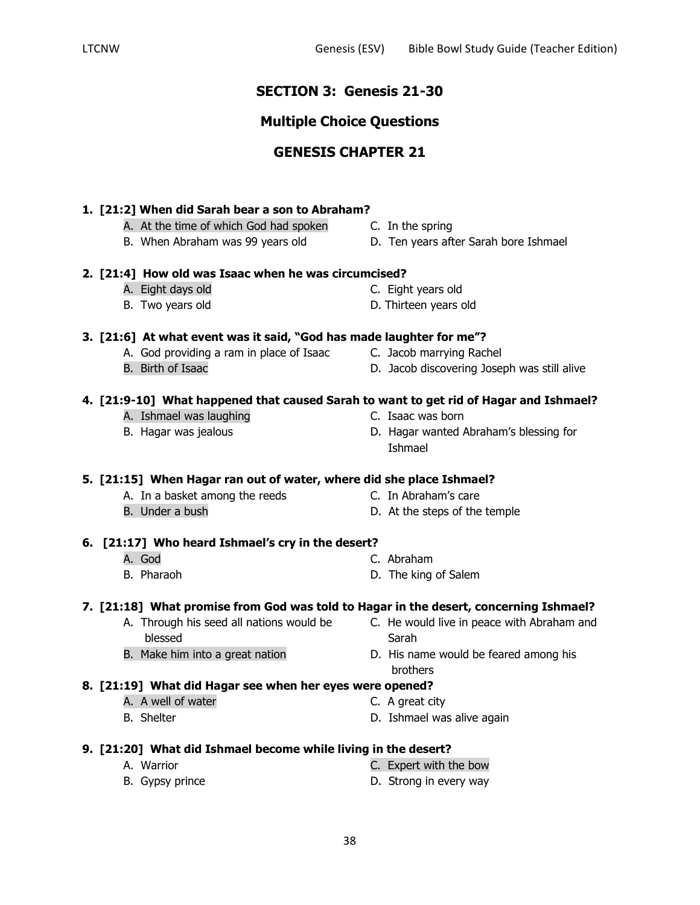## SECTION 3: Genesis 21-30

## Multiple Choice Questions

## GENESIS CHAPTER 21

**1. [21:2] When did Sarah bear a son to Abraham?**

- A. At the time of which God had spoken
- B. When Abraham was 99 years old
- C. In the spring
- D. Ten years after Sarah bore Ishmael

**2. [21:4] How old was Isaac when he was circumcised?**

- A. Eight days old
- B. Two years old
- C. Eight years old
- D. Thirteen years old

**3. [21:6] At what event was it said, "God has made laughter for me"?**

- A. God providing a ram in place of Isaac
- B. Birth of Isaac
- C. Jacob marrying Rachel
- D. Jacob discovering Joseph was still alive

**4. [21:9-10] What happened that caused Sarah to want to get rid of Hagar and Ishmael?**

- A. Ishmael was laughing
- B. Hagar was jealous
- C. Isaac was born
- D. Hagar wanted Abraham's blessing for Ishmael

**5. [21:15] When Hagar ran out of water, where did she place Ishmael?**

- A. In a basket among the reeds
- B. Under a bush
- C. In Abraham's care
- D. At the steps of the temple

**6. [21:17] Who heard Ishmael's cry in the desert?**

- A. God
- B. Pharaoh
- C. Abraham
- D. The king of Salem

**7. [21:18] What promise from God was told to Hagar in the desert, concerning Ishmael?**

- A. Through his seed all nations would be blessed
- B. Make him into a great nation
- C. He would live in peace with Abraham and Sarah
- D. His name would be feared among his brothers

**8. [21:19] What did Hagar see when her eyes were opened?**

- A. A well of water
- B. Shelter
- C. A great city
- D. Ishmael was alive again

**9. [21:20] What did Ishmael become while living in the desert?**

- A. Warrior
- B. Gypsy prince
- C. Expert with the bow
- D. Strong in every way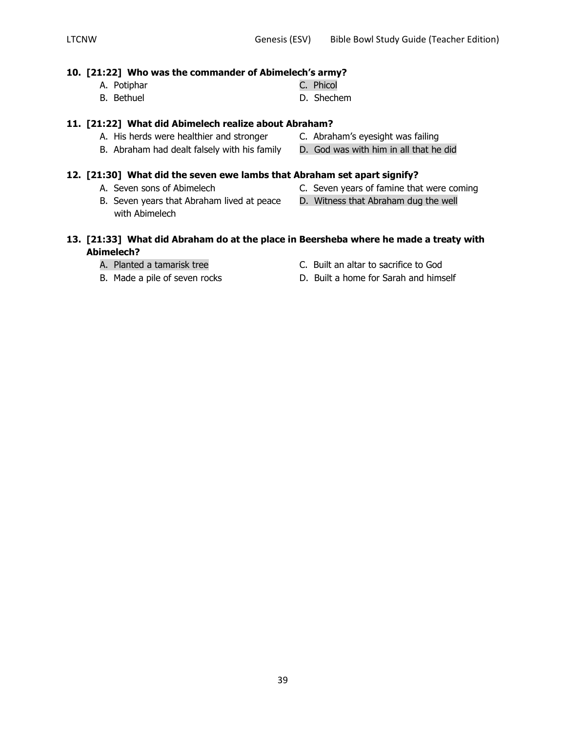**10. [21:22] Who was the commander of Abimelech's army?**

A. Potiphar
B. Bethuel
C. Phicol
D. Shechem

**11. [21:22] What did Abimelech realize about Abraham?**

A. His herds were healthier and stronger
B. Abraham had dealt falsely with his family
C. Abraham's eyesight was failing
D. God was with him in all that he did

**12. [21:30] What did the seven ewe lambs that Abraham set apart signify?**

A. Seven sons of Abimelech
B. Seven years that Abraham lived at peace with Abimelech
C. Seven years of famine that were coming
D. Witness that Abraham dug the well

**13. [21:33] What did Abraham do at the place in Beersheba where he made a treaty with Abimelech?**

A. Planted a tamarisk tree
B. Made a pile of seven rocks
C. Built an altar to sacrifice to God
D. Built a home for Sarah and himself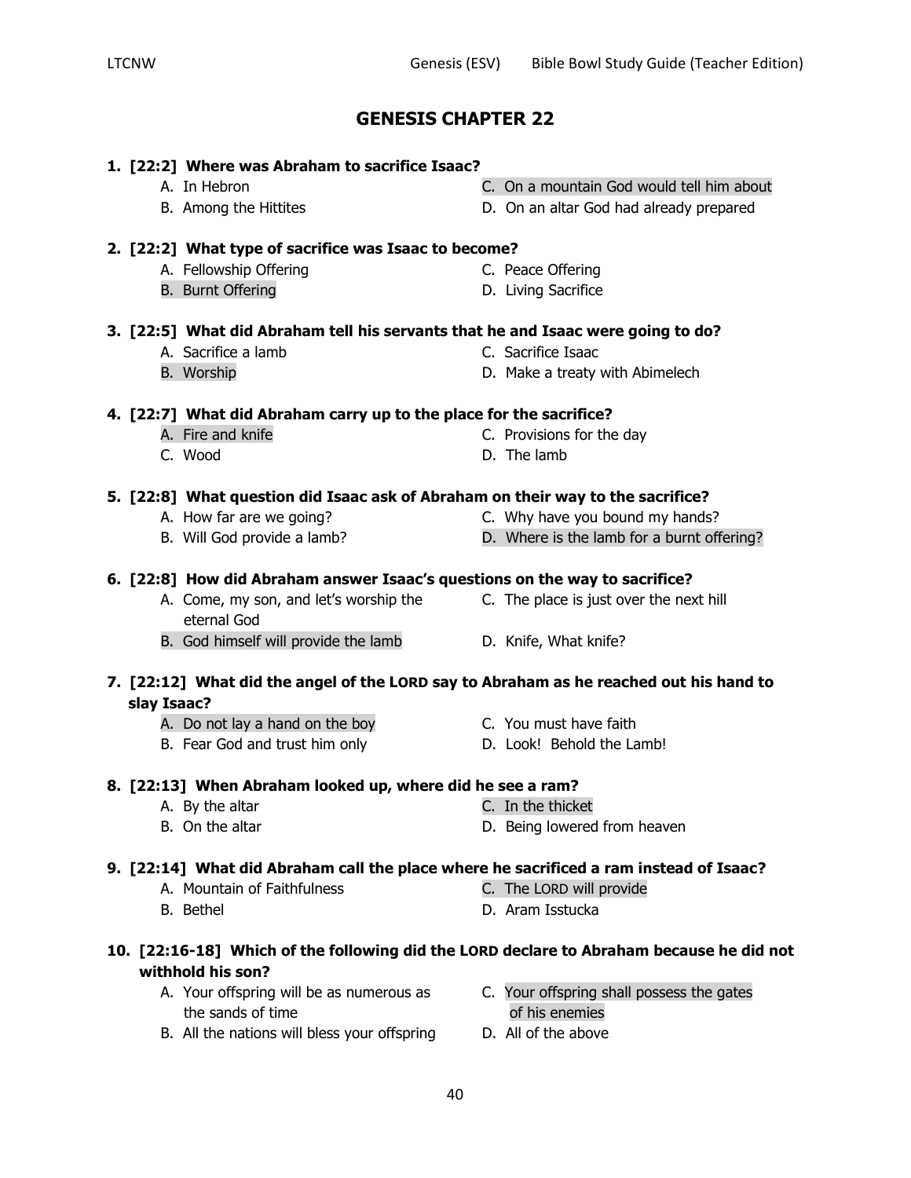# GENESIS CHAPTER 22

**1. [22:2] Where was Abraham to sacrifice Isaac?**

- A. In Hebron
- B. Among the Hittites
- C. On a mountain God would tell him about
- D. On an altar God had already prepared

**2. [22:2] What type of sacrifice was Isaac to become?**

- A. Fellowship Offering
- B. Burnt Offering
- C. Peace Offering
- D. Living Sacrifice

**3. [22:5] What did Abraham tell his servants that he and Isaac were going to do?**

- A. Sacrifice a lamb
- B. Worship
- C. Sacrifice Isaac
- D. Make a treaty with Abimelech

**4. [22:7] What did Abraham carry up to the place for the sacrifice?**

- A. Fire and knife
- C. Wood
- C. Provisions for the day
- D. The lamb

**5. [22:8] What question did Isaac ask of Abraham on their way to the sacrifice?**

- A. How far are we going?
- B. Will God provide a lamb?
- C. Why have you bound my hands?
- D. Where is the lamb for a burnt offering?

**6. [22:8] How did Abraham answer Isaac's questions on the way to sacrifice?**

- A. Come, my son, and let's worship the eternal God
- B. God himself will provide the lamb
- C. The place is just over the next hill
- D. Knife, What knife?

**7. [22:12] What did the angel of the LORD say to Abraham as he reached out his hand to slay Isaac?**

- A. Do not lay a hand on the boy
- B. Fear God and trust him only
- C. You must have faith
- D. Look! Behold the Lamb!

**8. [22:13] When Abraham looked up, where did he see a ram?**

- A. By the altar
- B. On the altar
- C. In the thicket
- D. Being lowered from heaven

**9. [22:14] What did Abraham call the place where he sacrificed a ram instead of Isaac?**

- A. Mountain of Faithfulness
- B. Bethel
- C. The LORD will provide
- D. Aram Isstucka

**10. [22:16-18] Which of the following did the LORD declare to Abraham because he did not withhold his son?**

- A. Your offspring will be as numerous as the sands of time
- B. All the nations will bless your offspring
- C. Your offspring shall possess the gates of his enemies
- D. All of the above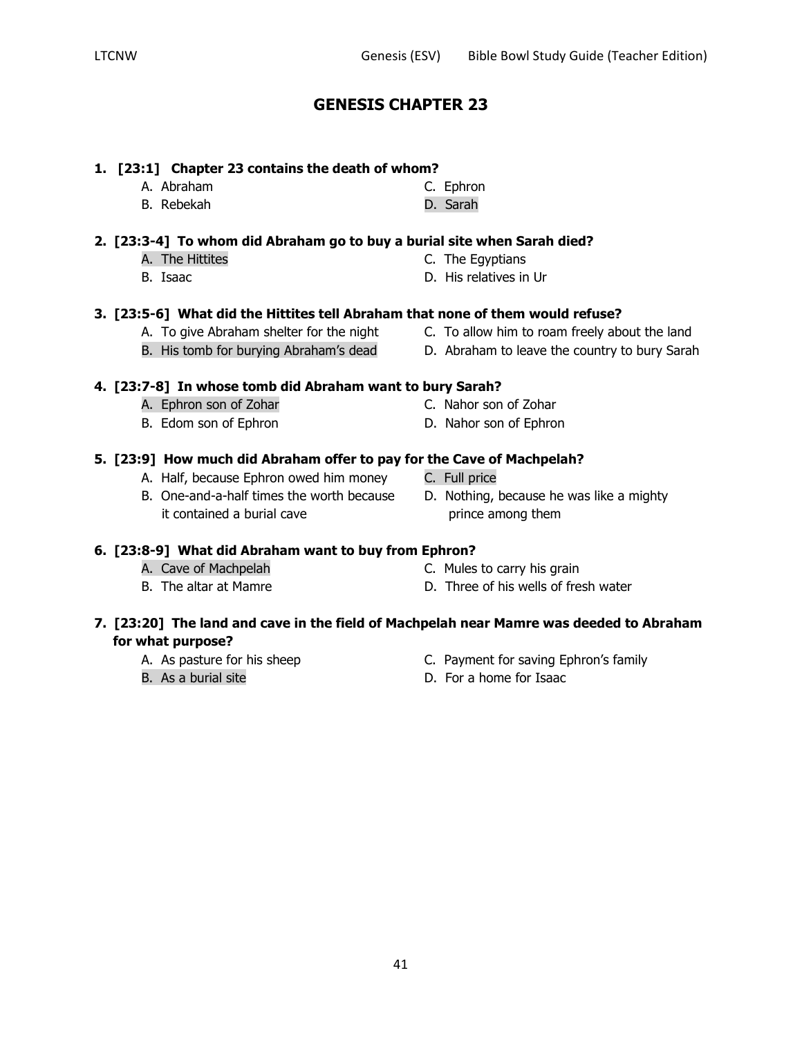# GENESIS CHAPTER 23

**1. [23:1] Chapter 23 contains the death of whom?**

- A. Abraham
- B. Rebekah
- C. Ephron
- D. Sarah

**2. [23:3-4] To whom did Abraham go to buy a burial site when Sarah died?**

- A. The Hittites
- B. Isaac
- C. The Egyptians
- D. His relatives in Ur

**3. [23:5-6] What did the Hittites tell Abraham that none of them would refuse?**

- A. To give Abraham shelter for the night
- B. His tomb for burying Abraham's dead
- C. To allow him to roam freely about the land
- D. Abraham to leave the country to bury Sarah

**4. [23:7-8] In whose tomb did Abraham want to bury Sarah?**

- A. Ephron son of Zohar
- B. Edom son of Ephron
- C. Nahor son of Zohar
- D. Nahor son of Ephron

**5. [23:9] How much did Abraham offer to pay for the Cave of Machpelah?**

- A. Half, because Ephron owed him money
- B. One-and-a-half times the worth because it contained a burial cave
- C. Full price
- D. Nothing, because he was like a mighty prince among them

**6. [23:8-9] What did Abraham want to buy from Ephron?**

- A. Cave of Machpelah
- B. The altar at Mamre
- C. Mules to carry his grain
- D. Three of his wells of fresh water

**7. [23:20] The land and cave in the field of Machpelah near Mamre was deeded to Abraham for what purpose?**

- A. As pasture for his sheep
- B. As a burial site
- C. Payment for saving Ephron's family
- D. For a home for Isaac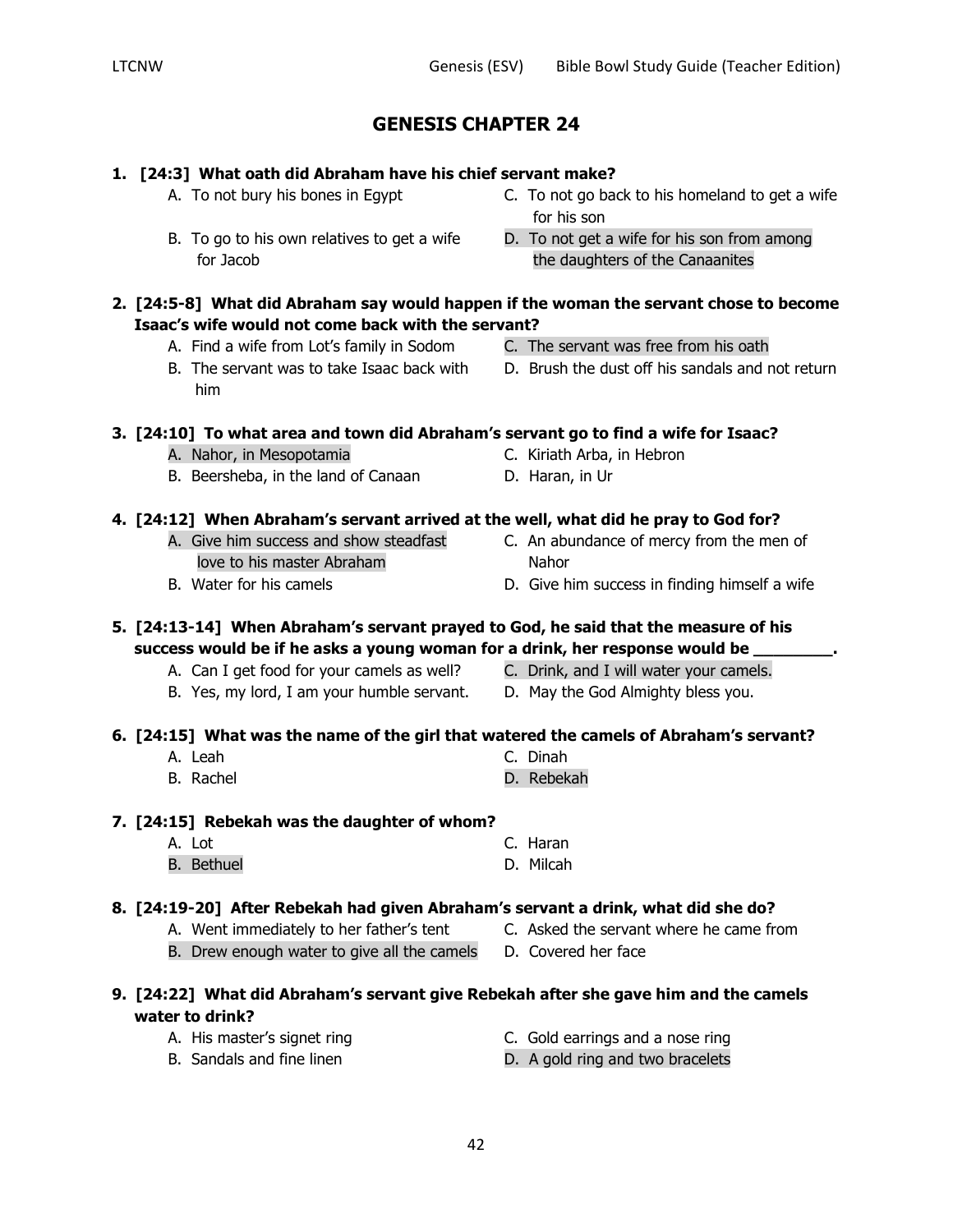# GENESIS CHAPTER 24

**1. [24:3] What oath did Abraham have his chief servant make?**

A. To not bury his bones in Egypt
B. To go to his own relatives to get a wife for Jacob
C. To not go back to his homeland to get a wife for his son
D. To not get a wife for his son from among the daughters of the Canaanites

**2. [24:5-8] What did Abraham say would happen if the woman the servant chose to become Isaac's wife would not come back with the servant?**

A. Find a wife from Lot's family in Sodom
B. The servant was to take Isaac back with him
C. The servant was free from his oath
D. Brush the dust off his sandals and not return

**3. [24:10] To what area and town did Abraham's servant go to find a wife for Isaac?**

A. Nahor, in Mesopotamia
B. Beersheba, in the land of Canaan
C. Kiriath Arba, in Hebron
D. Haran, in Ur

**4. [24:12] When Abraham's servant arrived at the well, what did he pray to God for?**

A. Give him success and show steadfast love to his master Abraham
B. Water for his camels
C. An abundance of mercy from the men of Nahor
D. Give him success in finding himself a wife

**5. [24:13-14] When Abraham's servant prayed to God, he said that the measure of his success would be if he asks a young woman for a drink, her response would be ________.**

A. Can I get food for your camels as well?
B. Yes, my lord, I am your humble servant.
C. Drink, and I will water your camels.
D. May the God Almighty bless you.

**6. [24:15] What was the name of the girl that watered the camels of Abraham's servant?**

A. Leah
B. Rachel
C. Dinah
D. Rebekah

**7. [24:15] Rebekah was the daughter of whom?**

A. Lot
B. Bethuel
C. Haran
D. Milcah

**8. [24:19-20] After Rebekah had given Abraham's servant a drink, what did she do?**

A. Went immediately to her father's tent
B. Drew enough water to give all the camels
C. Asked the servant where he came from
D. Covered her face

**9. [24:22] What did Abraham's servant give Rebekah after she gave him and the camels water to drink?**

A. His master's signet ring
B. Sandals and fine linen
C. Gold earrings and a nose ring
D. A gold ring and two bracelets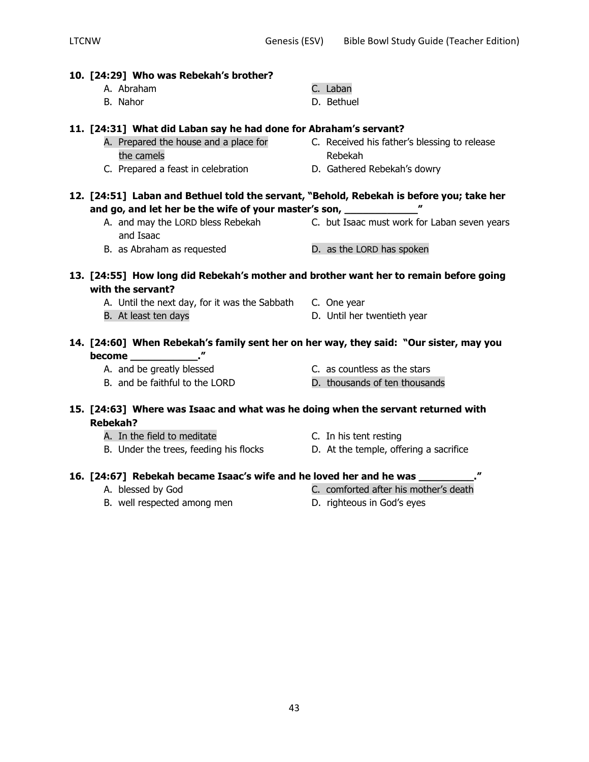**10. [24:29] Who was Rebekah's brother?**

A. Abraham
B. Nahor
C. Laban
D. Bethuel

**11. [24:31] What did Laban say he had done for Abraham's servant?**

A. Prepared the house and a place for the camels
C. Prepared a feast in celebration
C. Received his father's blessing to release Rebekah
D. Gathered Rebekah's dowry

**12. [24:51] Laban and Bethuel told the servant, "Behold, Rebekah is before you; take her and go, and let her be the wife of your master's son, ____________"**

A. and may the LORD bless Rebekah and Isaac
B. as Abraham as requested
C. but Isaac must work for Laban seven years
D. as the LORD has spoken

**13. [24:55] How long did Rebekah's mother and brother want her to remain before going with the servant?**

A. Until the next day, for it was the Sabbath
B. At least ten days
C. One year
D. Until her twentieth year

**14. [24:60] When Rebekah's family sent her on her way, they said: "Our sister, may you become ___________."**

A. and be greatly blessed
B. and be faithful to the LORD
C. as countless as the stars
D. thousands of ten thousands

**15. [24:63] Where was Isaac and what was he doing when the servant returned with Rebekah?**

A. In the field to meditate
B. Under the trees, feeding his flocks
C. In his tent resting
D. At the temple, offering a sacrifice

**16. [24:67] Rebekah became Isaac's wife and he loved her and he was _________."**

A. blessed by God
B. well respected among men
C. comforted after his mother's death
D. righteous in God's eyes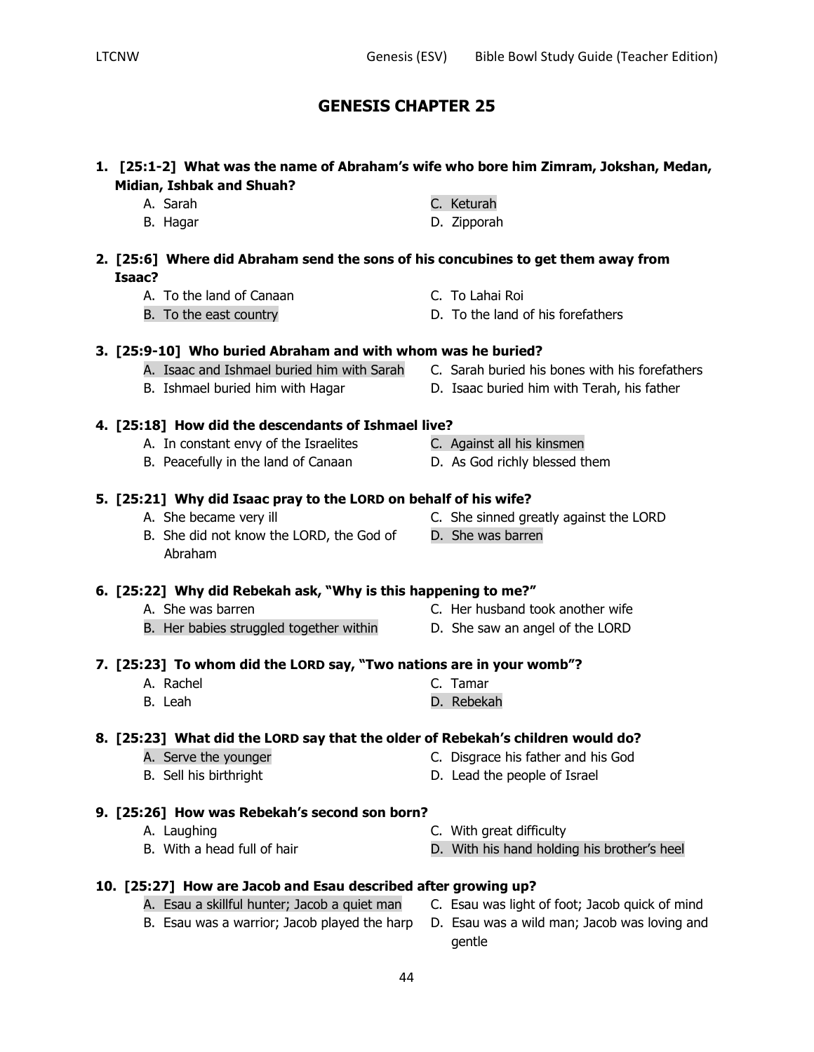# GENESIS CHAPTER 25

**1. [25:1-2] What was the name of Abraham's wife who bore him Zimram, Jokshan, Medan, Midian, Ishbak and Shuah?**

- A. Sarah
- B. Hagar
- C. Keturah
- D. Zipporah

**2. [25:6] Where did Abraham send the sons of his concubines to get them away from Isaac?**

- A. To the land of Canaan
- B. To the east country
- C. To Lahai Roi
- D. To the land of his forefathers

**3. [25:9-10] Who buried Abraham and with whom was he buried?**

- A. Isaac and Ishmael buried him with Sarah
- B. Ishmael buried him with Hagar
- C. Sarah buried his bones with his forefathers
- D. Isaac buried him with Terah, his father

**4. [25:18] How did the descendants of Ishmael live?**

- A. In constant envy of the Israelites
- B. Peacefully in the land of Canaan
- C. Against all his kinsmen
- D. As God richly blessed them

**5. [25:21] Why did Isaac pray to the LORD on behalf of his wife?**

- A. She became very ill
- B. She did not know the LORD, the God of Abraham
- C. She sinned greatly against the LORD
- D. She was barren

**6. [25:22] Why did Rebekah ask, "Why is this happening to me?"**

- A. She was barren
- B. Her babies struggled together within
- C. Her husband took another wife
- D. She saw an angel of the LORD

**7. [25:23] To whom did the LORD say, "Two nations are in your womb"?**

- A. Rachel
- B. Leah
- C. Tamar
- D. Rebekah

**8. [25:23] What did the LORD say that the older of Rebekah's children would do?**

- A. Serve the younger
- B. Sell his birthright
- C. Disgrace his father and his God
- D. Lead the people of Israel

**9. [25:26] How was Rebekah's second son born?**

- A. Laughing
- B. With a head full of hair
- C. With great difficulty
- D. With his hand holding his brother's heel

**10. [25:27] How are Jacob and Esau described after growing up?**

- A. Esau a skillful hunter; Jacob a quiet man
- B. Esau was a warrior; Jacob played the harp
- C. Esau was light of foot; Jacob quick of mind
- D. Esau was a wild man; Jacob was loving and gentle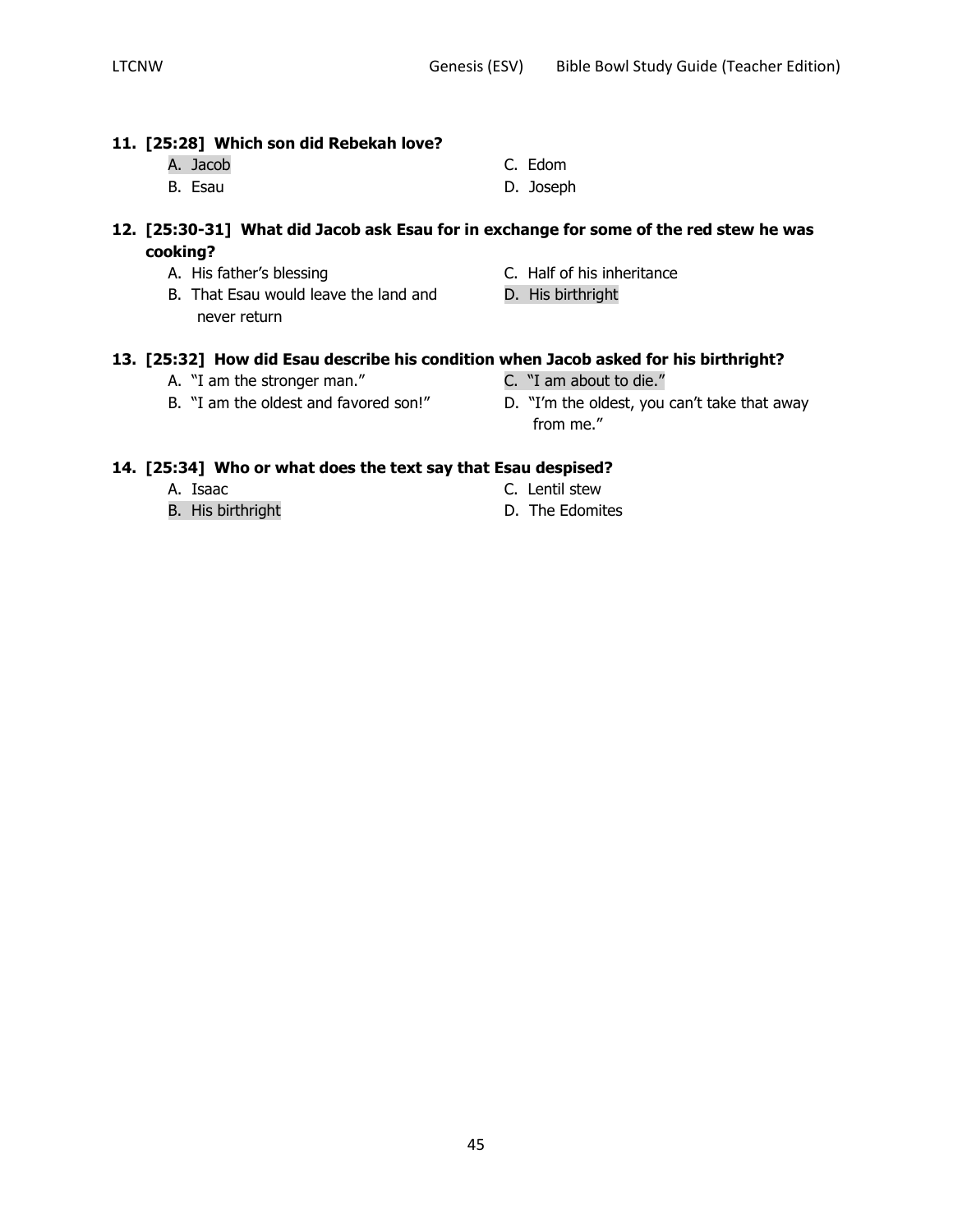**11. [25:28] Which son did Rebekah love?**

A. Jacob
B. Esau
C. Edom
D. Joseph

**12. [25:30-31] What did Jacob ask Esau for in exchange for some of the red stew he was cooking?**

A. His father's blessing
B. That Esau would leave the land and never return
C. Half of his inheritance
D. His birthright

**13. [25:32] How did Esau describe his condition when Jacob asked for his birthright?**

A. "I am the stronger man."
B. "I am the oldest and favored son!"
C. "I am about to die."
D. "I'm the oldest, you can't take that away from me."

**14. [25:34] Who or what does the text say that Esau despised?**

A. Isaac
B. His birthright
C. Lentil stew
D. The Edomites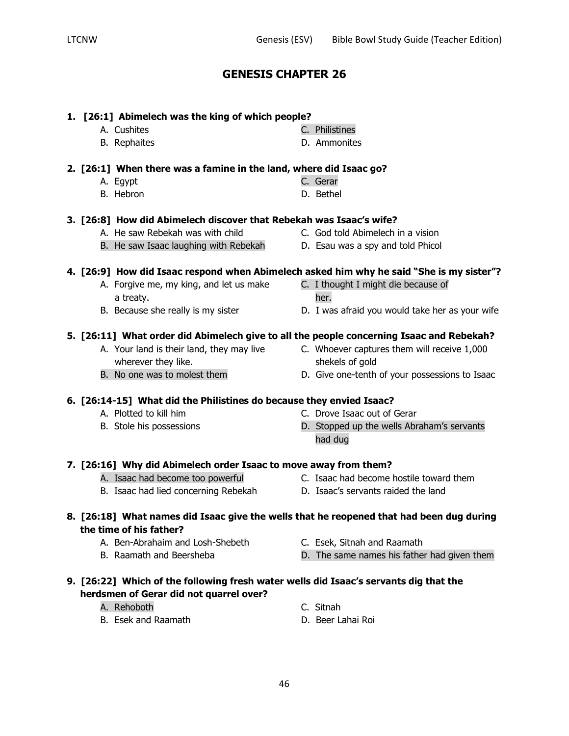## GENESIS CHAPTER 26

**1. [26:1] Abimelech was the king of which people?**

- A. Cushites
- B. Rephaites
- C. Philistines
- D. Ammonites

**2. [26:1] When there was a famine in the land, where did Isaac go?**

- A. Egypt
- B. Hebron
- C. Gerar
- D. Bethel

**3. [26:8] How did Abimelech discover that Rebekah was Isaac's wife?**

- A. He saw Rebekah was with child
- B. He saw Isaac laughing with Rebekah
- C. God told Abimelech in a vision
- D. Esau was a spy and told Phicol

**4. [26:9] How did Isaac respond when Abimelech asked him why he said "She is my sister"?**

- A. Forgive me, my king, and let us make a treaty.
- B. Because she really is my sister
- C. I thought I might die because of her.
- D. I was afraid you would take her as your wife

**5. [26:11] What order did Abimelech give to all the people concerning Isaac and Rebekah?**

- A. Your land is their land, they may live wherever they like.
- B. No one was to molest them
- C. Whoever captures them will receive 1,000 shekels of gold
- D. Give one-tenth of your possessions to Isaac

**6. [26:14-15] What did the Philistines do because they envied Isaac?**

- A. Plotted to kill him
- B. Stole his possessions
- C. Drove Isaac out of Gerar
- D. Stopped up the wells Abraham's servants had dug

**7. [26:16] Why did Abimelech order Isaac to move away from them?**

- A. Isaac had become too powerful
- B. Isaac had lied concerning Rebekah
- C. Isaac had become hostile toward them
- D. Isaac's servants raided the land

**8. [26:18] What names did Isaac give the wells that he reopened that had been dug during the time of his father?**

- A. Ben-Abrahaim and Losh-Shebeth
- B. Raamath and Beersheba
- C. Esek, Sitnah and Raamath
- D. The same names his father had given them

**9. [26:22] Which of the following fresh water wells did Isaac's servants dig that the herdsmen of Gerar did not quarrel over?**

- A. Rehoboth
- B. Esek and Raamath
- C. Sitnah
- D. Beer Lahai Roi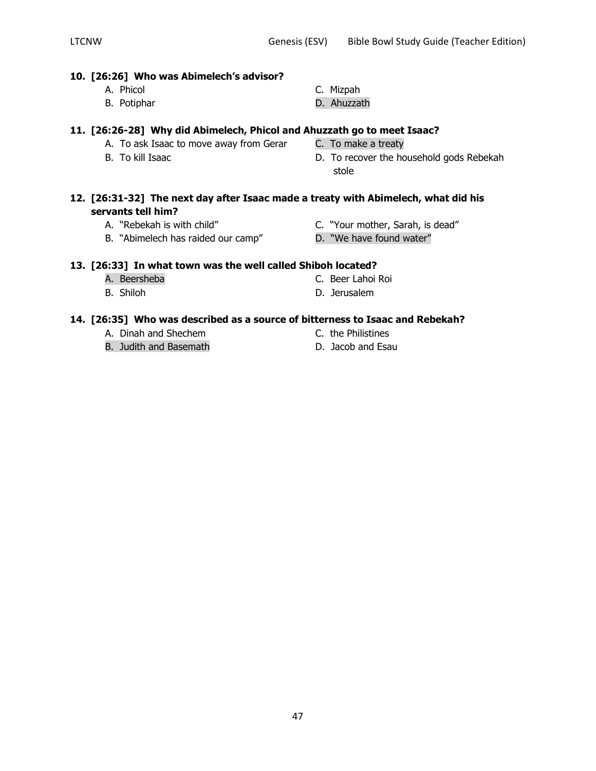**10. [26:26] Who was Abimelech's advisor?**

A. Phicol
B. Potiphar
C. Mizpah
D. Ahuzzath

**11. [26:26-28] Why did Abimelech, Phicol and Ahuzzath go to meet Isaac?**

A. To ask Isaac to move away from Gerar
B. To kill Isaac
C. To make a treaty
D. To recover the household gods Rebekah stole

**12. [26:31-32] The next day after Isaac made a treaty with Abimelech, what did his servants tell him?**

A. "Rebekah is with child"
B. "Abimelech has raided our camp"
C. "Your mother, Sarah, is dead"
D. "We have found water"

**13. [26:33] In what town was the well called Shiboh located?**

A. Beersheba
B. Shiloh
C. Beer Lahoi Roi
D. Jerusalem

**14. [26:35] Who was described as a source of bitterness to Isaac and Rebekah?**

A. Dinah and Shechem
B. Judith and Basemath
C. the Philistines
D. Jacob and Esau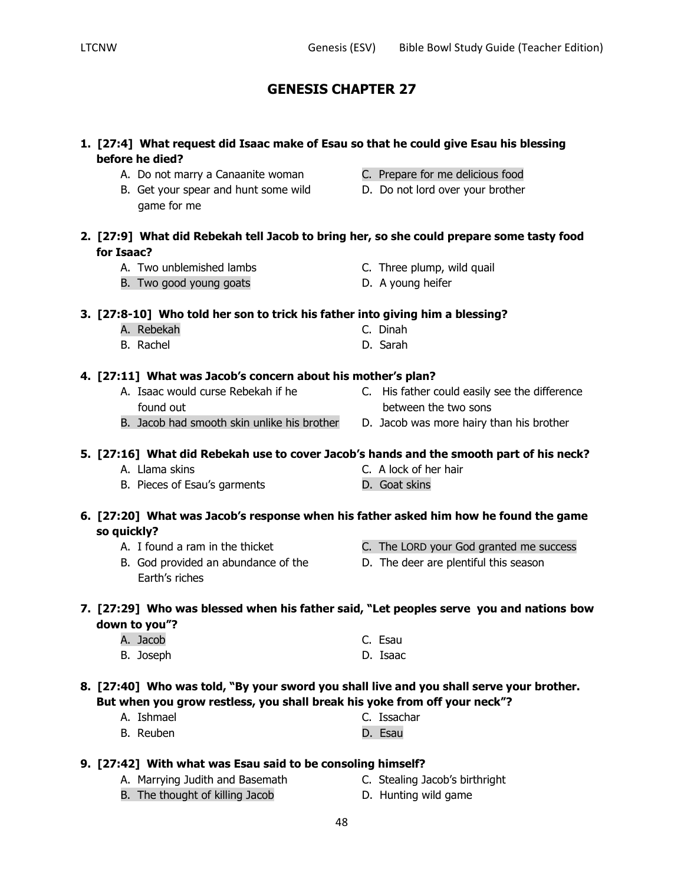# GENESIS CHAPTER 27

**1. [27:4] What request did Isaac make of Esau so that he could give Esau his blessing before he died?**

A. Do not marry a Canaanite woman
B. Get your spear and hunt some wild game for me
C. Prepare for me delicious food
D. Do not lord over your brother

**2. [27:9] What did Rebekah tell Jacob to bring her, so she could prepare some tasty food for Isaac?**

A. Two unblemished lambs
B. Two good young goats
C. Three plump, wild quail
D. A young heifer

**3. [27:8-10] Who told her son to trick his father into giving him a blessing?**

A. Rebekah
B. Rachel
C. Dinah
D. Sarah

**4. [27:11] What was Jacob's concern about his mother's plan?**

A. Isaac would curse Rebekah if he found out
B. Jacob had smooth skin unlike his brother
C. His father could easily see the difference between the two sons
D. Jacob was more hairy than his brother

**5. [27:16] What did Rebekah use to cover Jacob's hands and the smooth part of his neck?**

A. Llama skins
B. Pieces of Esau's garments
C. A lock of her hair
D. Goat skins

**6. [27:20] What was Jacob's response when his father asked him how he found the game so quickly?**

A. I found a ram in the thicket
B. God provided an abundance of the Earth's riches
C. The LORD your God granted me success
D. The deer are plentiful this season

**7. [27:29] Who was blessed when his father said, "Let peoples serve you and nations bow down to you"?**

A. Jacob
B. Joseph
C. Esau
D. Isaac

**8. [27:40] Who was told, "By your sword you shall live and you shall serve your brother. But when you grow restless, you shall break his yoke from off your neck"?**

A. Ishmael
B. Reuben
C. Issachar
D. Esau

**9. [27:42] With what was Esau said to be consoling himself?**

A. Marrying Judith and Basemath
B. The thought of killing Jacob
C. Stealing Jacob's birthright
D. Hunting wild game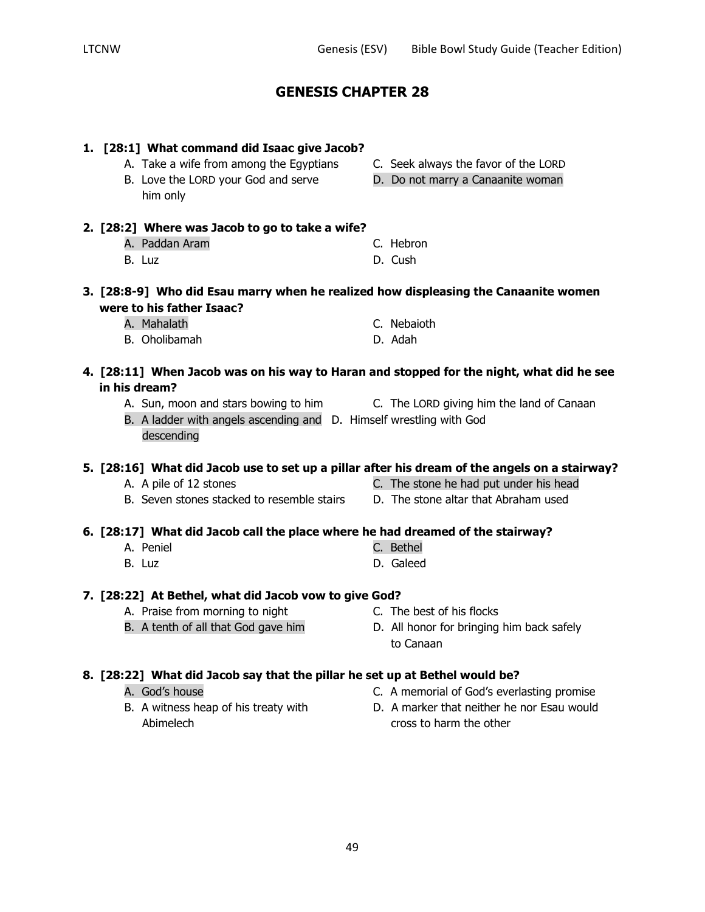# GENESIS CHAPTER 28

**1. [28:1] What command did Isaac give Jacob?**

- A. Take a wife from among the Egyptians
- B. Love the LORD your God and serve him only
- C. Seek always the favor of the LORD
- D. Do not marry a Canaanite woman

**2. [28:2] Where was Jacob to go to take a wife?**

- A. Paddan Aram
- B. Luz
- C. Hebron
- D. Cush

**3. [28:8-9] Who did Esau marry when he realized how displeasing the Canaanite women were to his father Isaac?**

- A. Mahalath
- B. Oholibamah
- C. Nebaioth
- D. Adah

**4. [28:11] When Jacob was on his way to Haran and stopped for the night, what did he see in his dream?**

- A. Sun, moon and stars bowing to him
- B. A ladder with angels ascending and descending
- C. The LORD giving him the land of Canaan
- D. Himself wrestling with God

**5. [28:16] What did Jacob use to set up a pillar after his dream of the angels on a stairway?**

- A. A pile of 12 stones
- B. Seven stones stacked to resemble stairs
- C. The stone he had put under his head
- D. The stone altar that Abraham used

**6. [28:17] What did Jacob call the place where he had dreamed of the stairway?**

- A. Peniel
- B. Luz
- C. Bethel
- D. Galeed

**7. [28:22] At Bethel, what did Jacob vow to give God?**

- A. Praise from morning to night
- B. A tenth of all that God gave him
- C. The best of his flocks
- D. All honor for bringing him back safely to Canaan

**8. [28:22] What did Jacob say that the pillar he set up at Bethel would be?**

- A. God's house
- B. A witness heap of his treaty with Abimelech
- C. A memorial of God's everlasting promise
- D. A marker that neither he nor Esau would cross to harm the other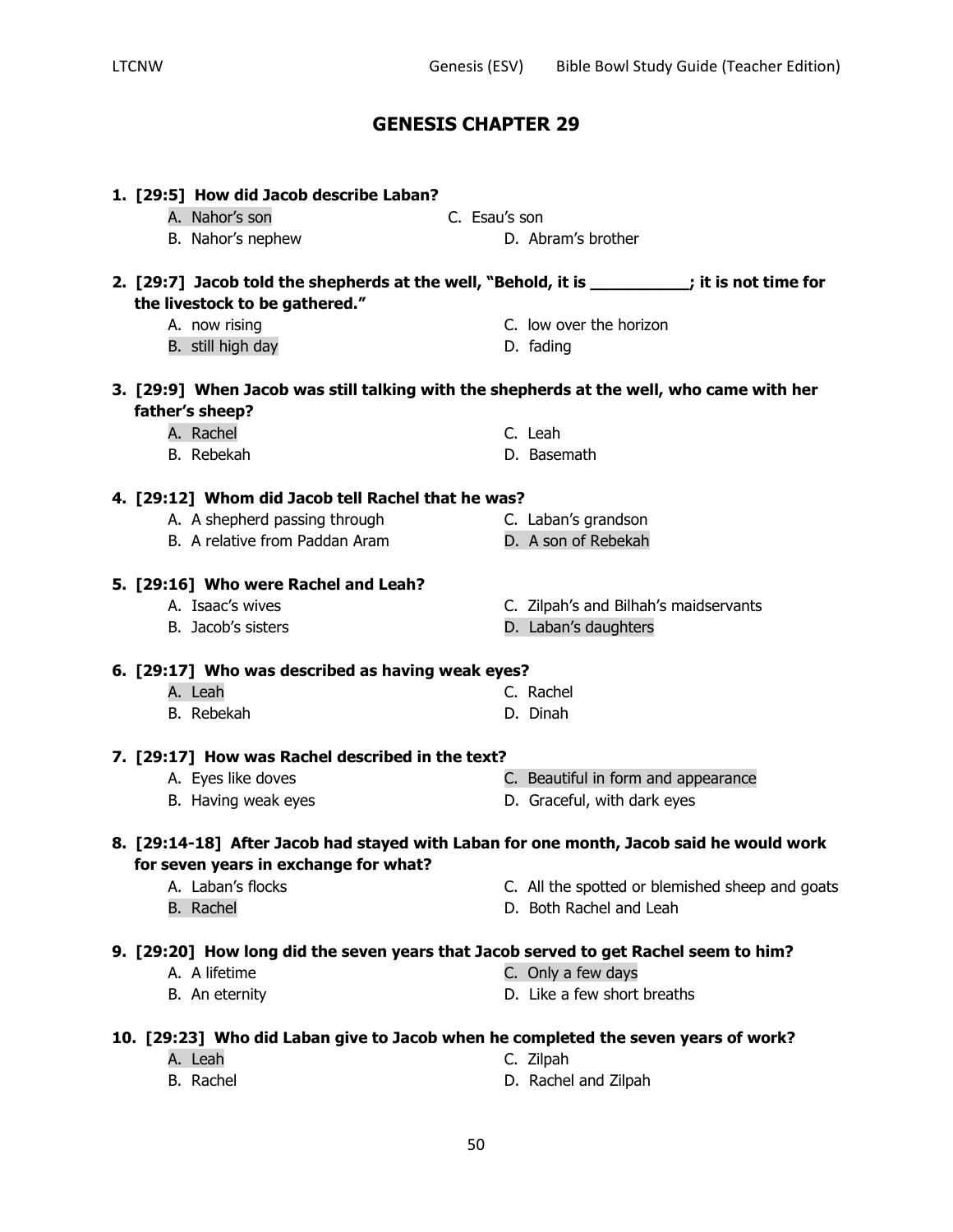# GENESIS CHAPTER 29

**1. [29:5] How did Jacob describe Laban?**

- A. Nahor's son
- B. Nahor's nephew
- C. Esau's son
- D. Abram's brother

**2. [29:7] Jacob told the shepherds at the well, "Behold, it is ___________; it is not time for the livestock to be gathered."**

- A. now rising
- B. still high day
- C. low over the horizon
- D. fading

**3. [29:9] When Jacob was still talking with the shepherds at the well, who came with her father's sheep?**

- A. Rachel
- B. Rebekah
- C. Leah
- D. Basemath

**4. [29:12] Whom did Jacob tell Rachel that he was?**

- A. A shepherd passing through
- B. A relative from Paddan Aram
- C. Laban's grandson
- D. A son of Rebekah

**5. [29:16] Who were Rachel and Leah?**

- A. Isaac's wives
- B. Jacob's sisters
- C. Zilpah's and Bilhah's maidservants
- D. Laban's daughters

**6. [29:17] Who was described as having weak eyes?**

- A. Leah
- B. Rebekah
- C. Rachel
- D. Dinah

**7. [29:17] How was Rachel described in the text?**

- A. Eyes like doves
- B. Having weak eyes
- C. Beautiful in form and appearance
- D. Graceful, with dark eyes

**8. [29:14-18] After Jacob had stayed with Laban for one month, Jacob said he would work for seven years in exchange for what?**

- A. Laban's flocks
- B. Rachel
- C. All the spotted or blemished sheep and goats
- D. Both Rachel and Leah

**9. [29:20] How long did the seven years that Jacob served to get Rachel seem to him?**

- A. A lifetime
- B. An eternity
- C. Only a few days
- D. Like a few short breaths

**10. [29:23] Who did Laban give to Jacob when he completed the seven years of work?**

- A. Leah
- B. Rachel
- C. Zilpah
- D. Rachel and Zilpah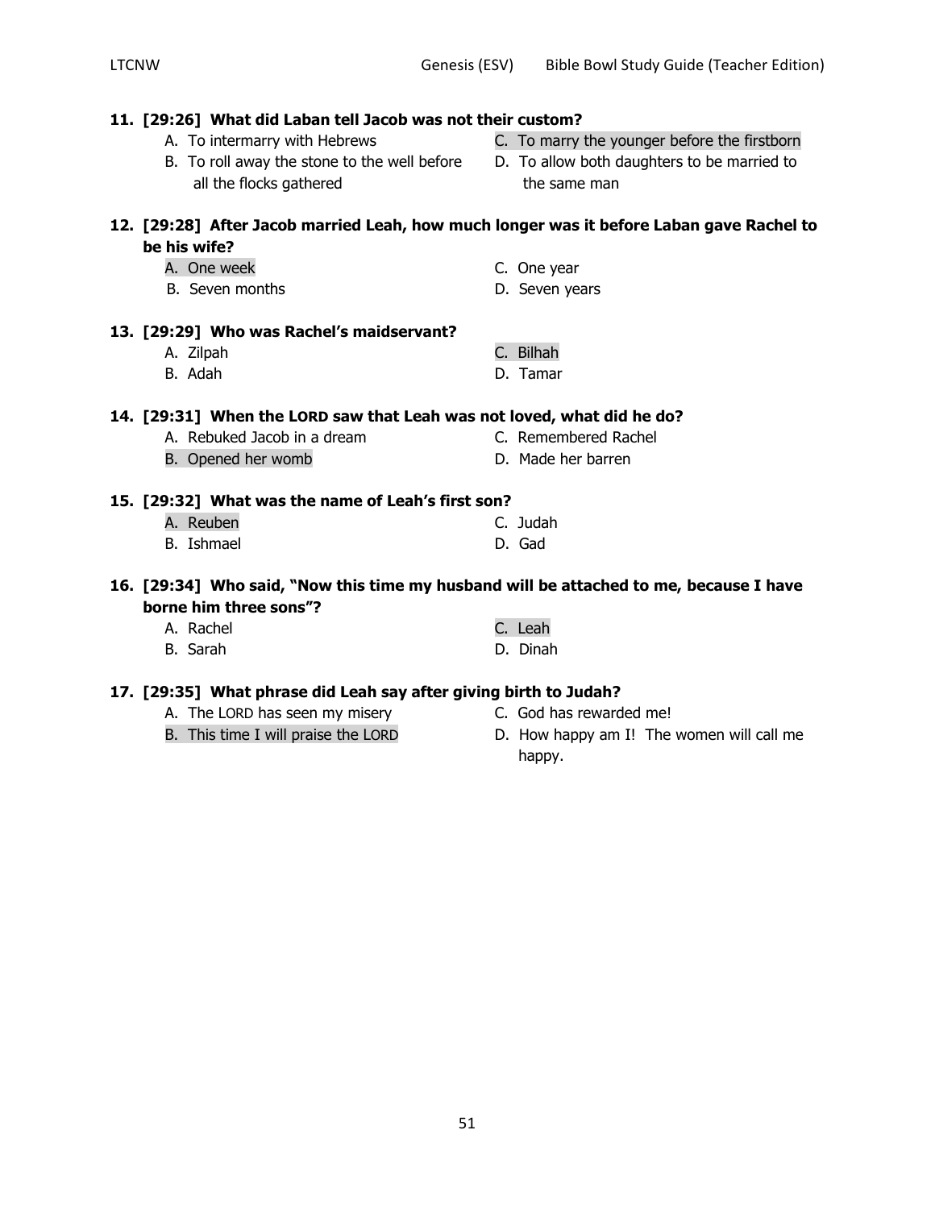**11. [29:26] What did Laban tell Jacob was not their custom?**

A. To intermarry with Hebrews

B. To roll away the stone to the well before all the flocks gathered

C. To marry the younger before the firstborn

D. To allow both daughters to be married to the same man

**12. [29:28] After Jacob married Leah, how much longer was it before Laban gave Rachel to be his wife?**

A. One week

B. Seven months

C. One year

D. Seven years

**13. [29:29] Who was Rachel's maidservant?**

A. Zilpah

B. Adah

C. Bilhah

D. Tamar

**14. [29:31] When the LORD saw that Leah was not loved, what did he do?**

A. Rebuked Jacob in a dream

B. Opened her womb

C. Remembered Rachel

D. Made her barren

**15. [29:32] What was the name of Leah's first son?**

A. Reuben

B. Ishmael

C. Judah

D. Gad

**16. [29:34] Who said, "Now this time my husband will be attached to me, because I have borne him three sons"?**

A. Rachel

B. Sarah

C. Leah

D. Dinah

**17. [29:35] What phrase did Leah say after giving birth to Judah?**

A. The LORD has seen my misery

B. This time I will praise the LORD

C. God has rewarded me!

D. How happy am I! The women will call me happy.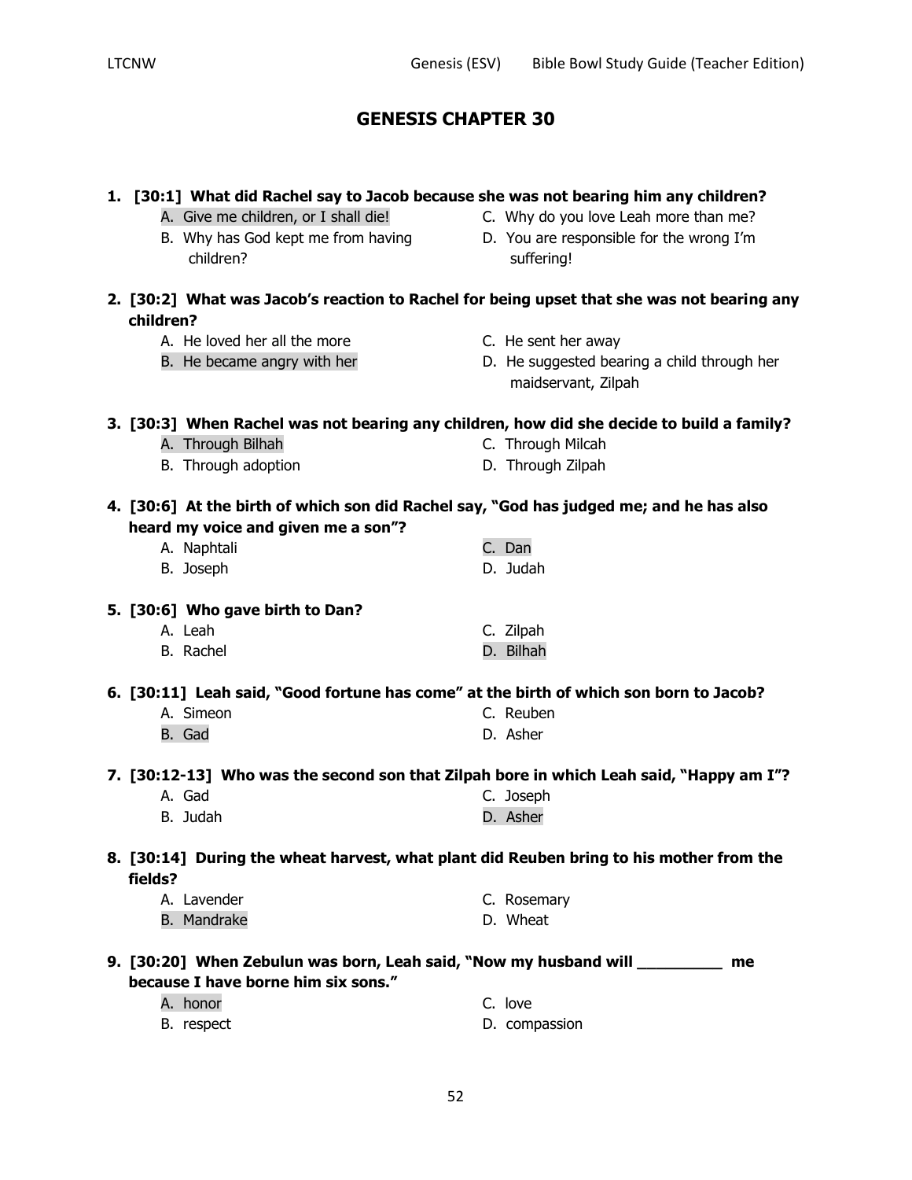## GENESIS CHAPTER 30

**1. [30:1] What did Rachel say to Jacob because she was not bearing him any children?**

- A. Give me children, or I shall die!
- B. Why has God kept me from having children?
- C. Why do you love Leah more than me?
- D. You are responsible for the wrong I'm suffering!

**2. [30:2] What was Jacob's reaction to Rachel for being upset that she was not bearing any children?**

- A. He loved her all the more
- B. He became angry with her
- C. He sent her away
- D. He suggested bearing a child through her maidservant, Zilpah

**3. [30:3] When Rachel was not bearing any children, how did she decide to build a family?**

- A. Through Bilhah
- B. Through adoption
- C. Through Milcah
- D. Through Zilpah

**4. [30:6] At the birth of which son did Rachel say, "God has judged me; and he has also heard my voice and given me a son"?**

- A. Naphtali
- B. Joseph
- C. Dan
- D. Judah

**5. [30:6] Who gave birth to Dan?**

- A. Leah
- B. Rachel
- C. Zilpah
- D. Bilhah

**6. [30:11] Leah said, "Good fortune has come" at the birth of which son born to Jacob?**

- A. Simeon
- B. Gad
- C. Reuben
- D. Asher

**7. [30:12-13] Who was the second son that Zilpah bore in which Leah said, "Happy am I"?**

- A. Gad
- B. Judah
- C. Joseph
- D. Asher

**8. [30:14] During the wheat harvest, what plant did Reuben bring to his mother from the fields?**

- A. Lavender
- B. Mandrake
- C. Rosemary
- D. Wheat

**9. [30:20] When Zebulun was born, Leah said, "Now my husband will __________ me because I have borne him six sons."**

- A. honor
- B. respect
- C. love
- D. compassion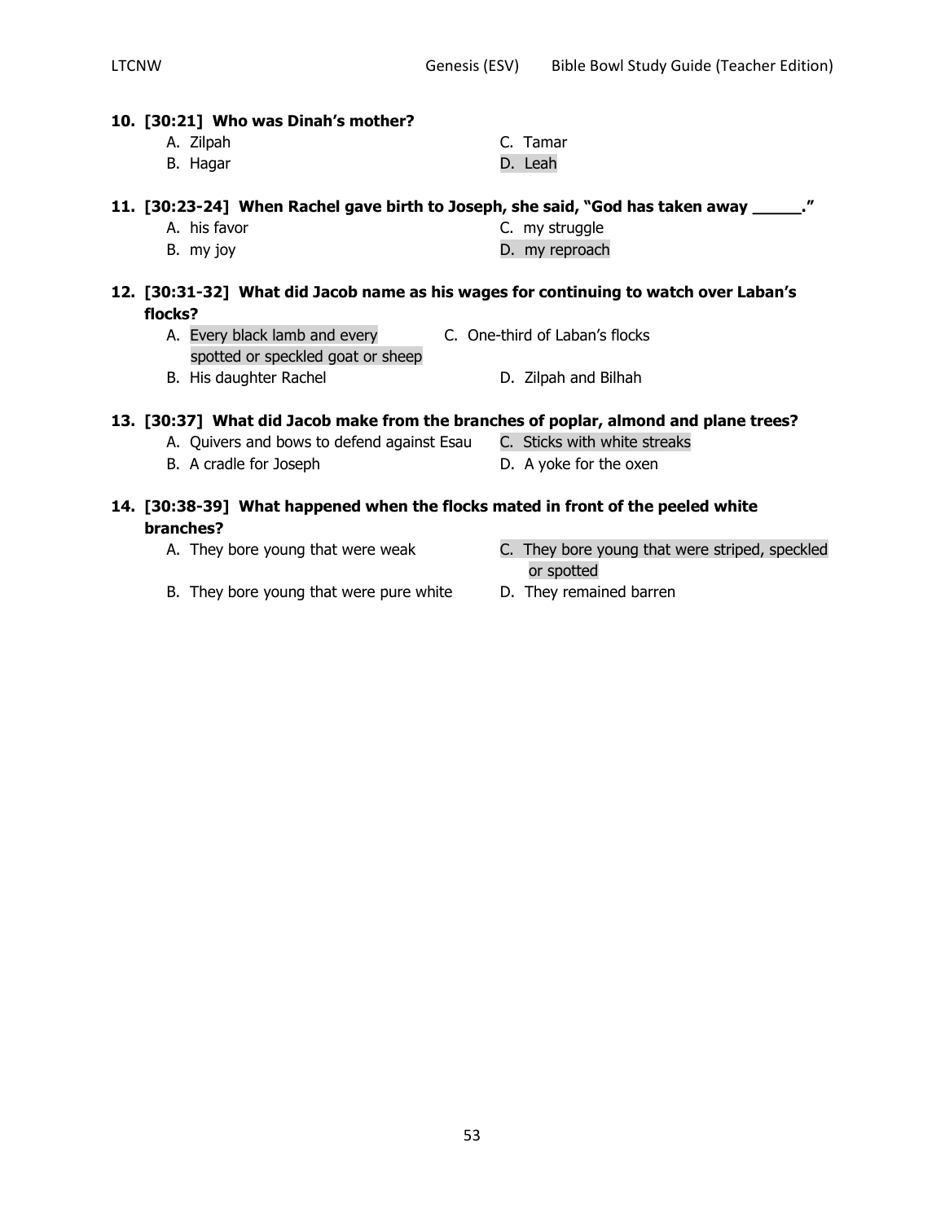**10. [30:21] Who was Dinah's mother?**

- A. Zilpah
- B. Hagar
- C. Tamar
- D. Leah

**11. [30:23-24] When Rachel gave birth to Joseph, she said, "God has taken away _____."**

- A. his favor
- B. my joy
- C. my struggle
- D. my reproach

**12. [30:31-32] What did Jacob name as his wages for continuing to watch over Laban's flocks?**

- A. Every black lamb and every spotted or speckled goat or sheep
- B. His daughter Rachel
- C. One-third of Laban's flocks
- D. Zilpah and Bilhah

**13. [30:37] What did Jacob make from the branches of poplar, almond and plane trees?**

- A. Quivers and bows to defend against Esau
- B. A cradle for Joseph
- C. Sticks with white streaks
- D. A yoke for the oxen

**14. [30:38-39] What happened when the flocks mated in front of the peeled white branches?**

- A. They bore young that were weak
- B. They bore young that were pure white
- C. They bore young that were striped, speckled or spotted
- D. They remained barren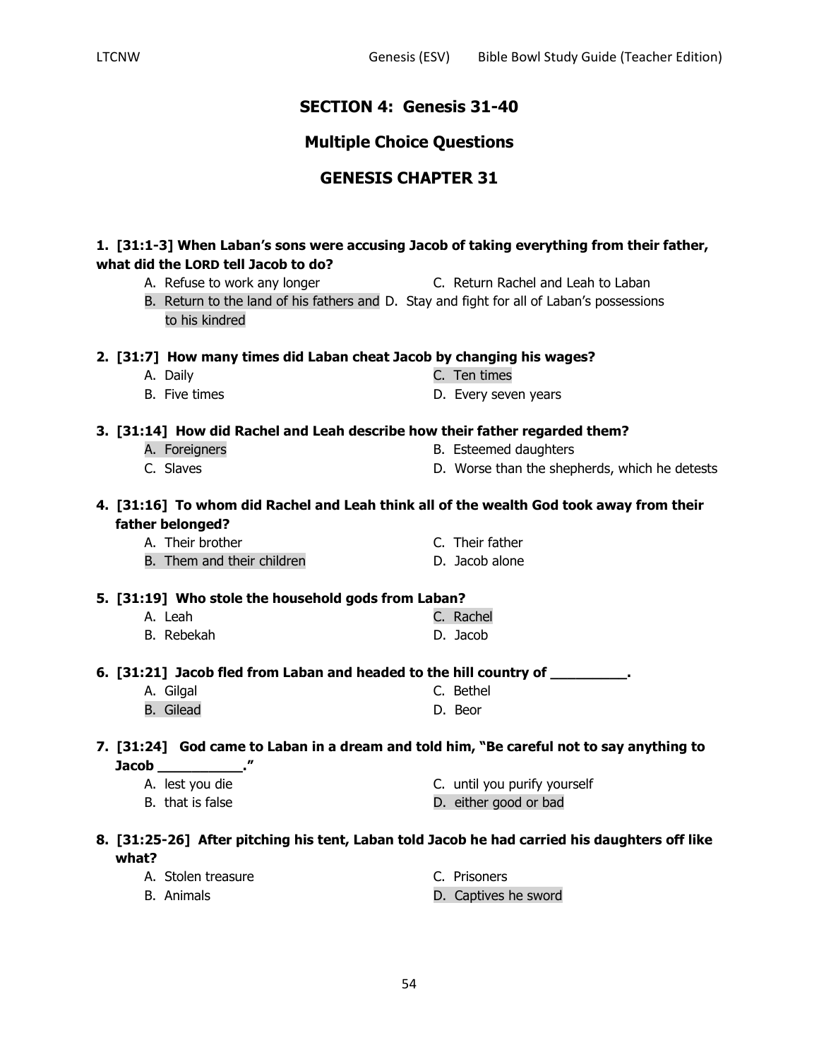## SECTION 4: Genesis 31-40

## Multiple Choice Questions

## GENESIS CHAPTER 31

**1. [31:1-3] When Laban's sons were accusing Jacob of taking everything from their father, what did the LORD tell Jacob to do?**

- A. Refuse to work any longer
- B. Return to the land of his fathers and to his kindred
- C. Return Rachel and Leah to Laban
- D. Stay and fight for all of Laban's possessions

**2. [31:7] How many times did Laban cheat Jacob by changing his wages?**

- A. Daily
- B. Five times
- C. Ten times
- D. Every seven years

**3. [31:14] How did Rachel and Leah describe how their father regarded them?**

- A. Foreigners
- B. Esteemed daughters
- C. Slaves
- D. Worse than the shepherds, which he detests

**4. [31:16] To whom did Rachel and Leah think all of the wealth God took away from their father belonged?**

- A. Their brother
- B. Them and their children
- C. Their father
- D. Jacob alone

**5. [31:19] Who stole the household gods from Laban?**

- A. Leah
- B. Rebekah
- C. Rachel
- D. Jacob

**6. [31:21] Jacob fled from Laban and headed to the hill country of _________.**

- A. Gilgal
- B. Gilead
- C. Bethel
- D. Beor

**7. [31:24] God came to Laban in a dream and told him, "Be careful not to say anything to Jacob __________."**

- A. lest you die
- B. that is false
- C. until you purify yourself
- D. either good or bad

**8. [31:25-26] After pitching his tent, Laban told Jacob he had carried his daughters off like what?**

- A. Stolen treasure
- B. Animals
- C. Prisoners
- D. Captives he sword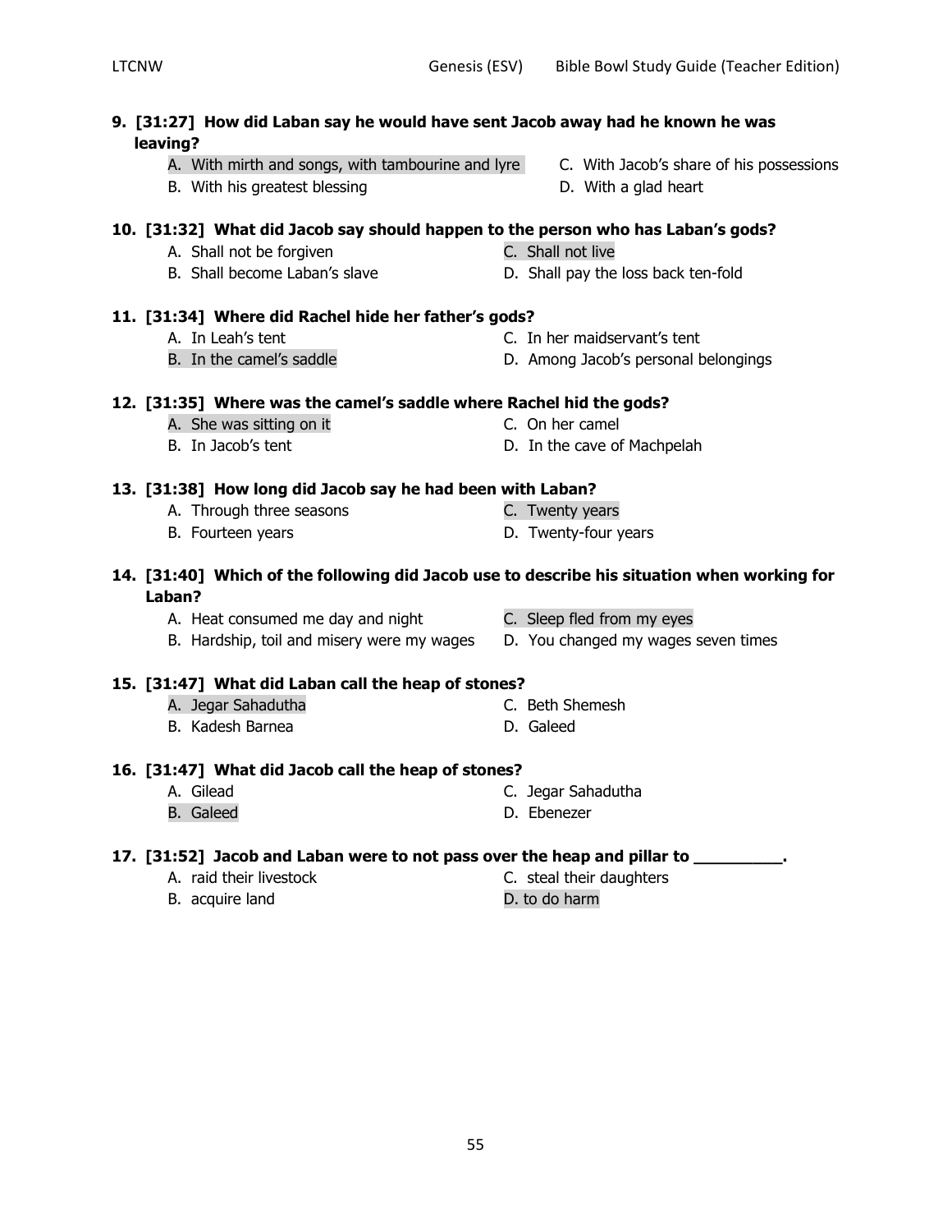**9. [31:27] How did Laban say he would have sent Jacob away had he known he was leaving?**

A. With mirth and songs, with tambourine and lyre
B. With his greatest blessing
C. With Jacob's share of his possessions
D. With a glad heart

**10. [31:32] What did Jacob say should happen to the person who has Laban's gods?**

A. Shall not be forgiven
B. Shall become Laban's slave
C. Shall not live
D. Shall pay the loss back ten-fold

**11. [31:34] Where did Rachel hide her father's gods?**

A. In Leah's tent
B. In the camel's saddle
C. In her maidservant's tent
D. Among Jacob's personal belongings

**12. [31:35] Where was the camel's saddle where Rachel hid the gods?**

A. She was sitting on it
B. In Jacob's tent
C. On her camel
D. In the cave of Machpelah

**13. [31:38] How long did Jacob say he had been with Laban?**

A. Through three seasons
B. Fourteen years
C. Twenty years
D. Twenty-four years

**14. [31:40] Which of the following did Jacob use to describe his situation when working for Laban?**

A. Heat consumed me day and night
B. Hardship, toil and misery were my wages
C. Sleep fled from my eyes
D. You changed my wages seven times

**15. [31:47] What did Laban call the heap of stones?**

A. Jegar Sahadutha
B. Kadesh Barnea
C. Beth Shemesh
D. Galeed

**16. [31:47] What did Jacob call the heap of stones?**

A. Gilead
B. Galeed
C. Jegar Sahadutha
D. Ebenezer

**17. [31:52] Jacob and Laban were to not pass over the heap and pillar to __________.**

A. raid their livestock
B. acquire land
C. steal their daughters
D. to do harm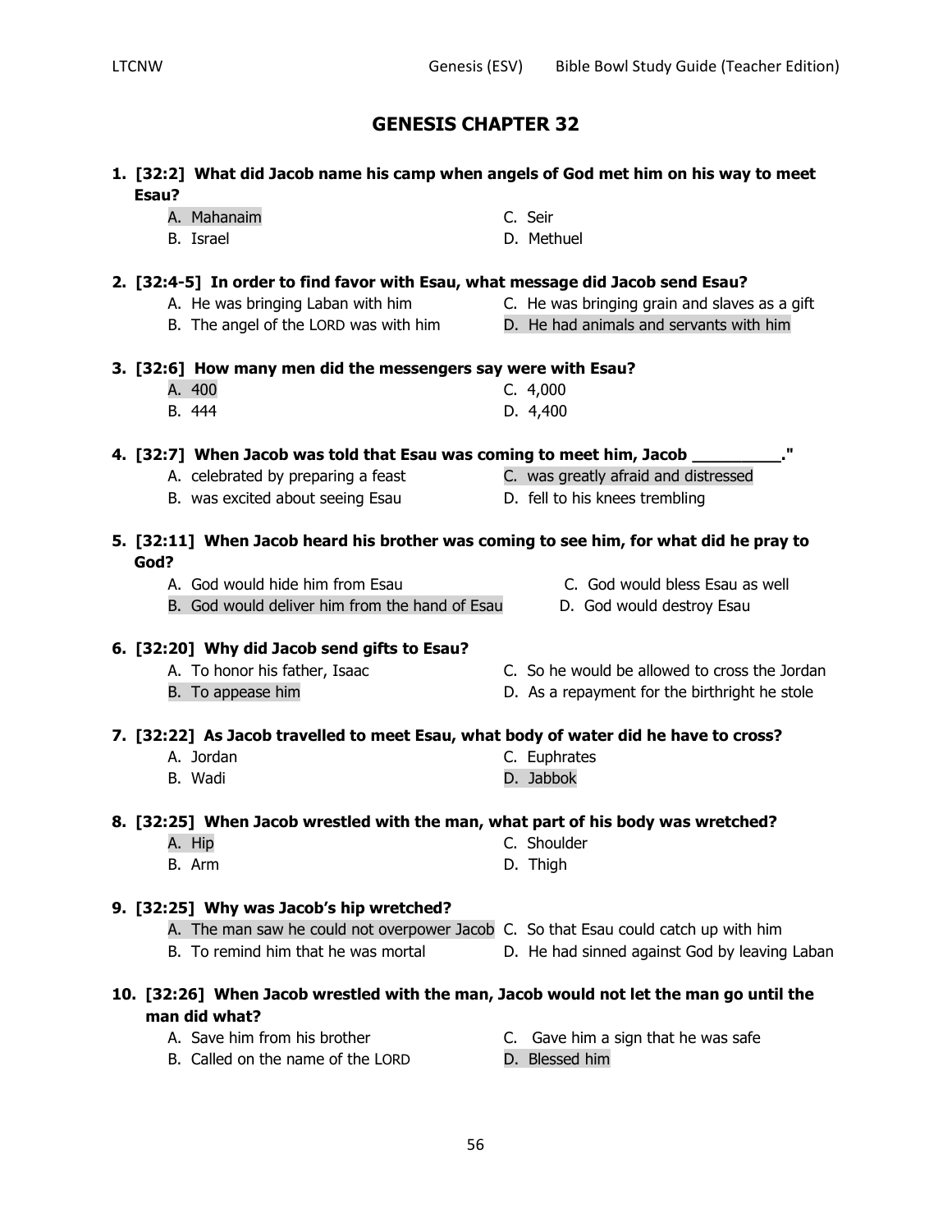# GENESIS CHAPTER 32

**1. [32:2] What did Jacob name his camp when angels of God met him on his way to meet Esau?**

- A. Mahanaim
- B. Israel
- C. Seir
- D. Methuel

**2. [32:4-5] In order to find favor with Esau, what message did Jacob send Esau?**

- A. He was bringing Laban with him
- B. The angel of the LORD was with him
- C. He was bringing grain and slaves as a gift
- D. He had animals and servants with him

**3. [32:6] How many men did the messengers say were with Esau?**

- A. 400
- B. 444
- C. 4,000
- D. 4,400

**4. [32:7] When Jacob was told that Esau was coming to meet him, Jacob _________."**

- A. celebrated by preparing a feast
- B. was excited about seeing Esau
- C. was greatly afraid and distressed
- D. fell to his knees trembling

**5. [32:11] When Jacob heard his brother was coming to see him, for what did he pray to God?**

- A. God would hide him from Esau
- B. God would deliver him from the hand of Esau
- C. God would bless Esau as well
- D. God would destroy Esau

**6. [32:20] Why did Jacob send gifts to Esau?**

- A. To honor his father, Isaac
- B. To appease him
- C. So he would be allowed to cross the Jordan
- D. As a repayment for the birthright he stole

**7. [32:22] As Jacob travelled to meet Esau, what body of water did he have to cross?**

- A. Jordan
- B. Wadi
- C. Euphrates
- D. Jabbok

**8. [32:25] When Jacob wrestled with the man, what part of his body was wretched?**

- A. Hip
- B. Arm
- C. Shoulder
- D. Thigh

**9. [32:25] Why was Jacob's hip wretched?**

- A. The man saw he could not overpower Jacob
- B. To remind him that he was mortal
- C. So that Esau could catch up with him
- D. He had sinned against God by leaving Laban

**10. [32:26] When Jacob wrestled with the man, Jacob would not let the man go until the man did what?**

- A. Save him from his brother
- B. Called on the name of the LORD
- C. Gave him a sign that he was safe
- D. Blessed him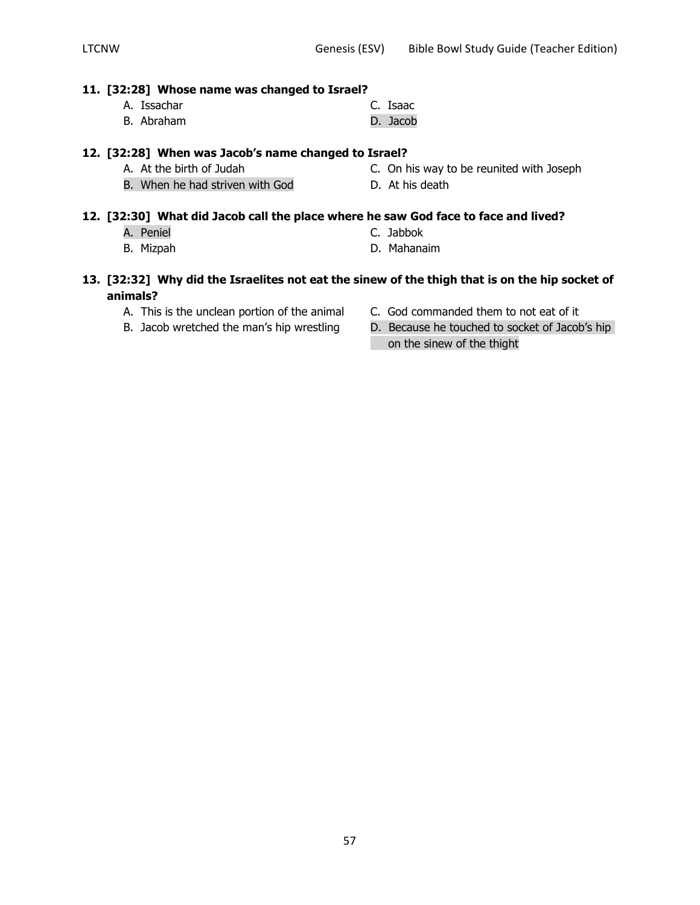**11. [32:28] Whose name was changed to Israel?**

A. Issachar
B. Abraham
C. Isaac
D. Jacob

**12. [32:28] When was Jacob's name changed to Israel?**

A. At the birth of Judah
B. When he had striven with God
C. On his way to be reunited with Joseph
D. At his death

**12. [32:30] What did Jacob call the place where he saw God face to face and lived?**

A. Peniel
B. Mizpah
C. Jabbok
D. Mahanaim

**13. [32:32] Why did the Israelites not eat the sinew of the thigh that is on the hip socket of animals?**

A. This is the unclean portion of the animal
B. Jacob wretched the man's hip wrestling
C. God commanded them to not eat of it
D. Because he touched to socket of Jacob's hip on the sinew of the thight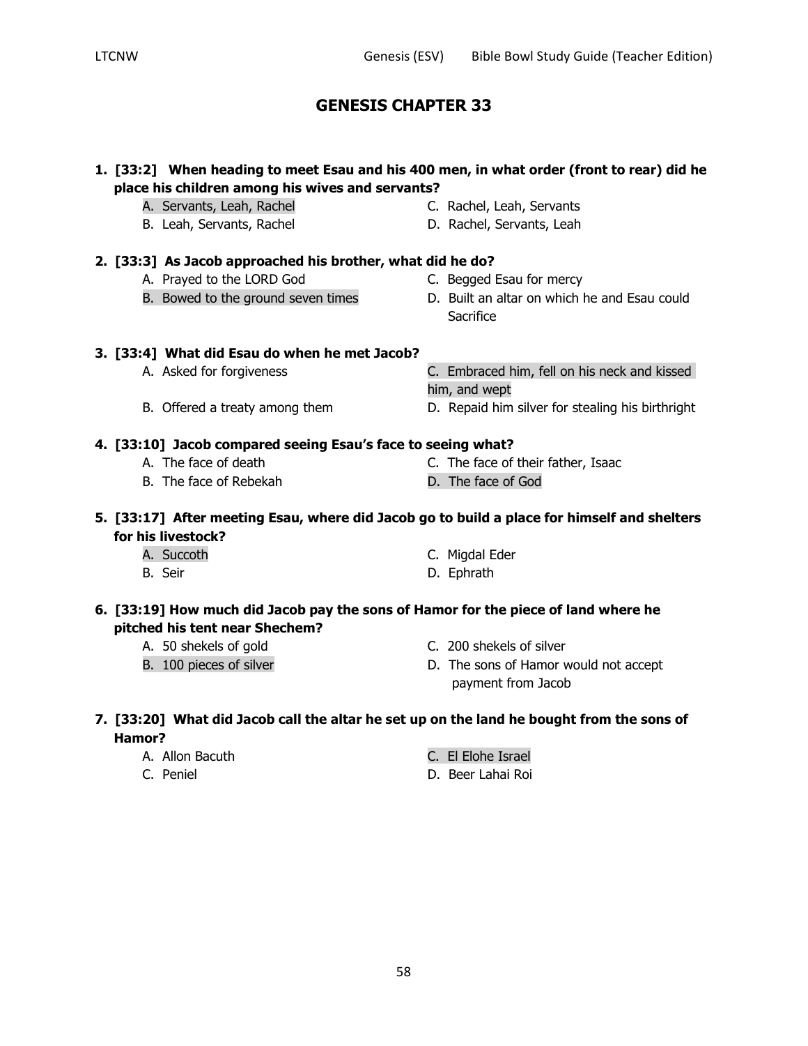## GENESIS CHAPTER 33

**1. [33:2] When heading to meet Esau and his 400 men, in what order (front to rear) did he place his children among his wives and servants?**

- A. Servants, Leah, Rachel
- B. Leah, Servants, Rachel
- C. Rachel, Leah, Servants
- D. Rachel, Servants, Leah

**2. [33:3] As Jacob approached his brother, what did he do?**

- A. Prayed to the LORD God
- B. Bowed to the ground seven times
- C. Begged Esau for mercy
- D. Built an altar on which he and Esau could Sacrifice

**3. [33:4] What did Esau do when he met Jacob?**

- A. Asked for forgiveness
- B. Offered a treaty among them
- C. Embraced him, fell on his neck and kissed him, and wept
- D. Repaid him silver for stealing his birthright

**4. [33:10] Jacob compared seeing Esau's face to seeing what?**

- A. The face of death
- B. The face of Rebekah
- C. The face of their father, Isaac
- D. The face of God

**5. [33:17] After meeting Esau, where did Jacob go to build a place for himself and shelters for his livestock?**

- A. Succoth
- B. Seir
- C. Migdal Eder
- D. Ephrath

**6. [33:19] How much did Jacob pay the sons of Hamor for the piece of land where he pitched his tent near Shechem?**

- A. 50 shekels of gold
- B. 100 pieces of silver
- C. 200 shekels of silver
- D. The sons of Hamor would not accept payment from Jacob

**7. [33:20] What did Jacob call the altar he set up on the land he bought from the sons of Hamor?**

- A. Allon Bacuth
- C. Peniel
- C. El Elohe Israel
- D. Beer Lahai Roi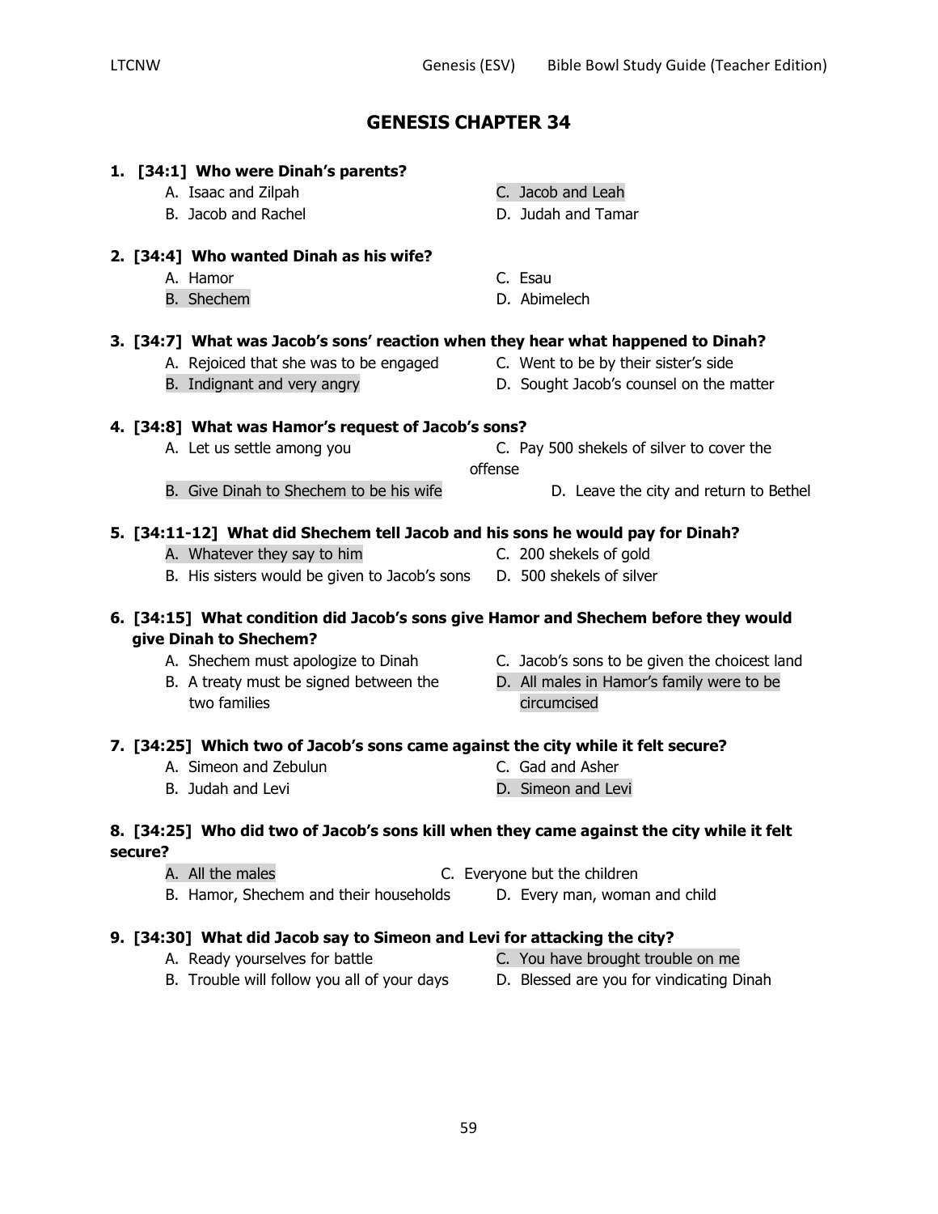# GENESIS CHAPTER 34

**1. [34:1] Who were Dinah's parents?**

- A. Isaac and Zilpah
- B. Jacob and Rachel
- C. Jacob and Leah
- D. Judah and Tamar

**2. [34:4] Who wanted Dinah as his wife?**

- A. Hamor
- B. Shechem
- C. Esau
- D. Abimelech

**3. [34:7] What was Jacob's sons' reaction when they hear what happened to Dinah?**

- A. Rejoiced that she was to be engaged
- B. Indignant and very angry
- C. Went to be by their sister's side
- D. Sought Jacob's counsel on the matter

**4. [34:8] What was Hamor's request of Jacob's sons?**

- A. Let us settle among you
- B. Give Dinah to Shechem to be his wife
- C. Pay 500 shekels of silver to cover the offense
- D. Leave the city and return to Bethel

**5. [34:11-12] What did Shechem tell Jacob and his sons he would pay for Dinah?**

- A. Whatever they say to him
- B. His sisters would be given to Jacob's sons
- C. 200 shekels of gold
- D. 500 shekels of silver

**6. [34:15] What condition did Jacob's sons give Hamor and Shechem before they would give Dinah to Shechem?**

- A. Shechem must apologize to Dinah
- B. A treaty must be signed between the two families
- C. Jacob's sons to be given the choicest land
- D. All males in Hamor's family were to be circumcised

**7. [34:25] Which two of Jacob's sons came against the city while it felt secure?**

- A. Simeon and Zebulun
- B. Judah and Levi
- C. Gad and Asher
- D. Simeon and Levi

**8. [34:25] Who did two of Jacob's sons kill when they came against the city while it felt secure?**

- A. All the males
- B. Hamor, Shechem and their households
- C. Everyone but the children
- D. Every man, woman and child

**9. [34:30] What did Jacob say to Simeon and Levi for attacking the city?**

- A. Ready yourselves for battle
- B. Trouble will follow you all of your days
- C. You have brought trouble on me
- D. Blessed are you for vindicating Dinah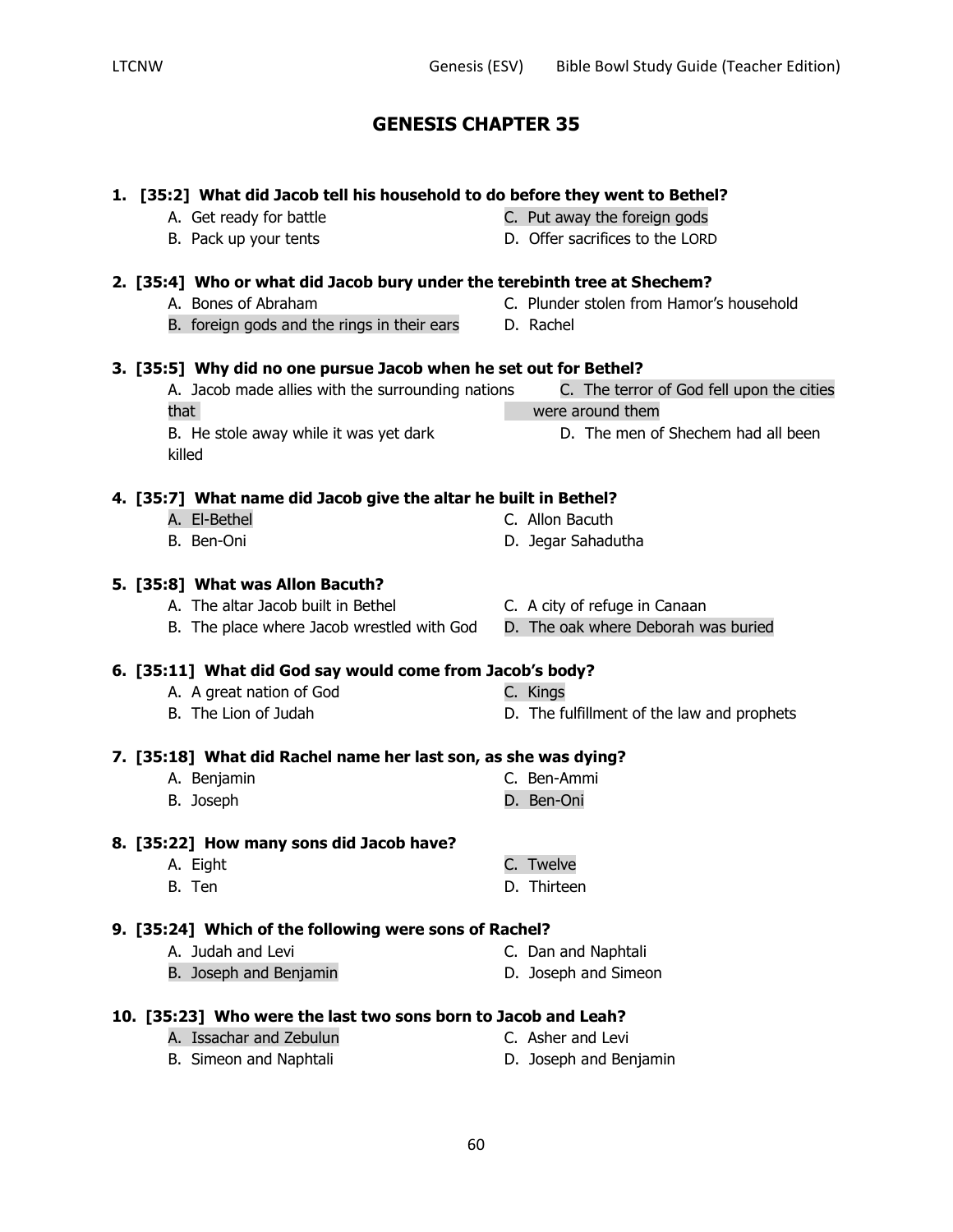# GENESIS CHAPTER 35

**1. [35:2] What did Jacob tell his household to do before they went to Bethel?**

- A. Get ready for battle
- B. Pack up your tents
- C. Put away the foreign gods
- D. Offer sacrifices to the LORD

**2. [35:4] Who or what did Jacob bury under the terebinth tree at Shechem?**

- A. Bones of Abraham
- B. foreign gods and the rings in their ears
- C. Plunder stolen from Hamor's household
- D. Rachel

**3. [35:5] Why did no one pursue Jacob when he set out for Bethel?**

- A. Jacob made allies with the surrounding nations
- B. He stole away while it was yet dark
- C. The terror of God fell upon the cities that were around them
- D. The men of Shechem had all been killed

**4. [35:7] What name did Jacob give the altar he built in Bethel?**

- A. El-Bethel
- B. Ben-Oni
- C. Allon Bacuth
- D. Jegar Sahadutha

**5. [35:8] What was Allon Bacuth?**

- A. The altar Jacob built in Bethel
- B. The place where Jacob wrestled with God
- C. A city of refuge in Canaan
- D. The oak where Deborah was buried

**6. [35:11] What did God say would come from Jacob's body?**

- A. A great nation of God
- B. The Lion of Judah
- C. Kings
- D. The fulfillment of the law and prophets

**7. [35:18] What did Rachel name her last son, as she was dying?**

- A. Benjamin
- B. Joseph
- C. Ben-Ammi
- D. Ben-Oni

**8. [35:22] How many sons did Jacob have?**

- A. Eight
- B. Ten
- C. Twelve
- D. Thirteen

**9. [35:24] Which of the following were sons of Rachel?**

- A. Judah and Levi
- B. Joseph and Benjamin
- C. Dan and Naphtali
- D. Joseph and Simeon

**10. [35:23] Who were the last two sons born to Jacob and Leah?**

- A. Issachar and Zebulun
- B. Simeon and Naphtali
- C. Asher and Levi
- D. Joseph and Benjamin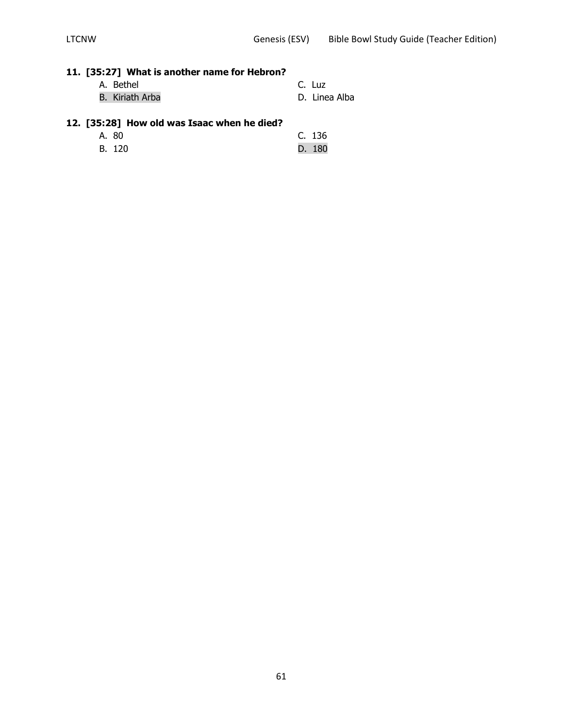**11. [35:27] What is another name for Hebron?**

A. Bethel
B. Kiriath Arba
C. Luz
D. Linea Alba

**12. [35:28] How old was Isaac when he died?**

A. 80
B. 120
C. 136
D. 180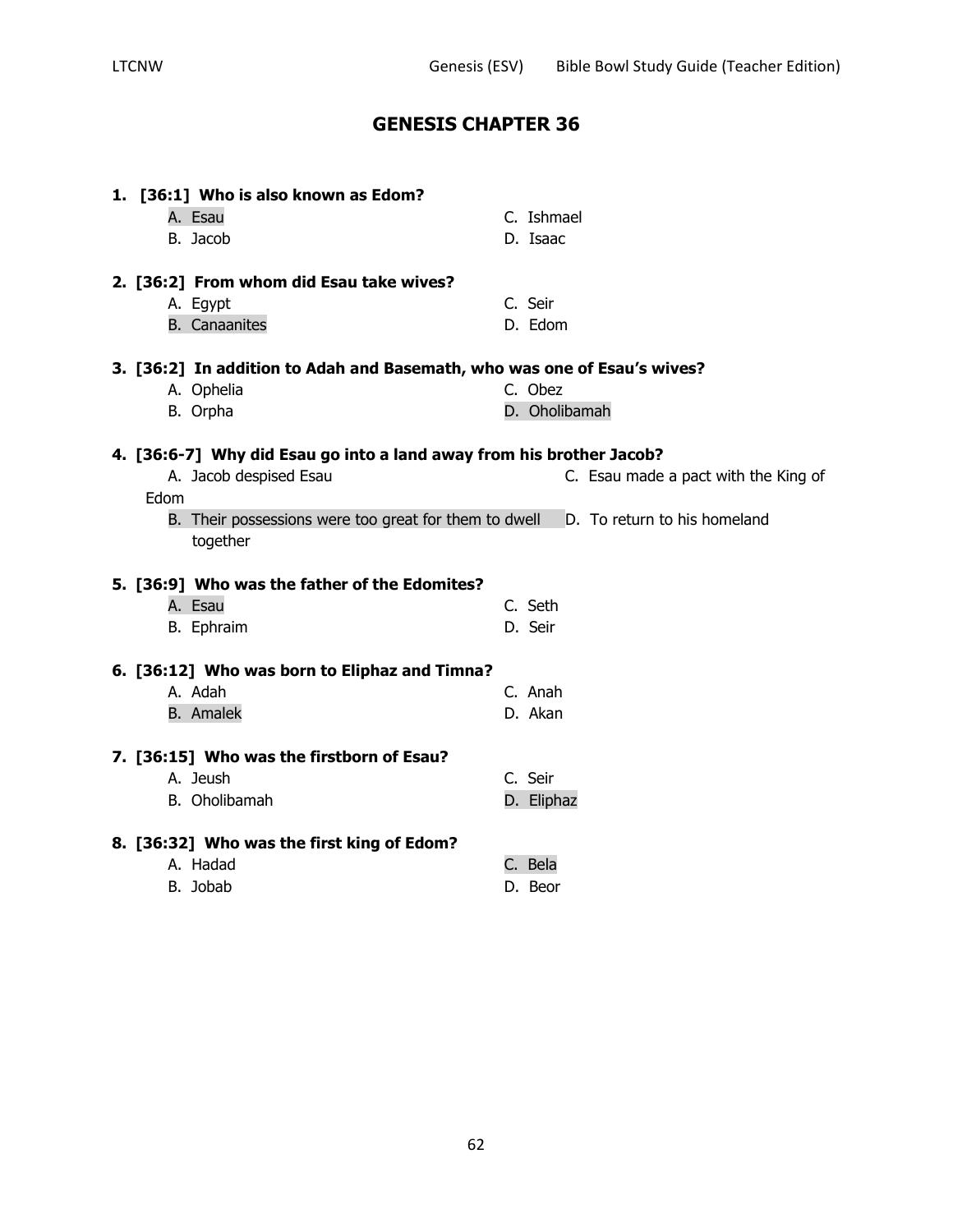# GENESIS CHAPTER 36

**1. [36:1] Who is also known as Edom?**

A. Esau
B. Jacob
C. Ishmael
D. Isaac

**2. [36:2] From whom did Esau take wives?**

A. Egypt
B. Canaanites
C. Seir
D. Edom

**3. [36:2] In addition to Adah and Basemath, who was one of Esau's wives?**

A. Ophelia
B. Orpha
C. Obez
D. Oholibamah

**4. [36:6-7] Why did Esau go into a land away from his brother Jacob?**

A. Jacob despised Esau
B. Their possessions were too great for them to dwell together
C. Esau made a pact with the King of Edom
D. To return to his homeland

**5. [36:9] Who was the father of the Edomites?**

A. Esau
B. Ephraim
C. Seth
D. Seir

**6. [36:12] Who was born to Eliphaz and Timna?**

A. Adah
B. Amalek
C. Anah
D. Akan

**7. [36:15] Who was the firstborn of Esau?**

A. Jeush
B. Oholibamah
C. Seir
D. Eliphaz

**8. [36:32] Who was the first king of Edom?**

A. Hadad
B. Jobab
C. Bela
D. Beor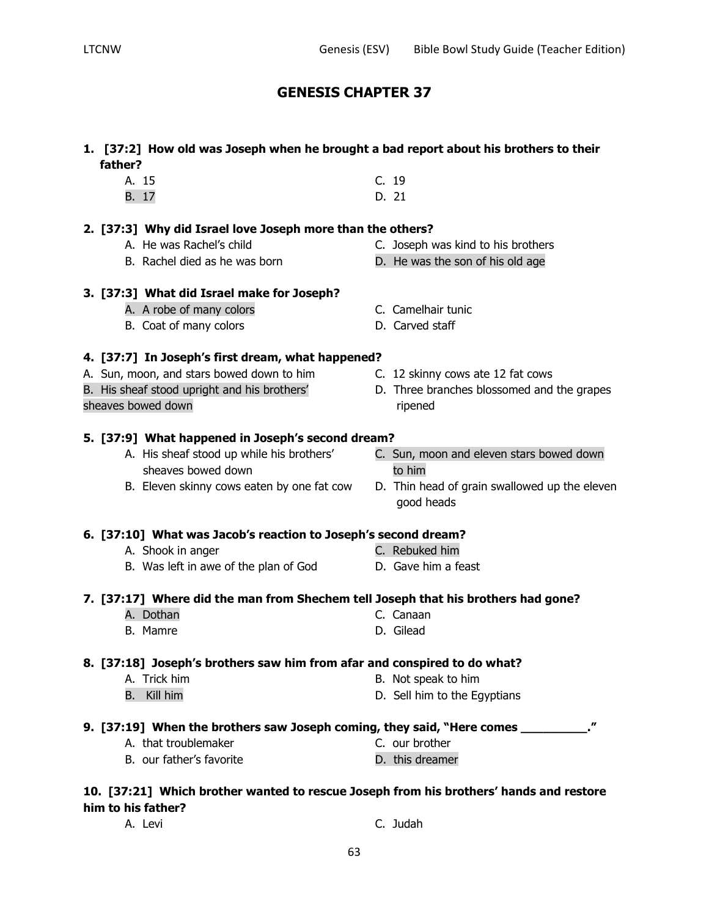# GENESIS CHAPTER 37

**1. [37:2] How old was Joseph when he brought a bad report about his brothers to their father?**

A. 15
B. 17
C. 19
D. 21

**2. [37:3] Why did Israel love Joseph more than the others?**

A. He was Rachel's child
B. Rachel died as he was born
C. Joseph was kind to his brothers
D. He was the son of his old age

**3. [37:3] What did Israel make for Joseph?**

A. A robe of many colors
B. Coat of many colors
C. Camelhair tunic
D. Carved staff

**4. [37:7] In Joseph's first dream, what happened?**

A. Sun, moon, and stars bowed down to him
B. His sheaf stood upright and his brothers' sheaves bowed down
C. 12 skinny cows ate 12 fat cows
D. Three branches blossomed and the grapes ripened

**5. [37:9] What happened in Joseph's second dream?**

A. His sheaf stood up while his brothers' sheaves bowed down
B. Eleven skinny cows eaten by one fat cow
C. Sun, moon and eleven stars bowed down to him
D. Thin head of grain swallowed up the eleven good heads

**6. [37:10] What was Jacob's reaction to Joseph's second dream?**

A. Shook in anger
B. Was left in awe of the plan of God
C. Rebuked him
D. Gave him a feast

**7. [37:17] Where did the man from Shechem tell Joseph that his brothers had gone?**

A. Dothan
B. Mamre
C. Canaan
D. Gilead

**8. [37:18] Joseph's brothers saw him from afar and conspired to do what?**

A. Trick him
B. Kill him
B. Not speak to him
D. Sell him to the Egyptians

**9. [37:19] When the brothers saw Joseph coming, they said, "Here comes __________."**

A. that troublemaker
B. our father's favorite
C. our brother
D. this dreamer

**10. [37:21] Which brother wanted to rescue Joseph from his brothers' hands and restore him to his father?**

A. Levi
C. Judah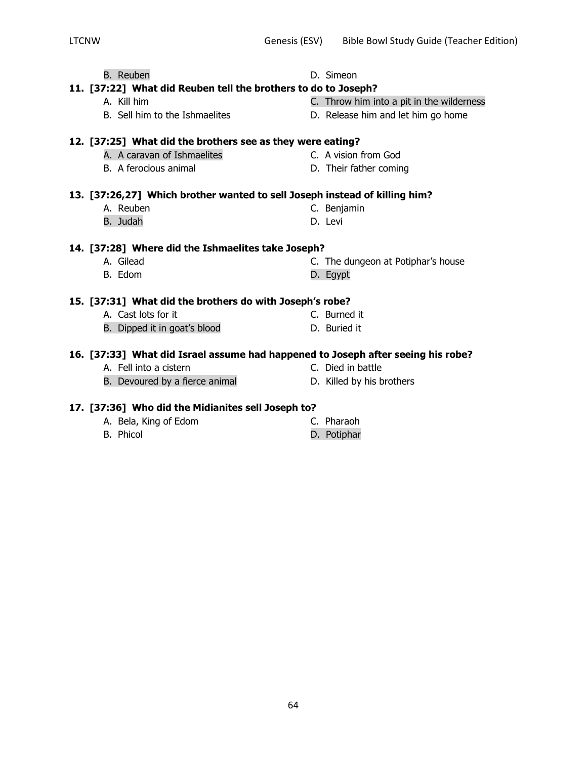B. Reuben
D. Simeon

**11. [37:22] What did Reuben tell the brothers to do to Joseph?**

A. Kill him
B. Sell him to the Ishmaelites
C. Throw him into a pit in the wilderness
D. Release him and let him go home

**12. [37:25] What did the brothers see as they were eating?**

A. A caravan of Ishmaelites
B. A ferocious animal
C. A vision from God
D. Their father coming

**13. [37:26,27] Which brother wanted to sell Joseph instead of killing him?**

A. Reuben
B. Judah
C. Benjamin
D. Levi

**14. [37:28] Where did the Ishmaelites take Joseph?**

A. Gilead
B. Edom
C. The dungeon at Potiphar's house
D. Egypt

**15. [37:31] What did the brothers do with Joseph's robe?**

A. Cast lots for it
B. Dipped it in goat's blood
C. Burned it
D. Buried it

**16. [37:33] What did Israel assume had happened to Joseph after seeing his robe?**

A. Fell into a cistern
B. Devoured by a fierce animal
C. Died in battle
D. Killed by his brothers

**17. [37:36] Who did the Midianites sell Joseph to?**

A. Bela, King of Edom
B. Phicol
C. Pharaoh
D. Potiphar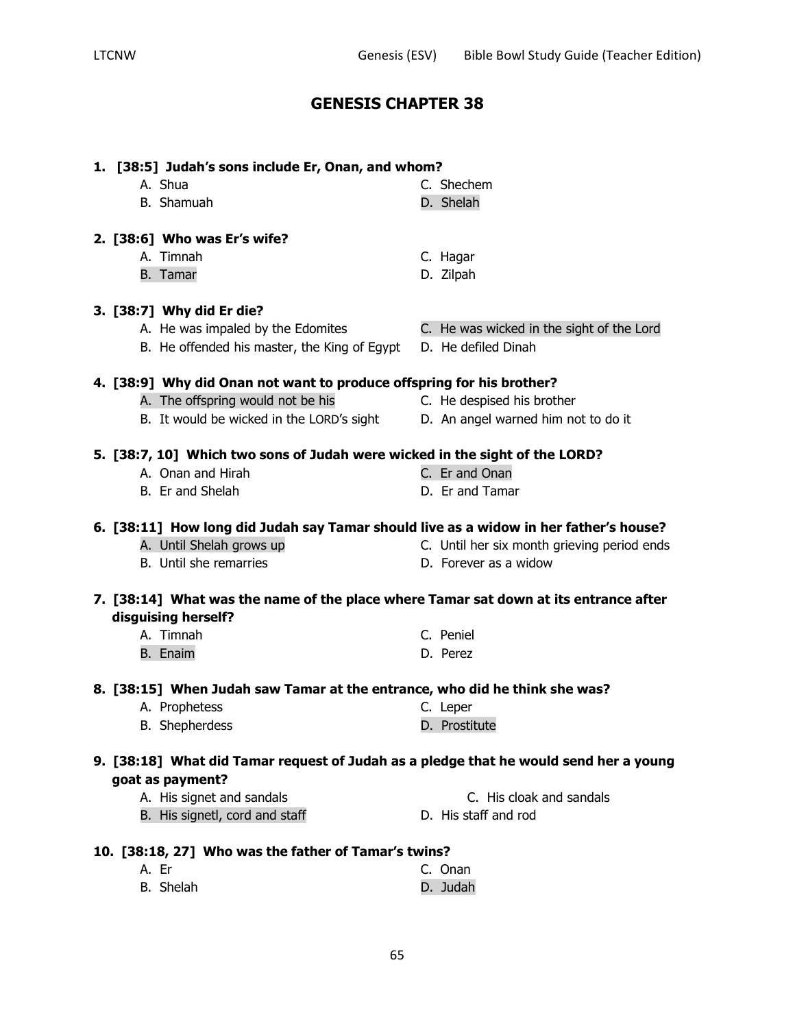## GENESIS CHAPTER 38

**1. [38:5] Judah's sons include Er, Onan, and whom?**

- A. Shua
- B. Shamuah
- C. Shechem
- D. Shelah

**2. [38:6] Who was Er's wife?**

- A. Timnah
- B. Tamar
- C. Hagar
- D. Zilpah

**3. [38:7] Why did Er die?**

- A. He was impaled by the Edomites
- B. He offended his master, the King of Egypt
- C. He was wicked in the sight of the Lord
- D. He defiled Dinah

**4. [38:9] Why did Onan not want to produce offspring for his brother?**

- A. The offspring would not be his
- B. It would be wicked in the LORD's sight
- C. He despised his brother
- D. An angel warned him not to do it

**5. [38:7, 10] Which two sons of Judah were wicked in the sight of the LORD?**

- A. Onan and Hirah
- B. Er and Shelah
- C. Er and Onan
- D. Er and Tamar

**6. [38:11] How long did Judah say Tamar should live as a widow in her father's house?**

- A. Until Shelah grows up
- B. Until she remarries
- C. Until her six month grieving period ends
- D. Forever as a widow

**7. [38:14] What was the name of the place where Tamar sat down at its entrance after disguising herself?**

- A. Timnah
- B. Enaim
- C. Peniel
- D. Perez

**8. [38:15] When Judah saw Tamar at the entrance, who did he think she was?**

- A. Prophetess
- B. Shepherdess
- C. Leper
- D. Prostitute

**9. [38:18] What did Tamar request of Judah as a pledge that he would send her a young goat as payment?**

- A. His signet and sandals
- B. His signetl, cord and staff
- C. His cloak and sandals
- D. His staff and rod

**10. [38:18, 27] Who was the father of Tamar's twins?**

- A. Er
- B. Shelah
- C. Onan
- D. Judah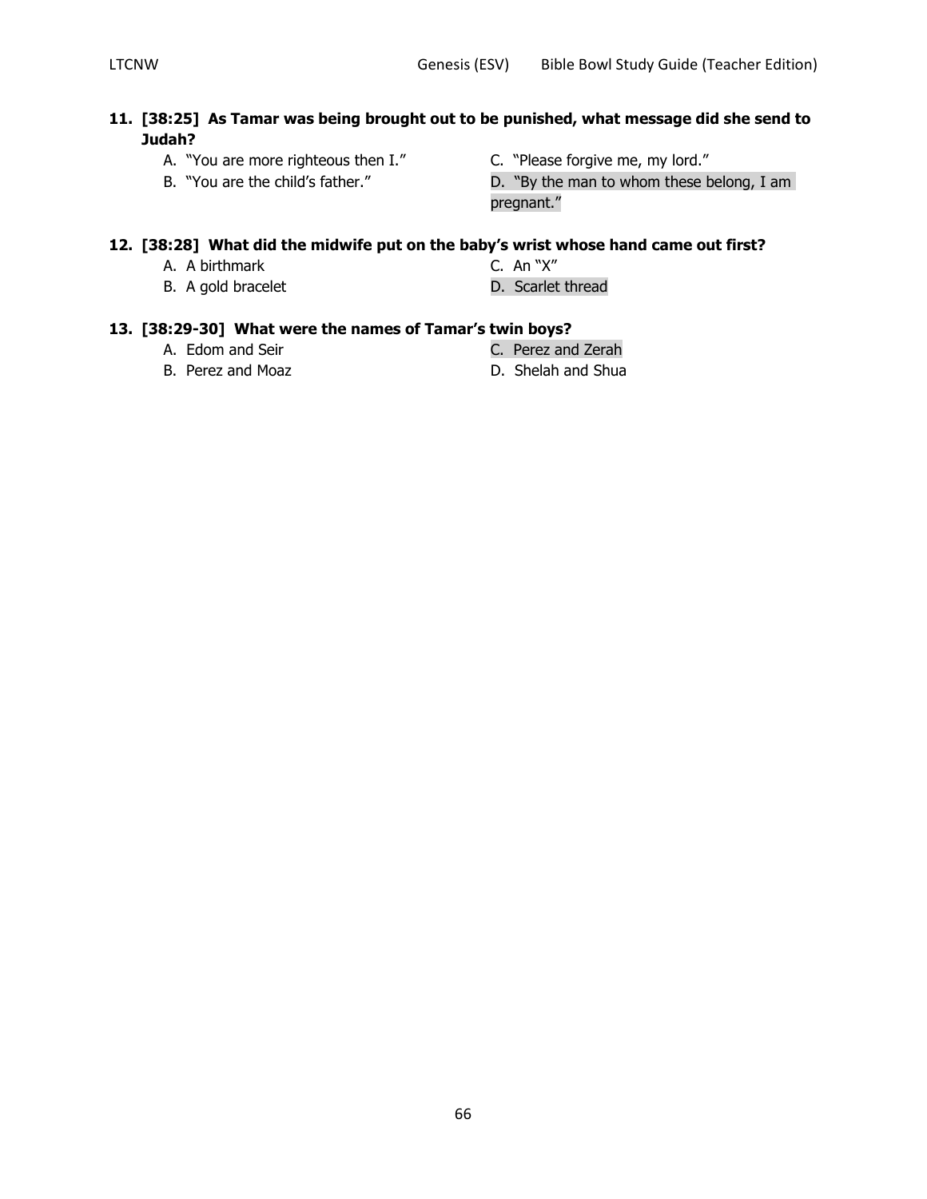**11. [38:25] As Tamar was being brought out to be punished, what message did she send to Judah?**

A. "You are more righteous then I."
B. "You are the child's father."
C. "Please forgive me, my lord."
D. "By the man to whom these belong, I am pregnant."

**12. [38:28] What did the midwife put on the baby's wrist whose hand came out first?**

A. A birthmark
B. A gold bracelet
C. An "X"
D. Scarlet thread

**13. [38:29-30] What were the names of Tamar's twin boys?**

A. Edom and Seir
B. Perez and Moaz
C. Perez and Zerah
D. Shelah and Shua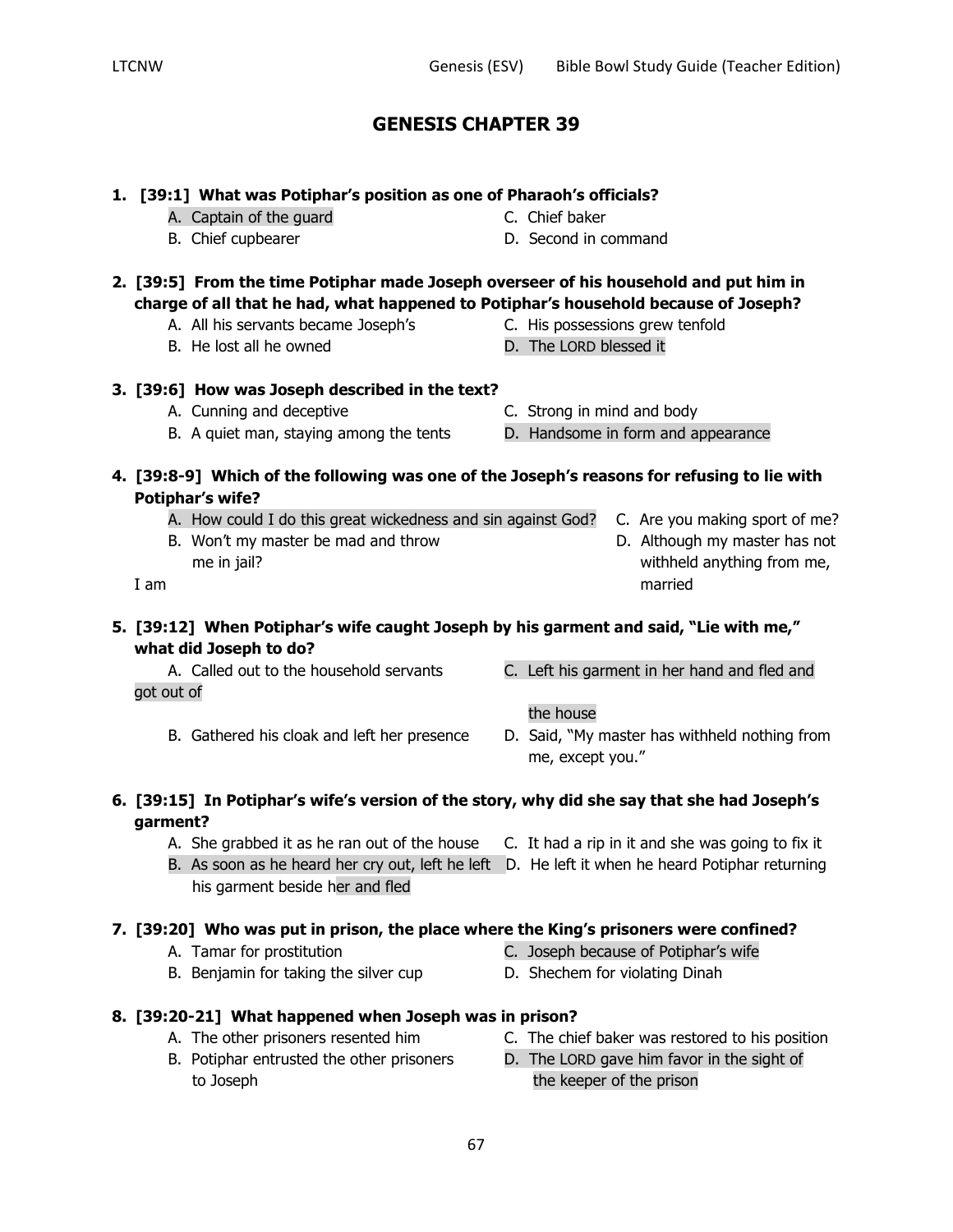# GENESIS CHAPTER 39

**1. [39:1] What was Potiphar's position as one of Pharaoh's officials?**

A. Captain of the guard
B. Chief cupbearer
C. Chief baker
D. Second in command

**2. [39:5] From the time Potiphar made Joseph overseeer of his household and put him in charge of all that he had, what happened to Potiphar's household because of Joseph?**

A. All his servants became Joseph's
B. He lost all he owned
C. His possessions grew tenfold
D. The LORD blessed it

**3. [39:6] How was Joseph described in the text?**

A. Cunning and deceptive
B. A quiet man, staying among the tents
C. Strong in mind and body
D. Handsome in form and appearance

**4. [39:8-9] Which of the following was one of the Joseph's reasons for refusing to lie with Potiphar's wife?**

A. How could I do this great wickedness and sin against God?
B. Won't my master be mad and throw me in jail?
C. Are you making sport of me?
D. Although my master has not withheld anything from me, I am married

**5. [39:12] When Potiphar's wife caught Joseph by his garment and said, "Lie with me," what did Joseph to do?**

A. Called out to the household servants
B. Gathered his cloak and left her presence
C. Left his garment in her hand and fled and got out of the house
D. Said, "My master has withheld nothing from me, except you."

**6. [39:15] In Potiphar's wife's version of the story, why did she say that she had Joseph's garment?**

A. She grabbed it as he ran out of the house
B. As soon as he heard her cry out, left he left his garment beside her and fled
C. It had a rip in it and she was going to fix it
D. He left it when he heard Potiphar returning

**7. [39:20] Who was put in prison, the place where the King's prisoners were confined?**

A. Tamar for prostitution
B. Benjamin for taking the silver cup
C. Joseph because of Potiphar's wife
D. Shechem for violating Dinah

**8. [39:20-21] What happened when Joseph was in prison?**

A. The other prisoners resented him
B. Potiphar entrusted the other prisoners to Joseph
C. The chief baker was restored to his position
D. The LORD gave him favor in the sight of the keeper of the prison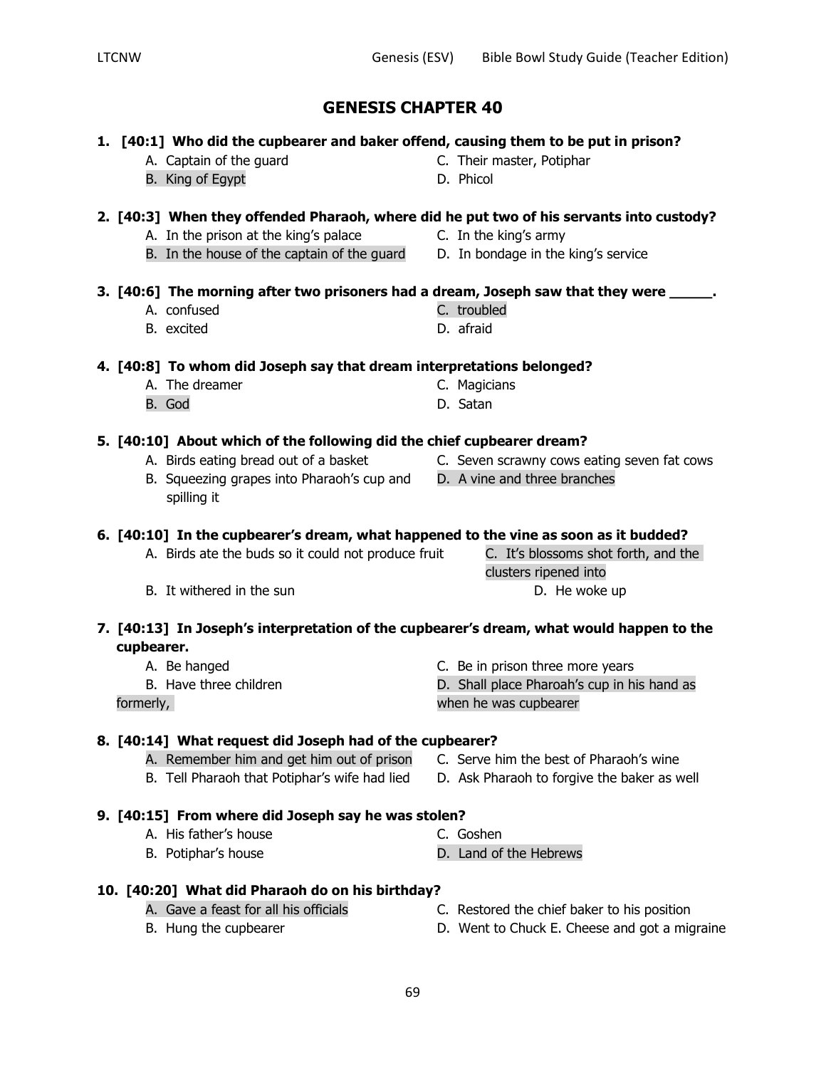# GENESIS CHAPTER 40

**1. [40:1] Who did the cupbearer and baker offend, causing them to be put in prison?**

A. Captain of the guard
B. King of Egypt
C. Their master, Potiphar
D. Phicol

**2. [40:3] When they offended Pharaoh, where did he put two of his servants into custody?**

A. In the prison at the king's palace
B. In the house of the captain of the guard
C. In the king's army
D. In bondage in the king's service

**3. [40:6] The morning after two prisoners had a dream, Joseph saw that they were _____.**

A. confused
B. excited
C. troubled
D. afraid

**4. [40:8] To whom did Joseph say that dream interpretations belonged?**

A. The dreamer
B. God
C. Magicians
D. Satan

**5. [40:10] About which of the following did the chief cupbearer dream?**

A. Birds eating bread out of a basket
B. Squeezing grapes into Pharaoh's cup and spilling it
C. Seven scrawny cows eating seven fat cows
D. A vine and three branches

**6. [40:10] In the cupbearer's dream, what happened to the vine as soon as it budded?**

A. Birds ate the buds so it could not produce fruit
B. It withered in the sun
C. It's blossoms shot forth, and the clusters ripened into
D. He woke up

**7. [40:13] In Joseph's interpretation of the cupbearer's dream, what would happen to the cupbearer.**

A. Be hanged
B. Have three children
C. Be in prison three more years
D. Shall place Pharoah's cup in his hand as formerly, when he was cupbearer

**8. [40:14] What request did Joseph had of the cupbearer?**

A. Remember him and get him out of prison
B. Tell Pharaoh that Potiphar's wife had lied
C. Serve him the best of Pharaoh's wine
D. Ask Pharaoh to forgive the baker as well

**9. [40:15] From where did Joseph say he was stolen?**

A. His father's house
B. Potiphar's house
C. Goshen
D. Land of the Hebrews

**10. [40:20] What did Pharaoh do on his birthday?**

A. Gave a feast for all his officials
B. Hung the cupbearer
C. Restored the chief baker to his position
D. Went to Chuck E. Cheese and got a migraine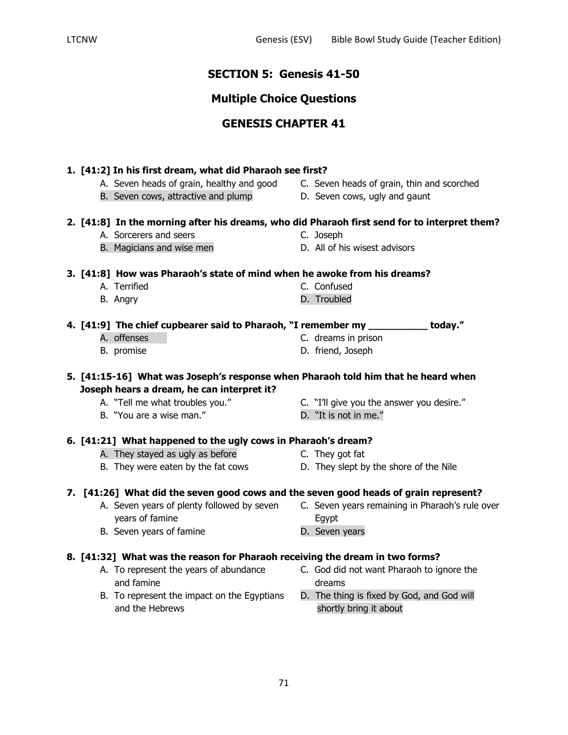## SECTION 5: Genesis 41-50

## Multiple Choice Questions

## GENESIS CHAPTER 41

**1. [41:2] In his first dream, what did Pharaoh see first?**

- A. Seven heads of grain, healthy and good
- B. Seven cows, attractive and plump
- C. Seven heads of grain, thin and scorched
- D. Seven cows, ugly and gaunt

**2. [41:8] In the morning after his dreams, who did Pharaoh first send for to interpret them?**

- A. Sorcerers and seers
- B. Magicians and wise men
- C. Joseph
- D. All of his wisest advisors

**3. [41:8] How was Pharaoh's state of mind when he awoke from his dreams?**

- A. Terrified
- B. Angry
- C. Confused
- D. Troubled

**4. [41:9] The chief cupbearer said to Pharaoh, "I remember my __________ today."**

- A. offenses
- B. promise
- C. dreams in prison
- D. friend, Joseph

**5. [41:15-16] What was Joseph's response when Pharaoh told him that he heard when Joseph hears a dream, he can interpret it?**

- A. "Tell me what troubles you."
- B. "You are a wise man."
- C. "I'll give you the answer you desire."
- D. "It is not in me."

**6. [41:21] What happened to the ugly cows in Pharaoh's dream?**

- A. They stayed as ugly as before
- B. They were eaten by the fat cows
- C. They got fat
- D. They slept by the shore of the Nile

**7. [41:26] What did the seven good cows and the seven good heads of grain represent?**

- A. Seven years of plenty followed by seven years of famine
- B. Seven years of famine
- C. Seven years remaining in Pharaoh's rule over Egypt
- D. Seven years

**8. [41:32] What was the reason for Pharaoh receiving the dream in two forms?**

- A. To represent the years of abundance and famine
- B. To represent the impact on the Egyptians and the Hebrews
- C. God did not want Pharaoh to ignore the dreams
- D. The thing is fixed by God, and God will shortly bring it about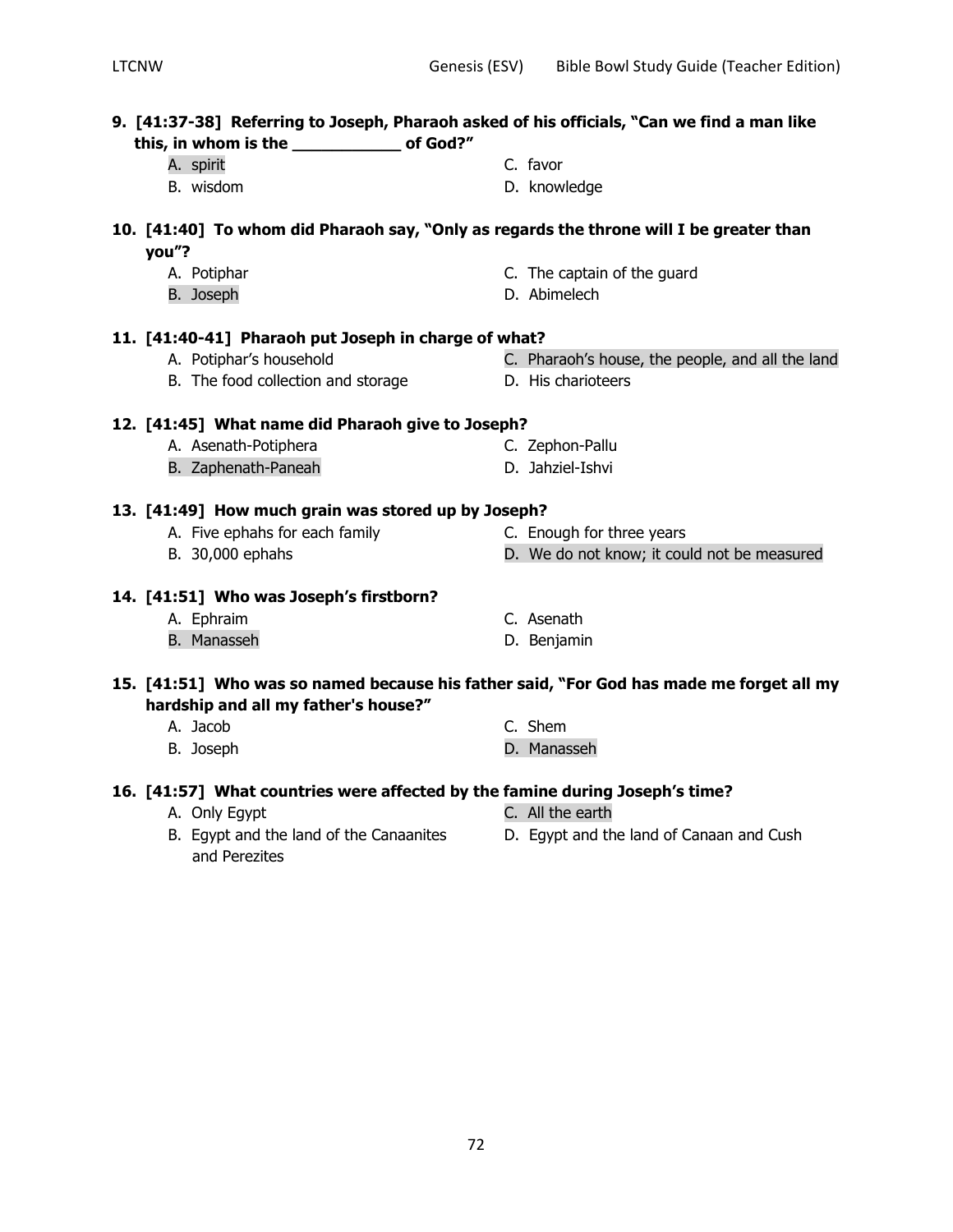**9. [41:37-38] Referring to Joseph, Pharaoh asked of his officials, "Can we find a man like this, in whom is the ___________ of God?"**

A. spirit
B. wisdom
C. favor
D. knowledge

**10. [41:40] To whom did Pharaoh say, "Only as regards the throne will I be greater than you"?**

A. Potiphar
B. Joseph
C. The captain of the guard
D. Abimelech

**11. [41:40-41] Pharaoh put Joseph in charge of what?**

A. Potiphar's household
B. The food collection and storage
C. Pharaoh's house, the people, and all the land
D. His charioteers

**12. [41:45] What name did Pharaoh give to Joseph?**

A. Asenath-Potiphera
B. Zaphenath-Paneah
C. Zephon-Pallu
D. Jahziel-Ishvi

**13. [41:49] How much grain was stored up by Joseph?**

A. Five ephahs for each family
B. 30,000 ephahs
C. Enough for three years
D. We do not know; it could not be measured

**14. [41:51] Who was Joseph's firstborn?**

A. Ephraim
B. Manasseh
C. Asenath
D. Benjamin

**15. [41:51] Who was so named because his father said, "For God has made me forget all my hardship and all my father's house?"**

A. Jacob
B. Joseph
C. Shem
D. Manasseh

**16. [41:57] What countries were affected by the famine during Joseph's time?**

A. Only Egypt
B. Egypt and the land of the Canaanites and Perezites
C. All the earth
D. Egypt and the land of Canaan and Cush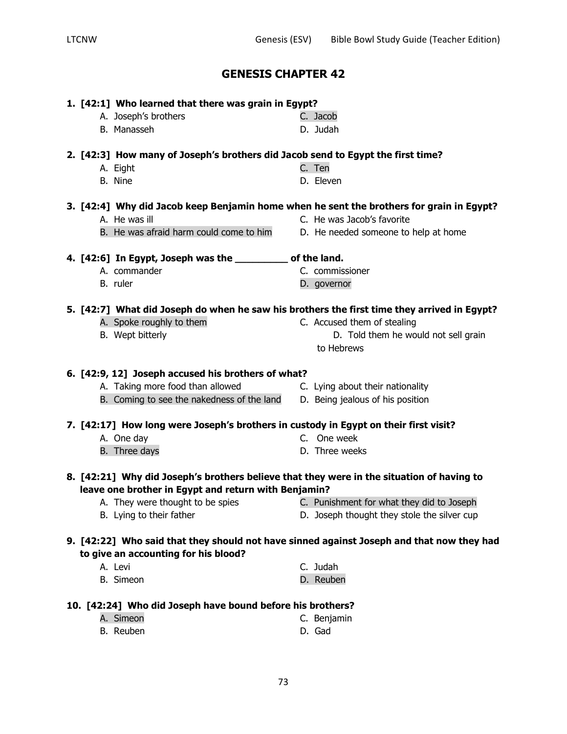# GENESIS CHAPTER 42

**1. [42:1] Who learned that there was grain in Egypt?**

A. Joseph's brothers
B. Manasseh
C. Jacob
D. Judah

**2. [42:3] How many of Joseph's brothers did Jacob send to Egypt the first time?**

A. Eight
B. Nine
C. Ten
D. Eleven

**3. [42:4] Why did Jacob keep Benjamin home when he sent the brothers for grain in Egypt?**

A. He was ill
B. He was afraid harm could come to him
C. He was Jacob's favorite
D. He needed someone to help at home

**4. [42:6] In Egypt, Joseph was the _________ of the land.**

A. commander
B. ruler
C. commissioner
D. governor

**5. [42:7] What did Joseph do when he saw his brothers the first time they arrived in Egypt?**

A. Spoke roughly to them
B. Wept bitterly
C. Accused them of stealing
D. Told them he would not sell grain to Hebrews

**6. [42:9, 12] Joseph accused his brothers of what?**

A. Taking more food than allowed
B. Coming to see the nakedness of the land
C. Lying about their nationality
D. Being jealous of his position

**7. [42:17] How long were Joseph's brothers in custody in Egypt on their first visit?**

A. One day
B. Three days
C. One week
D. Three weeks

**8. [42:21] Why did Joseph's brothers believe that they were in the situation of having to leave one brother in Egypt and return with Benjamin?**

A. They were thought to be spies
B. Lying to their father
C. Punishment for what they did to Joseph
D. Joseph thought they stole the silver cup

**9. [42:22] Who said that they should not have sinned against Joseph and that now they had to give an accounting for his blood?**

A. Levi
B. Simeon
C. Judah
D. Reuben

**10. [42:24] Who did Joseph have bound before his brothers?**

A. Simeon
B. Reuben
C. Benjamin
D. Gad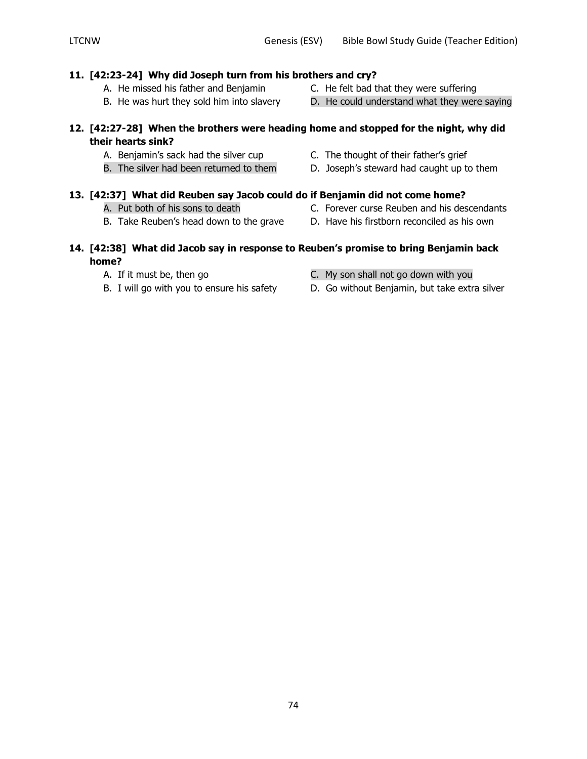**11. [42:23-24] Why did Joseph turn from his brothers and cry?**

A. He missed his father and Benjamin
B. He was hurt they sold him into slavery
C. He felt bad that they were suffering
D. He could understand what they were saying

**12. [42:27-28] When the brothers were heading home and stopped for the night, why did their hearts sink?**

A. Benjamin's sack had the silver cup
B. The silver had been returned to them
C. The thought of their father's grief
D. Joseph's steward had caught up to them

**13. [42:37] What did Reuben say Jacob could do if Benjamin did not come home?**

A. Put both of his sons to death
B. Take Reuben's head down to the grave
C. Forever curse Reuben and his descendants
D. Have his firstborn reconciled as his own

**14. [42:38] What did Jacob say in response to Reuben's promise to bring Benjamin back home?**

A. If it must be, then go
B. I will go with you to ensure his safety
C. My son shall not go down with you
D. Go without Benjamin, but take extra silver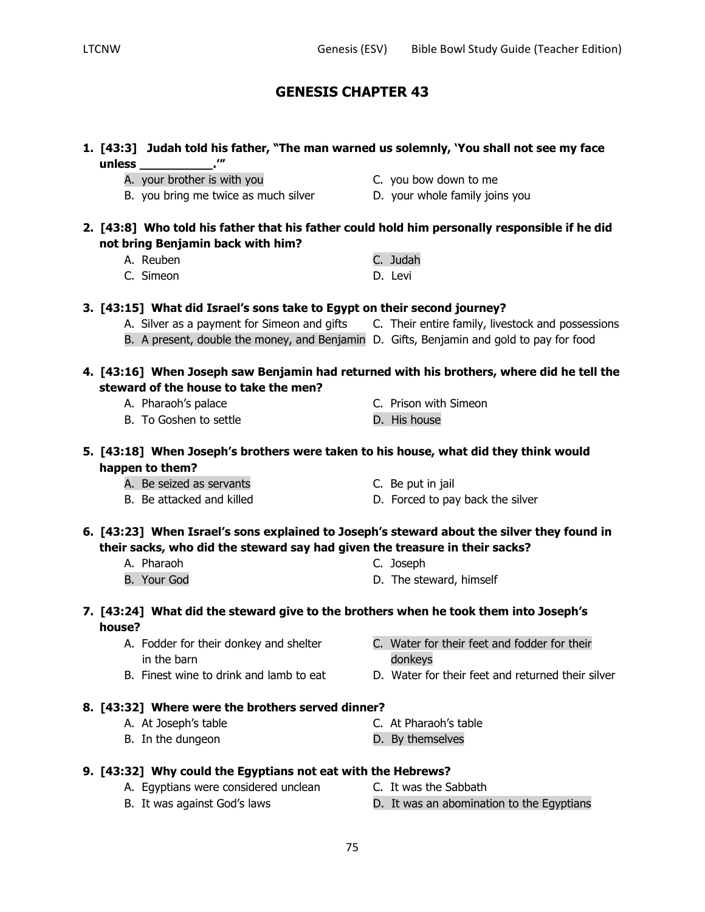# GENESIS CHAPTER 43

**1. [43:3] Judah told his father, "The man warned us solemnly, 'You shall not see my face unless __________.'"**

A. your brother is with you
B. you bring me twice as much silver
C. you bow down to me
D. your whole family joins you

**2. [43:8] Who told his father that his father could hold him personally responsible if he did not bring Benjamin back with him?**

A. Reuben
C. Simeon
C. Judah
D. Levi

**3. [43:15] What did Israel's sons take to Egypt on their second journey?**

A. Silver as a payment for Simeon and gifts
B. A present, double the money, and Benjamin
C. Their entire family, livestock and possessions
D. Gifts, Benjamin and gold to pay for food

**4. [43:16] When Joseph saw Benjamin had returned with his brothers, where did he tell the steward of the house to take the men?**

A. Pharaoh's palace
B. To Goshen to settle
C. Prison with Simeon
D. His house

**5. [43:18] When Joseph's brothers were taken to his house, what did they think would happen to them?**

A. Be seized as servants
B. Be attacked and killed
C. Be put in jail
D. Forced to pay back the silver

**6. [43:23] When Israel's sons explained to Joseph's steward about the silver they found in their sacks, who did the steward say had given the treasure in their sacks?**

A. Pharaoh
B. Your God
C. Joseph
D. The steward, himself

**7. [43:24] What did the steward give to the brothers when he took them into Joseph's house?**

A. Fodder for their donkey and shelter in the barn
B. Finest wine to drink and lamb to eat
C. Water for their feet and fodder for their donkeys
D. Water for their feet and returned their silver

**8. [43:32] Where were the brothers served dinner?**

A. At Joseph's table
B. In the dungeon
C. At Pharaoh's table
D. By themselves

**9. [43:32] Why could the Egyptians not eat with the Hebrews?**

A. Egyptians were considered unclean
B. It was against God's laws
C. It was the Sabbath
D. It was an abomination to the Egyptians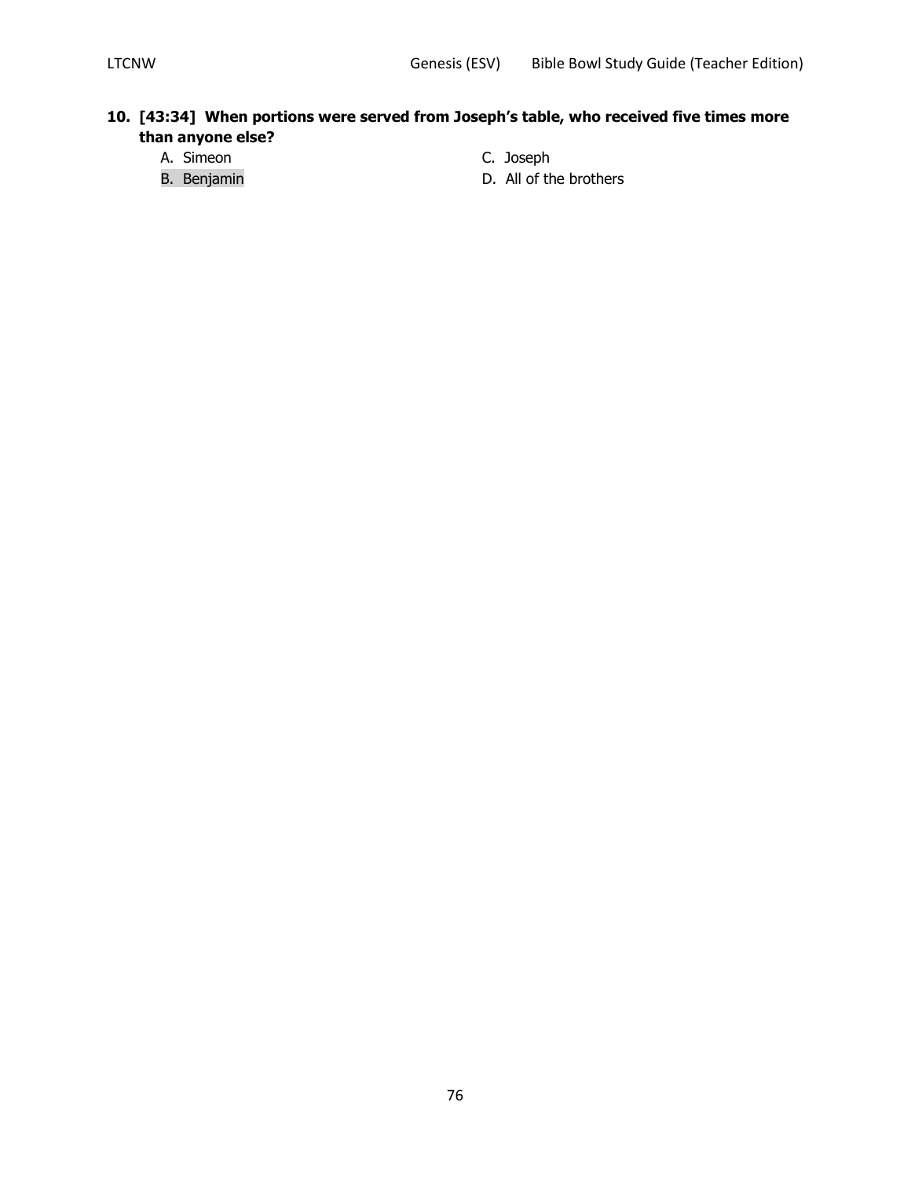**10. [43:34] When portions were served from Joseph's table, who received five times more than anyone else?**

A. Simeon

B. Benjamin

C. Joseph

D. All of the brothers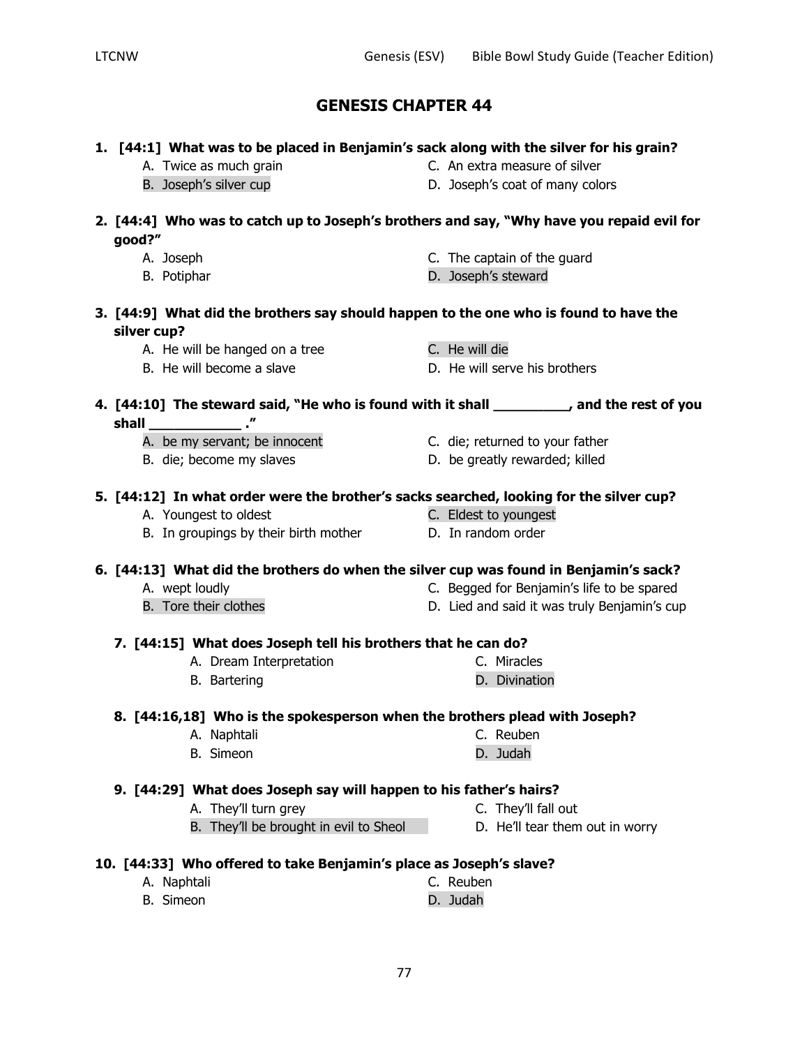# GENESIS CHAPTER 44

**1. [44:1] What was to be placed in Benjamin's sack along with the silver for his grain?**

A. Twice as much grain
B. Joseph's silver cup
C. An extra measure of silver
D. Joseph's coat of many colors

**2. [44:4] Who was to catch up to Joseph's brothers and say, "Why have you repaid evil for good?"**

A. Joseph
B. Potiphar
C. The captain of the guard
D. Joseph's steward

**3. [44:9] What did the brothers say should happen to the one who is found to have the silver cup?**

A. He will be hanged on a tree
B. He will become a slave
C. He will die
D. He will serve his brothers

**4. [44:10] The steward said, "He who is found with it shall _________, and the rest of you shall ___________ ."**

A. be my servant; be innocent
B. die; become my slaves
C. die; returned to your father
D. be greatly rewarded; killed

**5. [44:12] In what order were the brother's sacks searched, looking for the silver cup?**

A. Youngest to oldest
B. In groupings by their birth mother
C. Eldest to youngest
D. In random order

**6. [44:13] What did the brothers do when the silver cup was found in Benjamin's sack?**

A. wept loudly
B. Tore their clothes
C. Begged for Benjamin's life to be spared
D. Lied and said it was truly Benjamin's cup

**7. [44:15] What does Joseph tell his brothers that he can do?**

A. Dream Interpretation
B. Bartering
C. Miracles
D. Divination

**8. [44:16,18] Who is the spokesperson when the brothers plead with Joseph?**

A. Naphtali
B. Simeon
C. Reuben
D. Judah

**9. [44:29] What does Joseph say will happen to his father's hairs?**

A. They'll turn grey
B. They'll be brought in evil to Sheol
C. They'll fall out
D. He'll tear them out in worry

**10. [44:33] Who offered to take Benjamin's place as Joseph's slave?**

A. Naphtali
B. Simeon
C. Reuben
D. Judah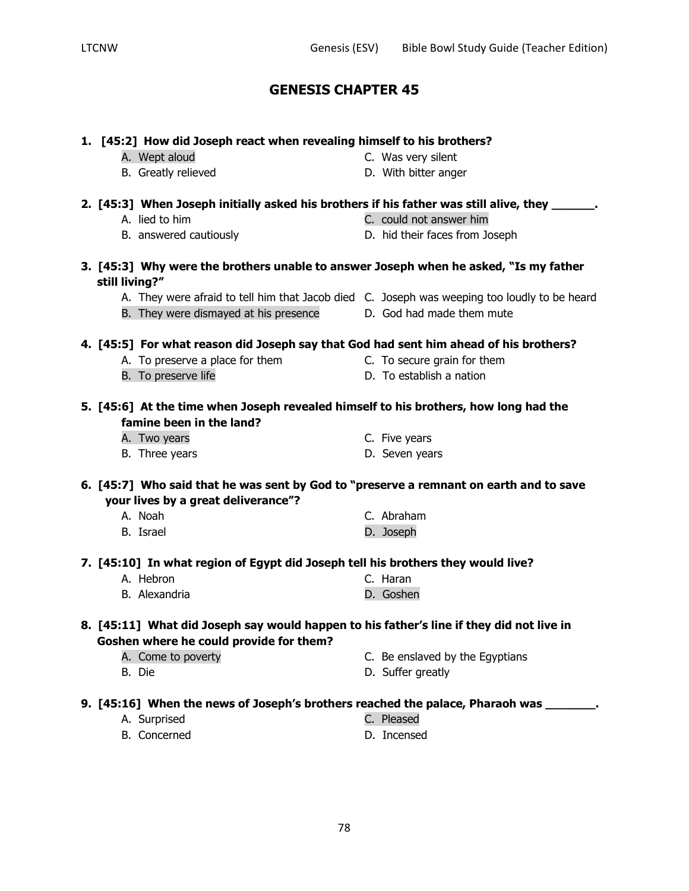# GENESIS CHAPTER 45

**1. [45:2] How did Joseph react when revealing himself to his brothers?**

- A. Wept aloud
- B. Greatly relieved
- C. Was very silent
- D. With bitter anger

**2. [45:3] When Joseph initially asked his brothers if his father was still alive, they _______.**

- A. lied to him
- B. answered cautiously
- C. could not answer him
- D. hid their faces from Joseph

**3. [45:3] Why were the brothers unable to answer Joseph when he asked, "Is my father still living?"**

- A. They were afraid to tell him that Jacob died
- B. They were dismayed at his presence
- C. Joseph was weeping too loudly to be heard
- D. God had made them mute

**4. [45:5] For what reason did Joseph say that God had sent him ahead of his brothers?**

- A. To preserve a place for them
- B. To preserve life
- C. To secure grain for them
- D. To establish a nation

**5. [45:6] At the time when Joseph revealed himself to his brothers, how long had the famine been in the land?**

- A. Two years
- B. Three years
- C. Five years
- D. Seven years

**6. [45:7] Who said that he was sent by God to "preserve a remnant on earth and to save your lives by a great deliverance"?**

- A. Noah
- B. Israel
- C. Abraham
- D. Joseph

**7. [45:10] In what region of Egypt did Joseph tell his brothers they would live?**

- A. Hebron
- B. Alexandria
- C. Haran
- D. Goshen

**8. [45:11] What did Joseph say would happen to his father's line if they did not live in Goshen where he could provide for them?**

- A. Come to poverty
- B. Die
- C. Be enslaved by the Egyptians
- D. Suffer greatly

**9. [45:16] When the news of Joseph's brothers reached the palace, Pharaoh was ________.**

- A. Surprised
- B. Concerned
- C. Pleased
- D. Incensed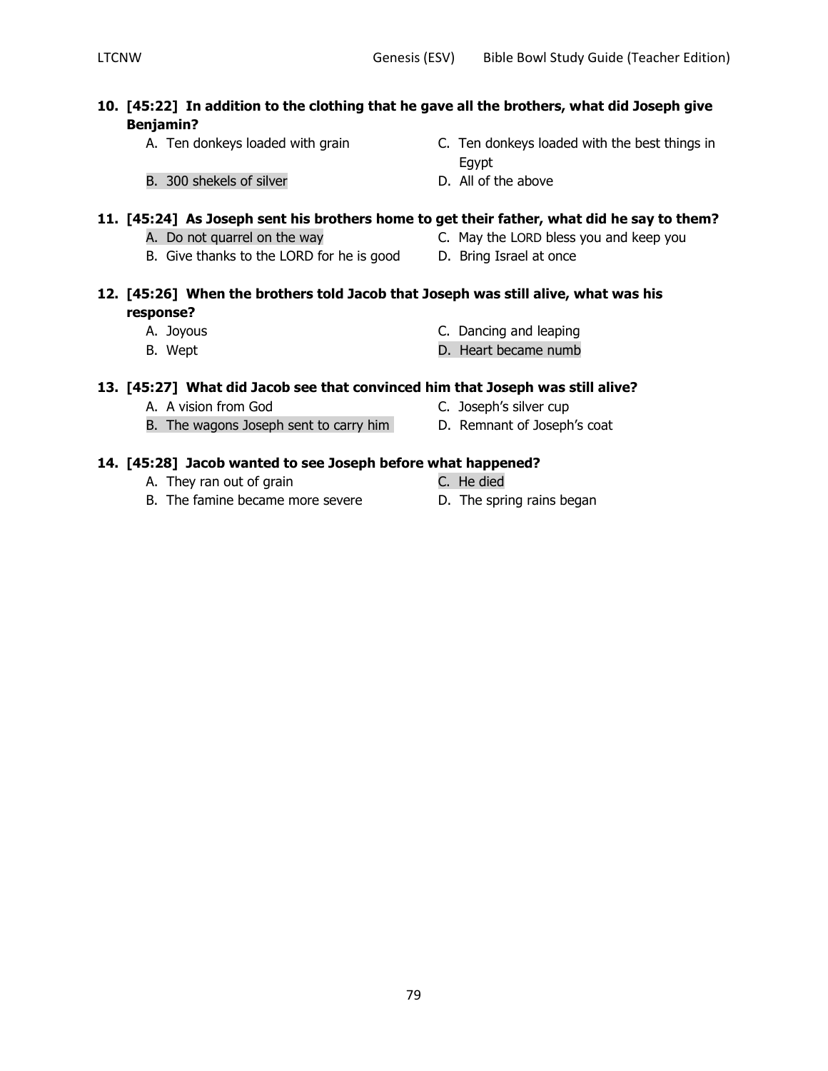**10. [45:22] In addition to the clothing that he gave all the brothers, what did Joseph give Benjamin?**

- A. Ten donkeys loaded with grain
- B. 300 shekels of silver
- C. Ten donkeys loaded with the best things in Egypt
- D. All of the above

**11. [45:24] As Joseph sent his brothers home to get their father, what did he say to them?**

- A. Do not quarrel on the way
- B. Give thanks to the LORD for he is good
- C. May the LORD bless you and keep you
- D. Bring Israel at once

**12. [45:26] When the brothers told Jacob that Joseph was still alive, what was his response?**

- A. Joyous
- B. Wept
- C. Dancing and leaping
- D. Heart became numb

**13. [45:27] What did Jacob see that convinced him that Joseph was still alive?**

- A. A vision from God
- B. The wagons Joseph sent to carry him
- C. Joseph's silver cup
- D. Remnant of Joseph's coat

**14. [45:28] Jacob wanted to see Joseph before what happened?**

- A. They ran out of grain
- B. The famine became more severe
- C. He died
- D. The spring rains began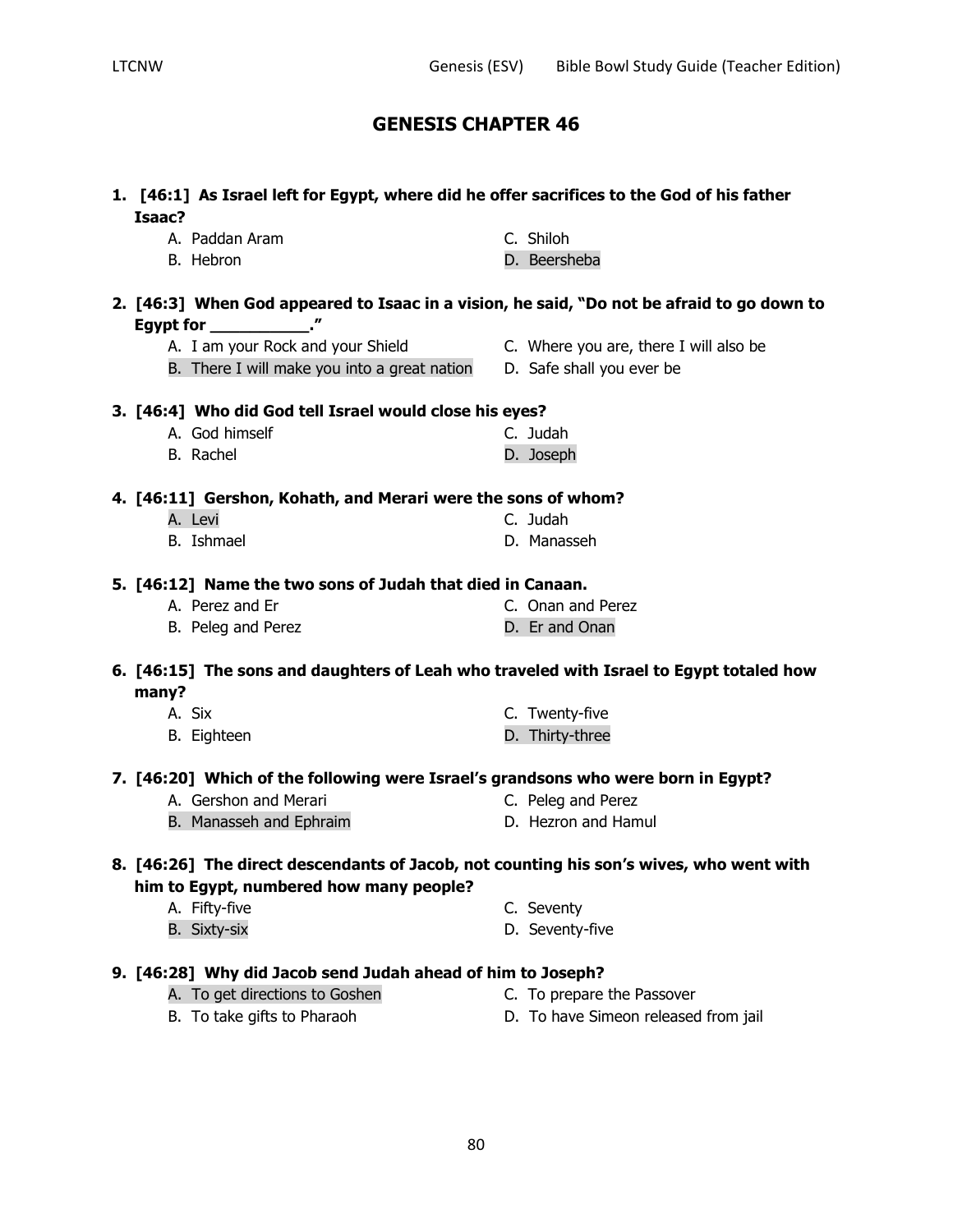# GENESIS CHAPTER 46

**1. [46:1] As Israel left for Egypt, where did he offer sacrifices to the God of his father Isaac?**

A. Paddan Aram
B. Hebron
C. Shiloh
D. Beersheba

**2. [46:3] When God appeared to Isaac in a vision, he said, "Do not be afraid to go down to Egypt for ___________."**

A. I am your Rock and your Shield
B. There I will make you into a great nation
C. Where you are, there I will also be
D. Safe shall you ever be

**3. [46:4] Who did God tell Israel would close his eyes?**

A. God himself
B. Rachel
C. Judah
D. Joseph

**4. [46:11] Gershon, Kohath, and Merari were the sons of whom?**

A. Levi
B. Ishmael
C. Judah
D. Manasseh

**5. [46:12] Name the two sons of Judah that died in Canaan.**

A. Perez and Er
B. Peleg and Perez
C. Onan and Perez
D. Er and Onan

**6. [46:15] The sons and daughters of Leah who traveled with Israel to Egypt totaled how many?**

A. Six
B. Eighteen
C. Twenty-five
D. Thirty-three

**7. [46:20] Which of the following were Israel's grandsons who were born in Egypt?**

A. Gershon and Merari
B. Manasseh and Ephraim
C. Peleg and Perez
D. Hezron and Hamul

**8. [46:26] The direct descendants of Jacob, not counting his son's wives, who went with him to Egypt, numbered how many people?**

A. Fifty-five
B. Sixty-six
C. Seventy
D. Seventy-five

**9. [46:28] Why did Jacob send Judah ahead of him to Joseph?**

A. To get directions to Goshen
B. To take gifts to Pharaoh
C. To prepare the Passover
D. To have Simeon released from jail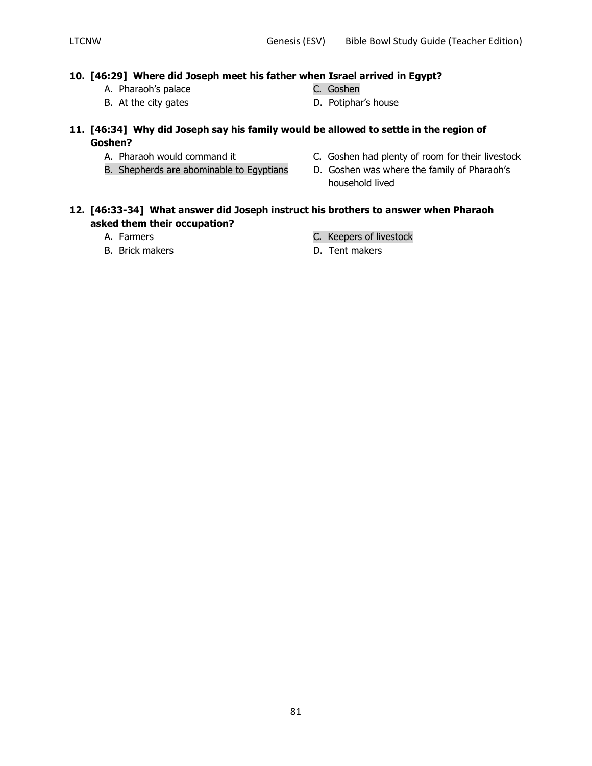**10. [46:29] Where did Joseph meet his father when Israel arrived in Egypt?**

- A. Pharaoh's palace
- B. At the city gates
- C. Goshen
- D. Potiphar's house

**11. [46:34] Why did Joseph say his family would be allowed to settle in the region of Goshen?**

- A. Pharaoh would command it
- B. Shepherds are abominable to Egyptians
- C. Goshen had plenty of room for their livestock
- D. Goshen was where the family of Pharaoh's household lived

**12. [46:33-34] What answer did Joseph instruct his brothers to answer when Pharaoh asked them their occupation?**

- A. Farmers
- B. Brick makers
- C. Keepers of livestock
- D. Tent makers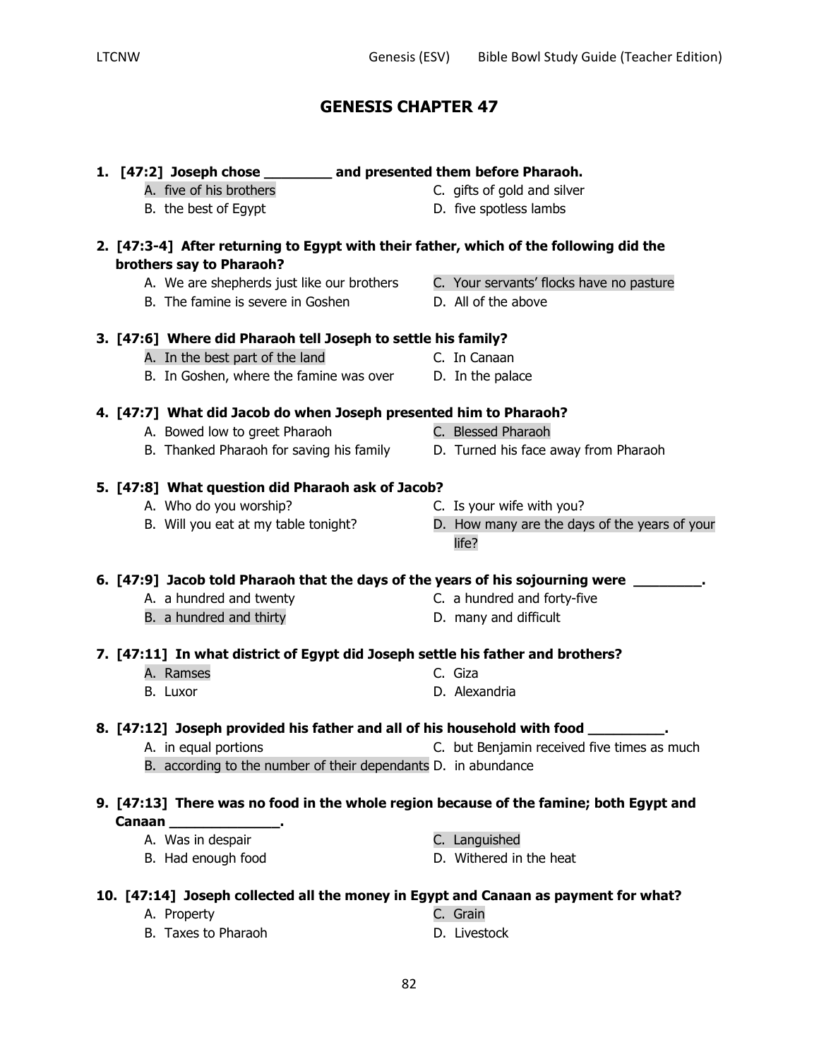# GENESIS CHAPTER 47

**1. [47:2] Joseph chose ________ and presented them before Pharaoh.**

A. five of his brothers
B. the best of Egypt
C. gifts of gold and silver
D. five spotless lambs

**2. [47:3-4] After returning to Egypt with their father, which of the following did the brothers say to Pharaoh?**

A. We are shepherds just like our brothers
B. The famine is severe in Goshen
C. Your servants' flocks have no pasture
D. All of the above

**3. [47:6] Where did Pharaoh tell Joseph to settle his family?**

A. In the best part of the land
B. In Goshen, where the famine was over
C. In Canaan
D. In the palace

**4. [47:7] What did Jacob do when Joseph presented him to Pharaoh?**

A. Bowed low to greet Pharaoh
B. Thanked Pharaoh for saving his family
C. Blessed Pharaoh
D. Turned his face away from Pharaoh

**5. [47:8] What question did Pharaoh ask of Jacob?**

A. Who do you worship?
B. Will you eat at my table tonight?
C. Is your wife with you?
D. How many are the days of the years of your life?

**6. [47:9] Jacob told Pharaoh that the days of the years of his sojourning were ________.**

A. a hundred and twenty
B. a hundred and thirty
C. a hundred and forty-five
D. many and difficult

**7. [47:11] In what district of Egypt did Joseph settle his father and brothers?**

A. Ramses
B. Luxor
C. Giza
D. Alexandria

**8. [47:12] Joseph provided his father and all of his household with food _________.**

A. in equal portions
B. according to the number of their dependants
C. but Benjamin received five times as much
D. in abundance

**9. [47:13] There was no food in the whole region because of the famine; both Egypt and Canaan ______________.**

A. Was in despair
B. Had enough food
C. Languished
D. Withered in the heat

**10. [47:14] Joseph collected all the money in Egypt and Canaan as payment for what?**

A. Property
B. Taxes to Pharaoh
C. Grain
D. Livestock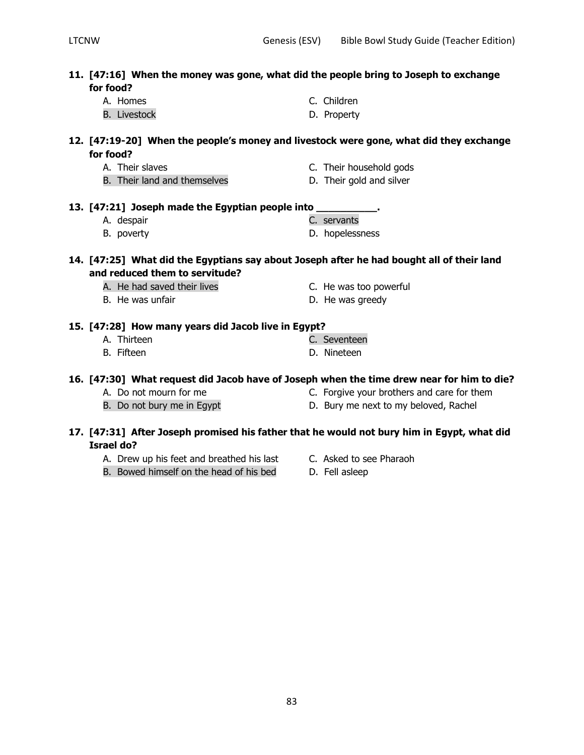**11. [47:16] When the money was gone, what did the people bring to Joseph to exchange for food?**

A. Homes
B. Livestock
C. Children
D. Property

**12. [47:19-20] When the people's money and livestock were gone, what did they exchange for food?**

A. Their slaves
B. Their land and themselves
C. Their household gods
D. Their gold and silver

**13. [47:21] Joseph made the Egyptian people into __________.**

A. despair
B. poverty
C. servants
D. hopelessness

**14. [47:25] What did the Egyptians say about Joseph after he had bought all of their land and reduced them to servitude?**

A. He had saved their lives
B. He was unfair
C. He was too powerful
D. He was greedy

**15. [47:28] How many years did Jacob live in Egypt?**

A. Thirteen
B. Fifteen
C. Seventeen
D. Nineteen

**16. [47:30] What request did Jacob have of Joseph when the time drew near for him to die?**

A. Do not mourn for me
B. Do not bury me in Egypt
C. Forgive your brothers and care for them
D. Bury me next to my beloved, Rachel

**17. [47:31] After Joseph promised his father that he would not bury him in Egypt, what did Israel do?**

A. Drew up his feet and breathed his last
B. Bowed himself on the head of his bed
C. Asked to see Pharaoh
D. Fell asleep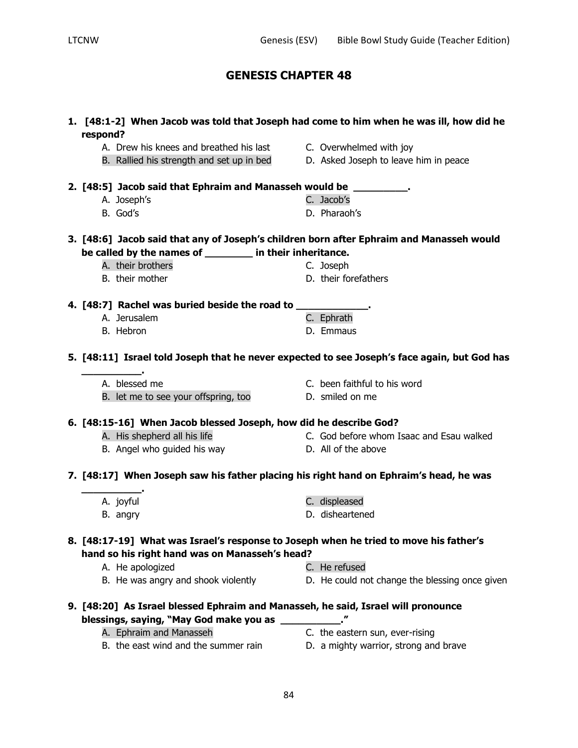# GENESIS CHAPTER 48

1. **[48:1-2] When Jacob was told that Joseph had come to him when he was ill, how did he respond?**
   - A. Drew his knees and breathed his last
   - B. Rallied his strength and set up in bed
   - C. Overwhelmed with joy
   - D. Asked Joseph to leave him in peace

2. **[48:5] Jacob said that Ephraim and Manasseh would be _________.**
   - A. Joseph's
   - B. God's
   - C. Jacob's
   - D. Pharaoh's

3. **[48:6] Jacob said that any of Joseph's children born after Ephraim and Manasseh would be called by the names of ________ in their inheritance.**
   - A. their brothers
   - B. their mother
   - C. Joseph
   - D. their forefathers

4. **[48:7] Rachel was buried beside the road to ____________.**
   - A. Jerusalem
   - B. Hebron
   - C. Ephrath
   - D. Emmaus

5. **[48:11] Israel told Joseph that he never expected to see Joseph's face again, but God has __________.**
   - A. blessed me
   - B. let me to see your offspring, too
   - C. been faithful to his word
   - D. smiled on me

6. **[48:15-16] When Jacob blessed Joseph, how did he describe God?**
   - A. His shepherd all his life
   - B. Angel who guided his way
   - C. God before whom Isaac and Esau walked
   - D. All of the above

7. **[48:17] When Joseph saw his father placing his right hand on Ephraim's head, he was __________.**
   - A. joyful
   - B. angry
   - C. displeased
   - D. disheartened

8. **[48:17-19] What was Israel's response to Joseph when he tried to move his father's hand so his right hand was on Manasseh's head?**
   - A. He apologized
   - B. He was angry and shook violently
   - C. He refused
   - D. He could not change the blessing once given

9. **[48:20] As Israel blessed Ephraim and Manasseh, he said, Israel will pronounce blessings, saying, "May God make you as __________."**
   - A. Ephraim and Manasseh
   - B. the east wind and the summer rain
   - C. the eastern sun, ever-rising
   - D. a mighty warrior, strong and brave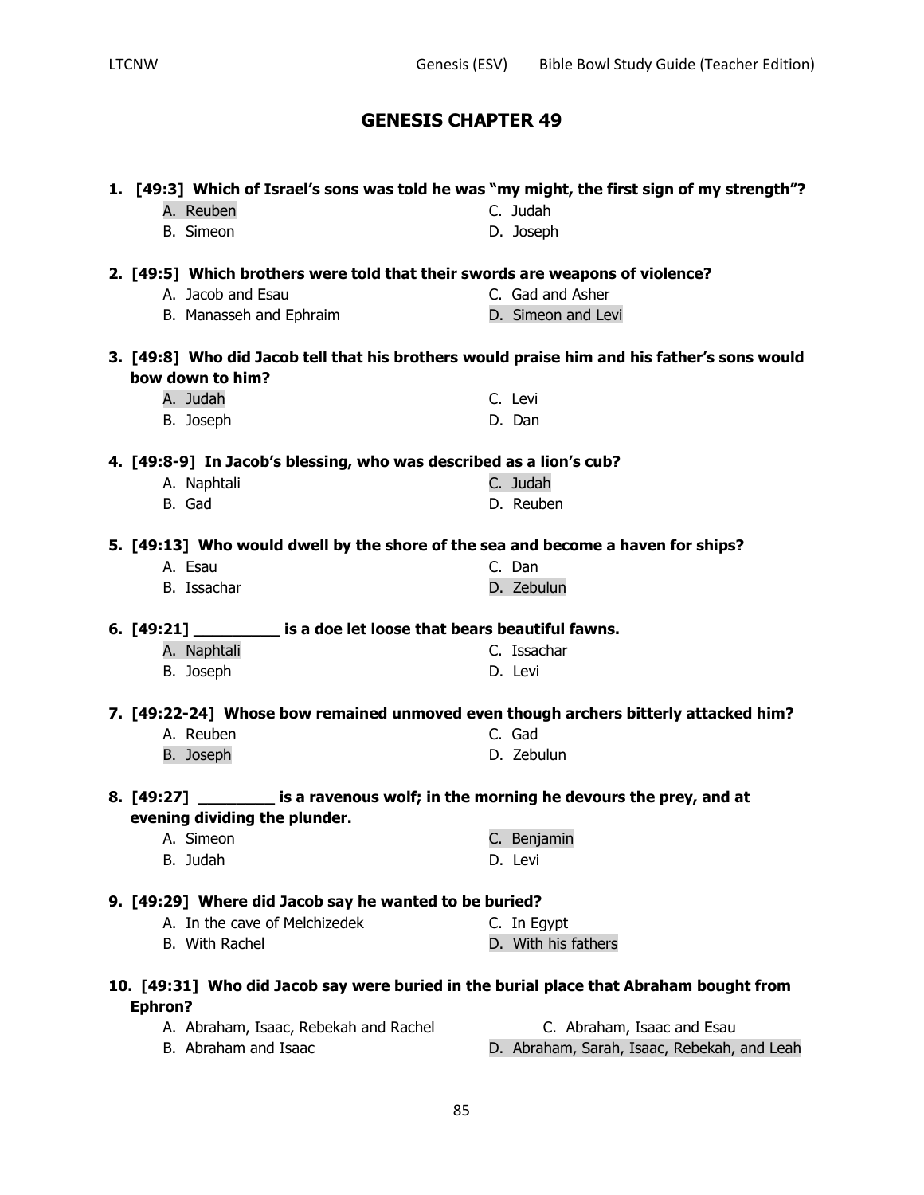## GENESIS CHAPTER 49

**1. [49:3] Which of Israel's sons was told he was "my might, the first sign of my strength"?**

- A. Reuben
- B. Simeon
- C. Judah
- D. Joseph

**2. [49:5] Which brothers were told that their swords are weapons of violence?**

- A. Jacob and Esau
- B. Manasseh and Ephraim
- C. Gad and Asher
- D. Simeon and Levi

**3. [49:8] Who did Jacob tell that his brothers would praise him and his father's sons would bow down to him?**

- A. Judah
- B. Joseph
- C. Levi
- D. Dan

**4. [49:8-9] In Jacob's blessing, who was described as a lion's cub?**

- A. Naphtali
- B. Gad
- C. Judah
- D. Reuben

**5. [49:13] Who would dwell by the shore of the sea and become a haven for ships?**

- A. Esau
- B. Issachar
- C. Dan
- D. Zebulun

**6. [49:21] __________ is a doe let loose that bears beautiful fawns.**

- A. Naphtali
- B. Joseph
- C. Issachar
- D. Levi

**7. [49:22-24] Whose bow remained unmoved even though archers bitterly attacked him?**

- A. Reuben
- B. Joseph
- C. Gad
- D. Zebulun

**8. [49:27] _________ is a ravenous wolf; in the morning he devours the prey, and at evening dividing the plunder.**

- A. Simeon
- B. Judah
- C. Benjamin
- D. Levi

**9. [49:29] Where did Jacob say he wanted to be buried?**

- A. In the cave of Melchizedek
- B. With Rachel
- C. In Egypt
- D. With his fathers

**10. [49:31] Who did Jacob say were buried in the burial place that Abraham bought from Ephron?**

- A. Abraham, Isaac, Rebekah and Rachel
- B. Abraham and Isaac
- C. Abraham, Isaac and Esau
- D. Abraham, Sarah, Isaac, Rebekah, and Leah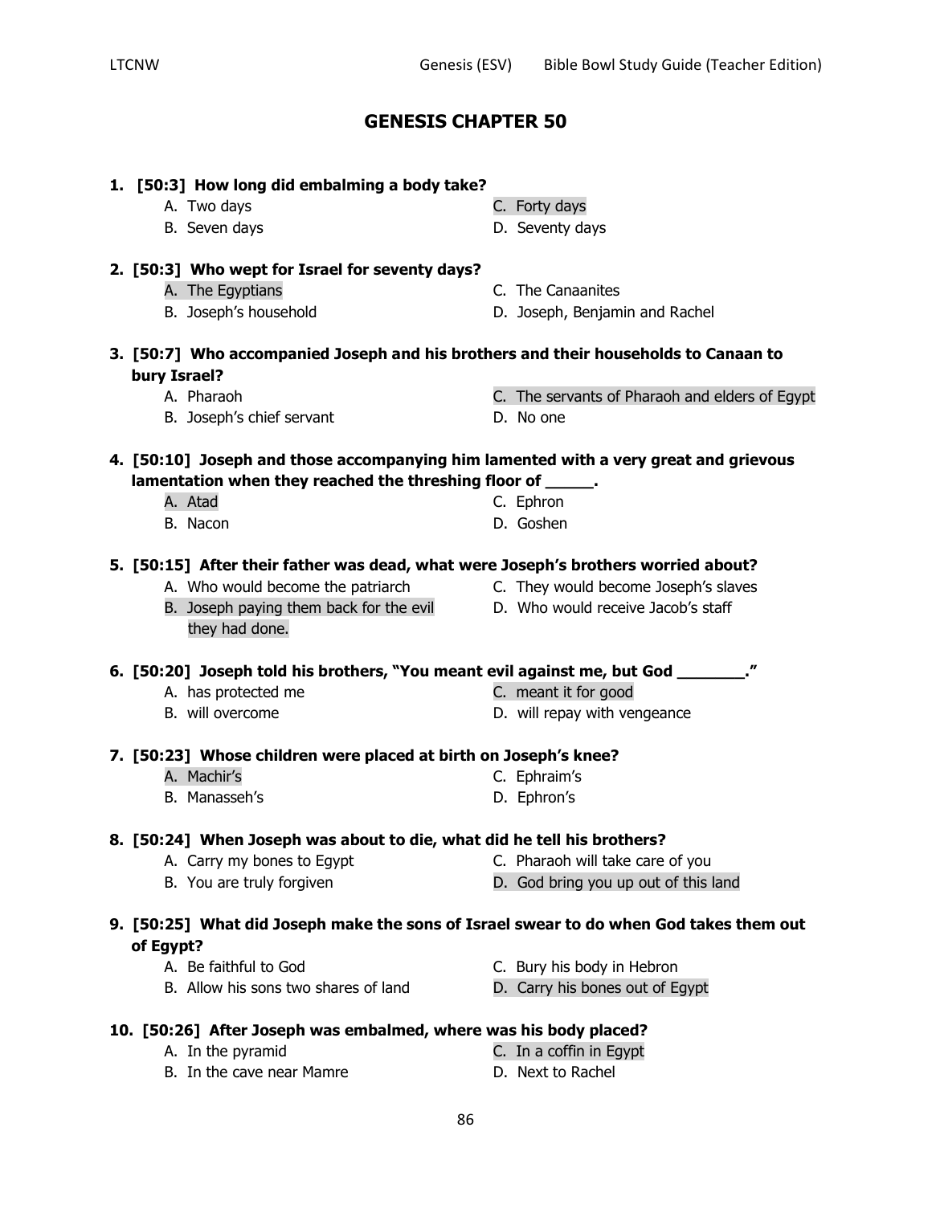# GENESIS CHAPTER 50

**1. [50:3] How long did embalming a body take?**

- A. Two days
- B. Seven days
- C. Forty days
- D. Seventy days

**2. [50:3] Who wept for Israel for seventy days?**

- A. The Egyptians
- B. Joseph's household
- C. The Canaanites
- D. Joseph, Benjamin and Rachel

**3. [50:7] Who accompanied Joseph and his brothers and their households to Canaan to bury Israel?**

- A. Pharaoh
- B. Joseph's chief servant
- C. The servants of Pharaoh and elders of Egypt
- D. No one

**4. [50:10] Joseph and those accompanying him lamented with a very great and grievous lamentation when they reached the threshing floor of _____.**

- A. Atad
- B. Nacon
- C. Ephron
- D. Goshen

**5. [50:15] After their father was dead, what were Joseph's brothers worried about?**

- A. Who would become the patriarch
- B. Joseph paying them back for the evil they had done.
- C. They would become Joseph's slaves
- D. Who would receive Jacob's staff

**6. [50:20] Joseph told his brothers, "You meant evil against me, but God ________."**

- A. has protected me
- B. will overcome
- C. meant it for good
- D. will repay with vengeance

**7. [50:23] Whose children were placed at birth on Joseph's knee?**

- A. Machir's
- B. Manasseh's
- C. Ephraim's
- D. Ephron's

**8. [50:24] When Joseph was about to die, what did he tell his brothers?**

- A. Carry my bones to Egypt
- B. You are truly forgiven
- C. Pharaoh will take care of you
- D. God bring you up out of this land

**9. [50:25] What did Joseph make the sons of Israel swear to do when God takes them out of Egypt?**

- A. Be faithful to God
- B. Allow his sons two shares of land
- C. Bury his body in Hebron
- D. Carry his bones out of Egypt

**10. [50:26] After Joseph was embalmed, where was his body placed?**

- A. In the pyramid
- B. In the cave near Mamre
- C. In a coffin in Egypt
- D. Next to Rachel